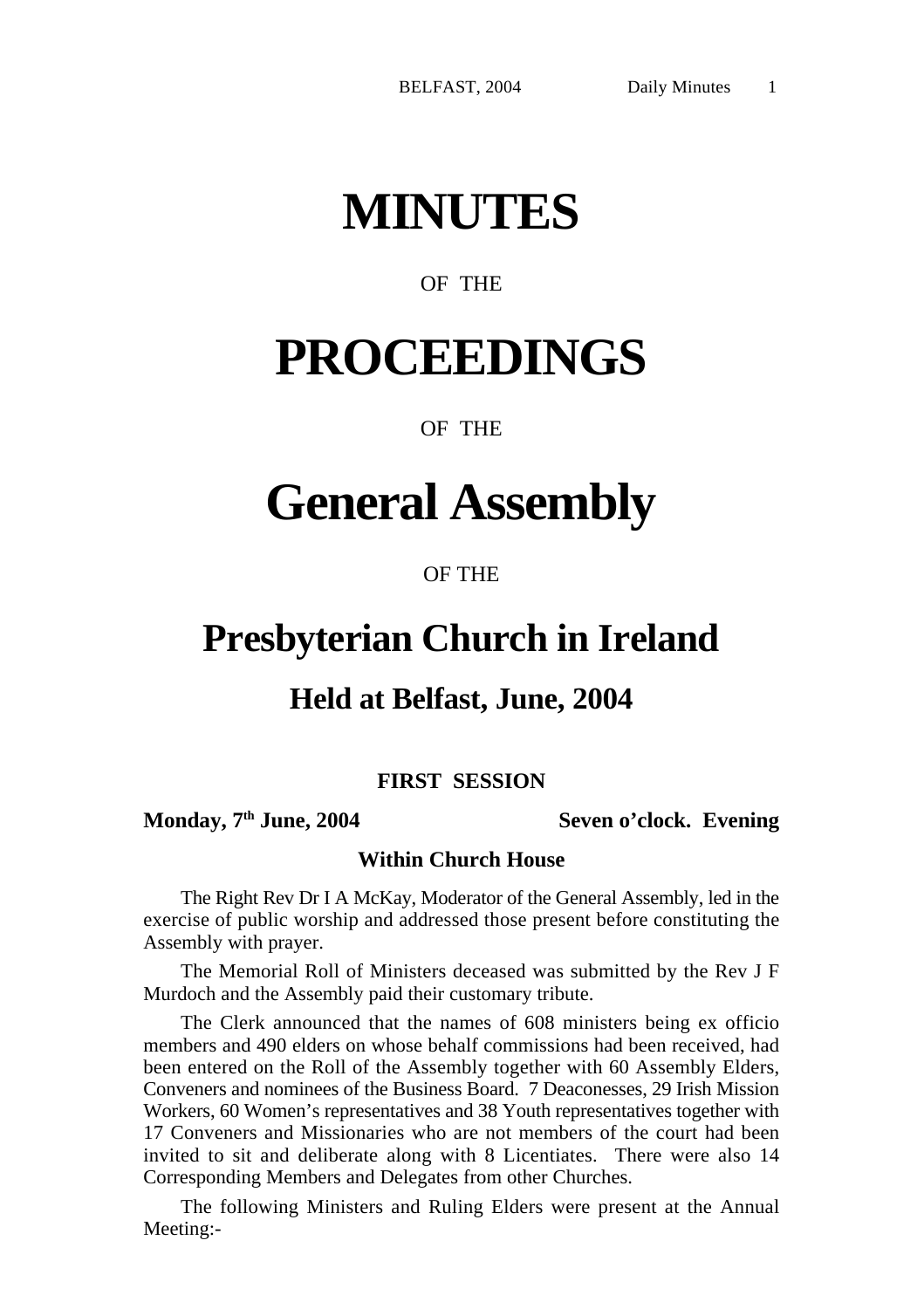# MINUTES

OF THE

# PROCEEDINGS

OF THE

# General Assembly

OF THE

# Presbyterian Church in Ireland

## Held at Belfast, June, 2004

### FIRST SESSION

**Monday, 7th June, 2004** **Seven o'clock. Evening**

**Within Church House**

The Right Rev Dr I A McKay, Moderator of the General Assembly, led in the exercise of public worship and addressed those present before constituting the Assembly with prayer.

The Memorial Roll of Ministers deceased was submitted by the Rev J F Murdoch and the Assembly paid their customary tribute.

The Clerk announced that the names of 608 ministers being ex officio members and 490 elders on whose behalf commissions had been received, had been entered on the Roll of the Assembly together with 60 Assembly Elders, Conveners and nominees of the Business Board. 7 Deaconesses, 29 Irish Mission Workers, 60 Women's representatives and 38 Youth representatives together with 17 Conveners and Missionaries who are not members of the court had been invited to sit and deliberate along with 8 Licentiates. There were also 14 Corresponding Members and Delegates from other Churches.

The following Ministers and Ruling Elders were present at the Annual Meeting:-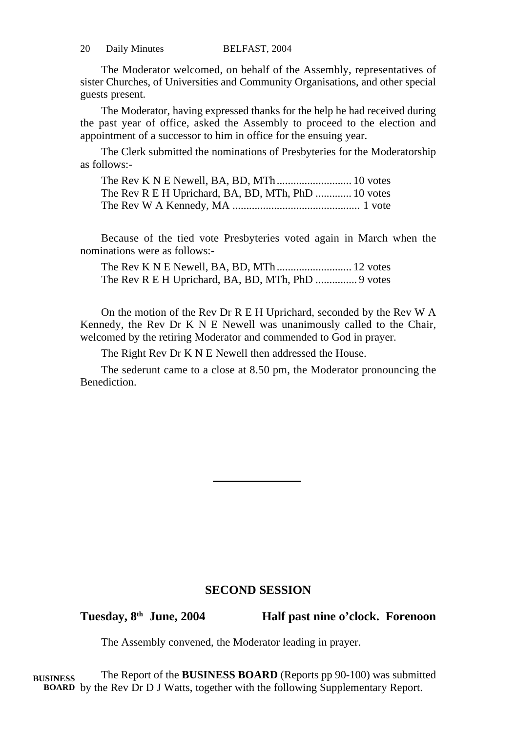The Moderator welcomed, on behalf of the Assembly, representatives of sister Churches, of Universities and Community Organisations, and other special guests present.

The Moderator, having expressed thanks for the help he had received during the past year of office, asked the Assembly to proceed to the election and appointment of a successor to him in office for the ensuing year.

The Clerk submitted the nominations of Presbyteries for the Moderatorship as follows:-

The Rev K N E Newell, BA, BD, MTh........................... 10 votes
The Rev R E H Uprichard, BA, BD, MTh, PhD ............. 10 votes
The Rev W A Kennedy, MA .............................................. 1 vote

Because of the tied vote Presbyteries voted again in March when the nominations were as follows:-

The Rev K N E Newell, BA, BD, MTh........................... 12 votes
The Rev R E H Uprichard, BA, BD, MTh, PhD ............... 9 votes

On the motion of the Rev Dr R E H Uprichard, seconded by the Rev W A Kennedy, the Rev Dr K N E Newell was unanimously called to the Chair, welcomed by the retiring Moderator and commended to God in prayer.

The Right Rev Dr K N E Newell then addressed the House.

The sederunt came to a close at 8.50 pm, the Moderator pronouncing the Benediction.

---

## SECOND SESSION

**Tuesday, 8th June, 2004 — Half past nine o'clock. Forenoon**

The Assembly convened, the Moderator leading in prayer.

**BUSINESS BOARD**

The Report of the **BUSINESS BOARD** (Reports pp 90-100) was submitted by the Rev Dr D J Watts, together with the following Supplementary Report.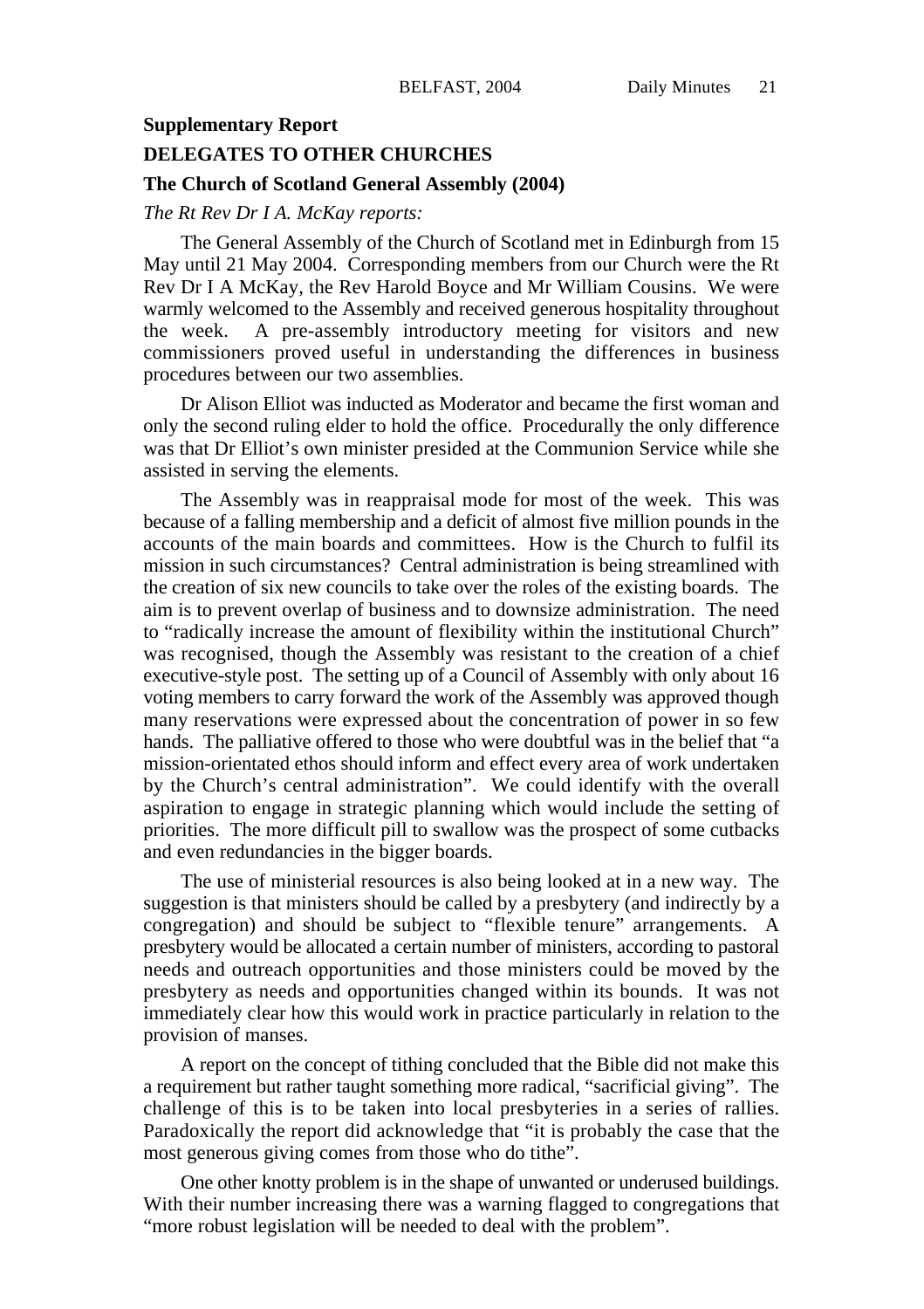**Supplementary Report**

**DELEGATES TO OTHER CHURCHES**

**The Church of Scotland General Assembly (2004)**

*The Rt Rev Dr I A. McKay reports:*

The General Assembly of the Church of Scotland met in Edinburgh from 15 May until 21 May 2004. Corresponding members from our Church were the Rt Rev Dr I A McKay, the Rev Harold Boyce and Mr William Cousins. We were warmly welcomed to the Assembly and received generous hospitality throughout the week. A pre-assembly introductory meeting for visitors and new commissioners proved useful in understanding the differences in business procedures between our two assemblies.

Dr Alison Elliot was inducted as Moderator and became the first woman and only the second ruling elder to hold the office. Procedurally the only difference was that Dr Elliot's own minister presided at the Communion Service while she assisted in serving the elements.

The Assembly was in reappraisal mode for most of the week. This was because of a falling membership and a deficit of almost five million pounds in the accounts of the main boards and committees. How is the Church to fulfil its mission in such circumstances? Central administration is being streamlined with the creation of six new councils to take over the roles of the existing boards. The aim is to prevent overlap of business and to downsize administration. The need to "radically increase the amount of flexibility within the institutional Church" was recognised, though the Assembly was resistant to the creation of a chief executive-style post. The setting up of a Council of Assembly with only about 16 voting members to carry forward the work of the Assembly was approved though many reservations were expressed about the concentration of power in so few hands. The palliative offered to those who were doubtful was in the belief that "a mission-orientated ethos should inform and effect every area of work undertaken by the Church's central administration". We could identify with the overall aspiration to engage in strategic planning which would include the setting of priorities. The more difficult pill to swallow was the prospect of some cutbacks and even redundancies in the bigger boards.

The use of ministerial resources is also being looked at in a new way. The suggestion is that ministers should be called by a presbytery (and indirectly by a congregation) and should be subject to "flexible tenure" arrangements. A presbytery would be allocated a certain number of ministers, according to pastoral needs and outreach opportunities and those ministers could be moved by the presbytery as needs and opportunities changed within its bounds. It was not immediately clear how this would work in practice particularly in relation to the provision of manses.

A report on the concept of tithing concluded that the Bible did not make this a requirement but rather taught something more radical, "sacrificial giving". The challenge of this is to be taken into local presbyteries in a series of rallies. Paradoxically the report did acknowledge that "it is probably the case that the most generous giving comes from those who do tithe".

One other knotty problem is in the shape of unwanted or underused buildings. With their number increasing there was a warning flagged to congregations that "more robust legislation will be needed to deal with the problem".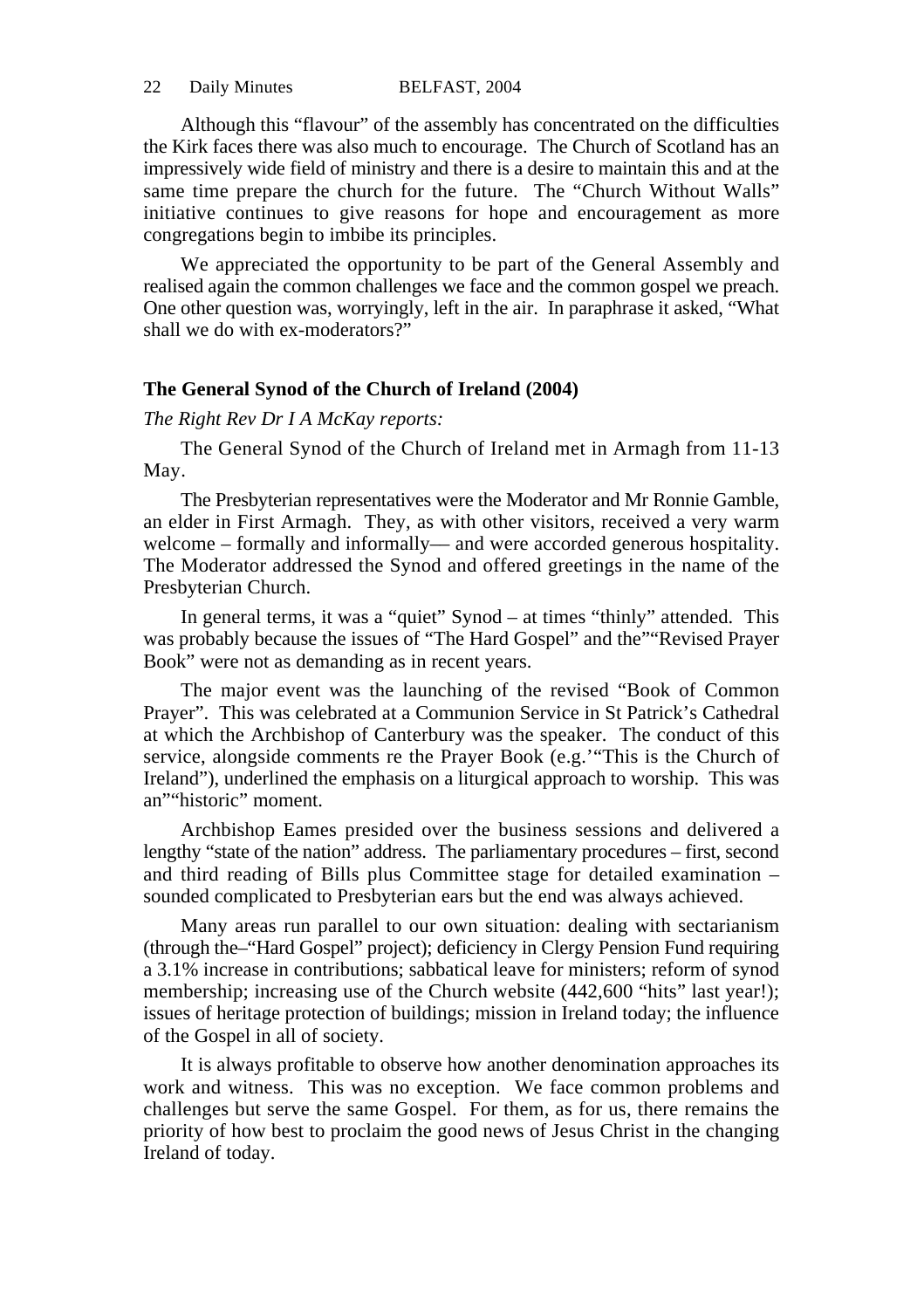Although this "flavour" of the assembly has concentrated on the difficulties the Kirk faces there was also much to encourage. The Church of Scotland has an impressively wide field of ministry and there is a desire to maintain this and at the same time prepare the church for the future. The "Church Without Walls" initiative continues to give reasons for hope and encouragement as more congregations begin to imbibe its principles.

We appreciated the opportunity to be part of the General Assembly and realised again the common challenges we face and the common gospel we preach. One other question was, worryingly, left in the air. In paraphrase it asked, "What shall we do with ex-moderators?"

**The General Synod of the Church of Ireland (2004)**

*The Right Rev Dr I A McKay reports:*

The General Synod of the Church of Ireland met in Armagh from 11-13 May.

The Presbyterian representatives were the Moderator and Mr Ronnie Gamble, an elder in First Armagh. They, as with other visitors, received a very warm welcome – formally and informally— and were accorded generous hospitality. The Moderator addressed the Synod and offered greetings in the name of the Presbyterian Church.

In general terms, it was a "quiet" Synod – at times "thinly" attended. This was probably because the issues of "The Hard Gospel" and the""Revised Prayer Book" were not as demanding as in recent years.

The major event was the launching of the revised "Book of Common Prayer". This was celebrated at a Communion Service in St Patrick's Cathedral at which the Archbishop of Canterbury was the speaker. The conduct of this service, alongside comments re the Prayer Book (e.g.'"This is the Church of Ireland"), underlined the emphasis on a liturgical approach to worship. This was an""historic" moment.

Archbishop Eames presided over the business sessions and delivered a lengthy "state of the nation" address. The parliamentary procedures – first, second and third reading of Bills plus Committee stage for detailed examination – sounded complicated to Presbyterian ears but the end was always achieved.

Many areas run parallel to our own situation: dealing with sectarianism (through the–"Hard Gospel" project); deficiency in Clergy Pension Fund requiring a 3.1% increase in contributions; sabbatical leave for ministers; reform of synod membership; increasing use of the Church website (442,600 "hits" last year!); issues of heritage protection of buildings; mission in Ireland today; the influence of the Gospel in all of society.

It is always profitable to observe how another denomination approaches its work and witness. This was no exception. We face common problems and challenges but serve the same Gospel. For them, as for us, there remains the priority of how best to proclaim the good news of Jesus Christ in the changing Ireland of today.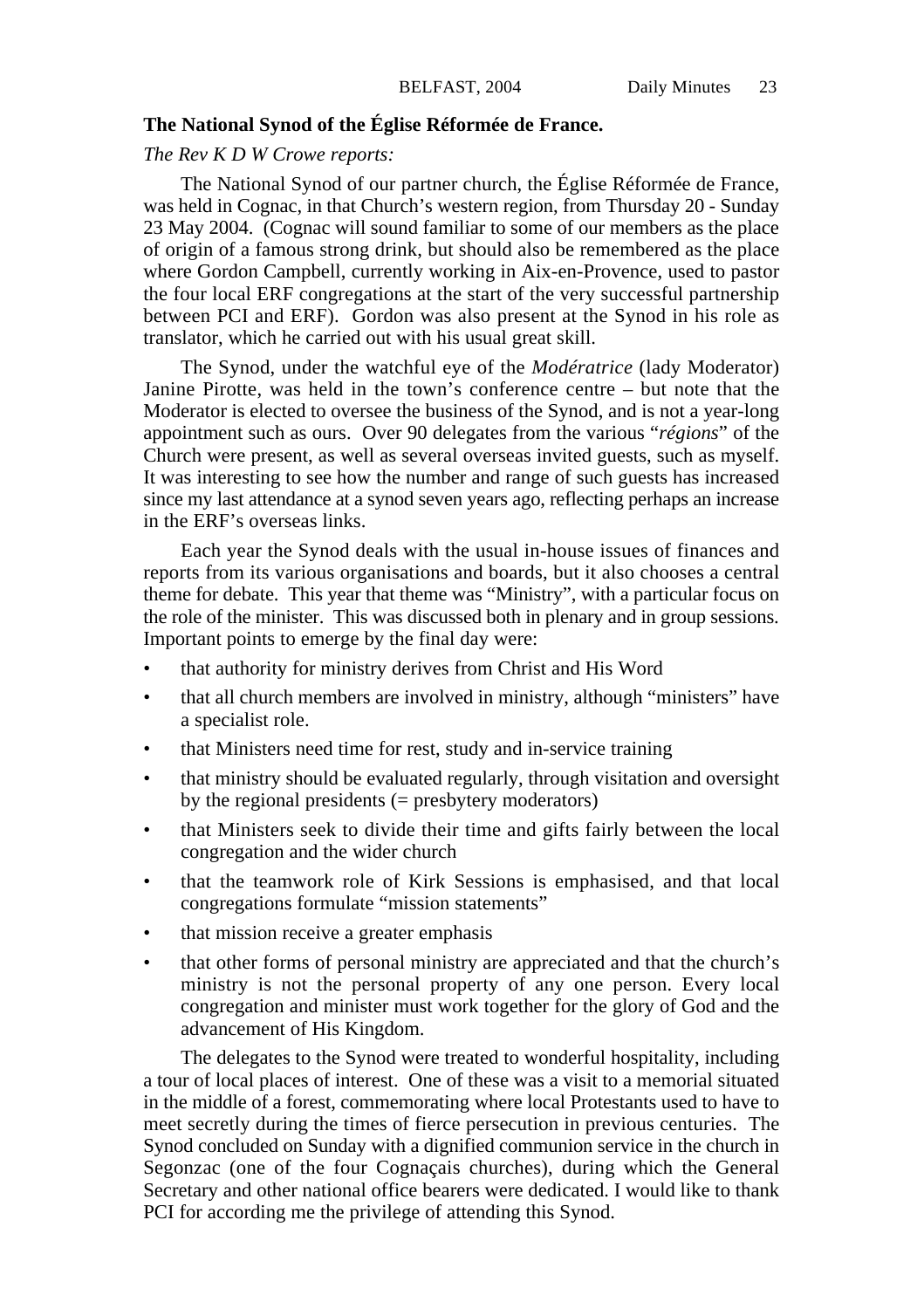**The National Synod of the Église Réformée de France.**

*The Rev K D W Crowe reports:*

The National Synod of our partner church, the Église Réformée de France, was held in Cognac, in that Church's western region, from Thursday 20 - Sunday 23 May 2004. (Cognac will sound familiar to some of our members as the place of origin of a famous strong drink, but should also be remembered as the place where Gordon Campbell, currently working in Aix-en-Provence, used to pastor the four local ERF congregations at the start of the very successful partnership between PCI and ERF). Gordon was also present at the Synod in his role as translator, which he carried out with his usual great skill.

The Synod, under the watchful eye of the *Modératrice* (lady Moderator) Janine Pirotte, was held in the town's conference centre – but note that the Moderator is elected to oversee the business of the Synod, and is not a year-long appointment such as ours. Over 90 delegates from the various "*régions*" of the Church were present, as well as several overseas invited guests, such as myself. It was interesting to see how the number and range of such guests has increased since my last attendance at a synod seven years ago, reflecting perhaps an increase in the ERF's overseas links.

Each year the Synod deals with the usual in-house issues of finances and reports from its various organisations and boards, but it also chooses a central theme for debate. This year that theme was "Ministry", with a particular focus on the role of the minister. This was discussed both in plenary and in group sessions. Important points to emerge by the final day were:

- that authority for ministry derives from Christ and His Word
- that all church members are involved in ministry, although "ministers" have a specialist role.
- that Ministers need time for rest, study and in-service training
- that ministry should be evaluated regularly, through visitation and oversight by the regional presidents (= presbytery moderators)
- that Ministers seek to divide their time and gifts fairly between the local congregation and the wider church
- that the teamwork role of Kirk Sessions is emphasised, and that local congregations formulate "mission statements"
- that mission receive a greater emphasis
- that other forms of personal ministry are appreciated and that the church's ministry is not the personal property of any one person. Every local congregation and minister must work together for the glory of God and the advancement of His Kingdom.

The delegates to the Synod were treated to wonderful hospitality, including a tour of local places of interest. One of these was a visit to a memorial situated in the middle of a forest, commemorating where local Protestants used to have to meet secretly during the times of fierce persecution in previous centuries. The Synod concluded on Sunday with a dignified communion service in the church in Segonzac (one of the four Cognaçais churches), during which the General Secretary and other national office bearers were dedicated. I would like to thank PCI for according me the privilege of attending this Synod.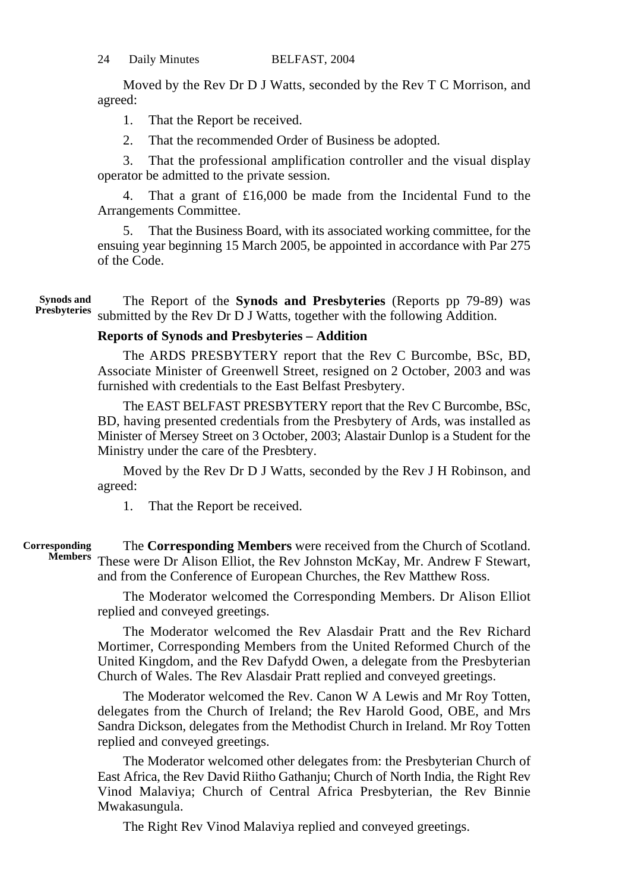Moved by the Rev Dr D J Watts, seconded by the Rev T C Morrison, and agreed:

1. That the Report be received.

2. That the recommended Order of Business be adopted.

3. That the professional amplification controller and the visual display operator be admitted to the private session.

4. That a grant of £16,000 be made from the Incidental Fund to the Arrangements Committee.

5. That the Business Board, with its associated working committee, for the ensuing year beginning 15 March 2005, be appointed in accordance with Par 275 of the Code.

**Synods and Presbyteries**

The Report of the **Synods and Presbyteries** (Reports pp 79-89) was submitted by the Rev Dr D J Watts, together with the following Addition.

**Reports of Synods and Presbyteries – Addition**

The ARDS PRESBYTERY report that the Rev C Burcombe, BSc, BD, Associate Minister of Greenwell Street, resigned on 2 October, 2003 and was furnished with credentials to the East Belfast Presbytery.

The EAST BELFAST PRESBYTERY report that the Rev C Burcombe, BSc, BD, having presented credentials from the Presbytery of Ards, was installed as Minister of Mersey Street on 3 October, 2003; Alastair Dunlop is a Student for the Ministry under the care of the Presbtery.

Moved by the Rev Dr D J Watts, seconded by the Rev J H Robinson, and agreed:

1. That the Report be received.

**Corresponding Members**

The **Corresponding Members** were received from the Church of Scotland. These were Dr Alison Elliot, the Rev Johnston McKay, Mr. Andrew F Stewart, and from the Conference of European Churches, the Rev Matthew Ross.

The Moderator welcomed the Corresponding Members. Dr Alison Elliot replied and conveyed greetings.

The Moderator welcomed the Rev Alasdair Pratt and the Rev Richard Mortimer, Corresponding Members from the United Reformed Church of the United Kingdom, and the Rev Dafydd Owen, a delegate from the Presbyterian Church of Wales. The Rev Alasdair Pratt replied and conveyed greetings.

The Moderator welcomed the Rev. Canon W A Lewis and Mr Roy Totten, delegates from the Church of Ireland; the Rev Harold Good, OBE, and Mrs Sandra Dickson, delegates from the Methodist Church in Ireland. Mr Roy Totten replied and conveyed greetings.

The Moderator welcomed other delegates from: the Presbyterian Church of East Africa, the Rev David Riitho Gathanju; Church of North India, the Right Rev Vinod Malaviya; Church of Central Africa Presbyterian, the Rev Binnie Mwakasungula.

The Right Rev Vinod Malaviya replied and conveyed greetings.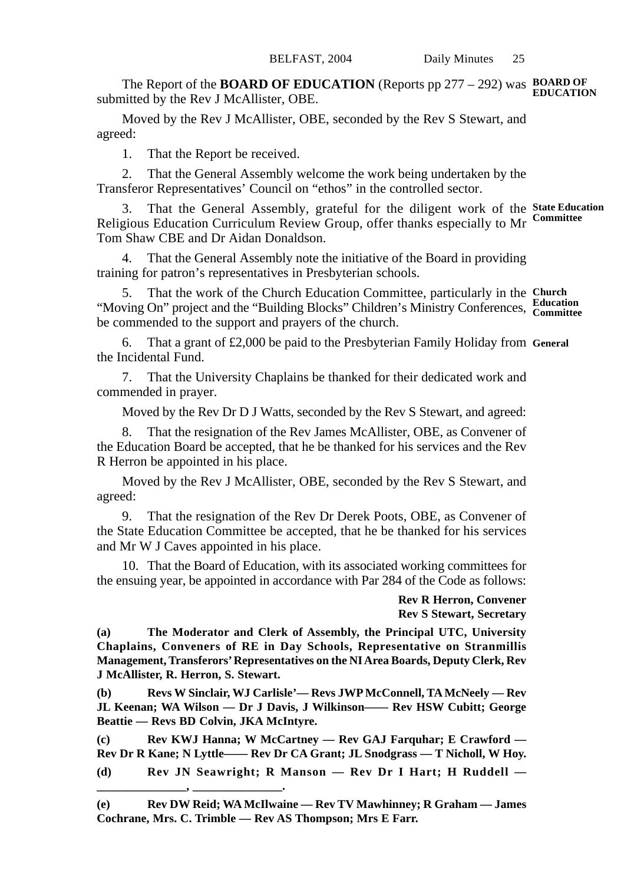**BOARD OF EDUCATION**

The Report of the **BOARD OF EDUCATION** (Reports pp 277 – 292) was submitted by the Rev J McAllister, OBE.

Moved by the Rev J McAllister, OBE, seconded by the Rev S Stewart, and agreed:

1. That the Report be received.

2. That the General Assembly welcome the work being undertaken by the Transferor Representatives' Council on "ethos" in the controlled sector.

**State Education Committee**

3. That the General Assembly, grateful for the diligent work of the Religious Education Curriculum Review Group, offer thanks especially to Mr Tom Shaw CBE and Dr Aidan Donaldson.

4. That the General Assembly note the initiative of the Board in providing training for patron's representatives in Presbyterian schools.

**Church Education Committee**

5. That the work of the Church Education Committee, particularly in the "Moving On" project and the "Building Blocks" Children's Ministry Conferences, be commended to the support and prayers of the church.

**General**

6. That a grant of £2,000 be paid to the Presbyterian Family Holiday from the Incidental Fund.

7. That the University Chaplains be thanked for their dedicated work and commended in prayer.

Moved by the Rev Dr D J Watts, seconded by the Rev S Stewart, and agreed:

8. That the resignation of the Rev James McAllister, OBE, as Convener of the Education Board be accepted, that he be thanked for his services and the Rev R Herron be appointed in his place.

Moved by the Rev J McAllister, OBE, seconded by the Rev S Stewart, and agreed:

9. That the resignation of the Rev Dr Derek Poots, OBE, as Convener of the State Education Committee be accepted, that he be thanked for his services and Mr W J Caves appointed in his place.

10. That the Board of Education, with its associated working committees for the ensuing year, be appointed in accordance with Par 284 of the Code as follows:

**Rev R Herron, Convener**
**Rev S Stewart, Secretary**

**(a) The Moderator and Clerk of Assembly, the Principal UTC, University Chaplains, Conveners of RE in Day Schools, Representative on Stranmillis Management, Transferors' Representatives on the NI Area Boards, Deputy Clerk, Rev J McAllister, R. Herron, S. Stewart.**

**(b) Revs W Sinclair, WJ Carlisle'— Revs JWP McConnell, TA McNeely — Rev JL Keenan; WA Wilson — Dr J Davis, J Wilkinson—— Rev HSW Cubitt; George Beattie — Revs BD Colvin, JKA McIntyre.**

**(c) Rev KWJ Hanna; W McCartney — Rev GAJ Farquhar; E Crawford — Rev Dr R Kane; N Lyttle—— Rev Dr CA Grant; JL Snodgrass — T Nicholl, W Hoy.**

**(d) Rev JN Seawright; R Manson — Rev Dr I Hart; H Ruddell — ______________, ______________.**

**(e) Rev DW Reid; WA McIlwaine — Rev TV Mawhinney; R Graham — James Cochrane, Mrs. C. Trimble — Rev AS Thompson; Mrs E Farr.**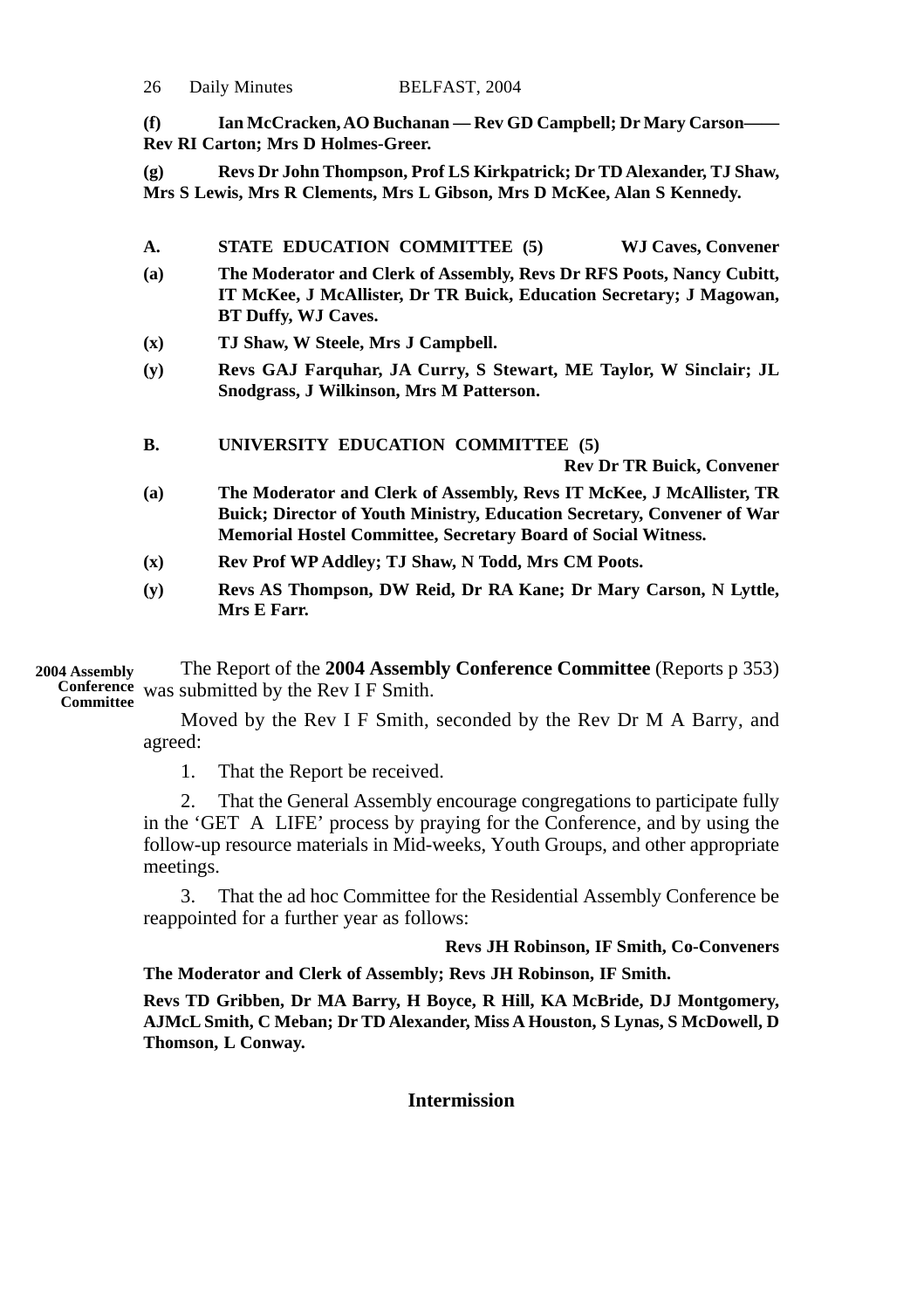**(f)** **Ian McCracken, AO Buchanan — Rev GD Campbell; Dr Mary Carson—— Rev RI Carton; Mrs D Holmes-Greer.**

**(g)** **Revs Dr John Thompson, Prof LS Kirkpatrick; Dr TD Alexander, TJ Shaw, Mrs S Lewis, Mrs R Clements, Mrs L Gibson, Mrs D McKee, Alan S Kennedy.**

**A. STATE EDUCATION COMMITTEE (5)** **WJ Caves, Convener**

**(a)** **The Moderator and Clerk of Assembly, Revs Dr RFS Poots, Nancy Cubitt, IT McKee, J McAllister, Dr TR Buick, Education Secretary; J Magowan, BT Duffy, WJ Caves.**

**(x)** **TJ Shaw, W Steele, Mrs J Campbell.**

**(y)** **Revs GAJ Farquhar, JA Curry, S Stewart, ME Taylor, W Sinclair; JL Snodgrass, J Wilkinson, Mrs M Patterson.**

**B. UNIVERSITY EDUCATION COMMITTEE (5)**

**Rev Dr TR Buick, Convener**

**(a)** **The Moderator and Clerk of Assembly, Revs IT McKee, J McAllister, TR Buick; Director of Youth Ministry, Education Secretary, Convener of War Memorial Hostel Committee, Secretary Board of Social Witness.**

**(x)** **Rev Prof WP Addley; TJ Shaw, N Todd, Mrs CM Poots.**

**(y)** **Revs AS Thompson, DW Reid, Dr RA Kane; Dr Mary Carson, N Lyttle, Mrs E Farr.**

**2004 Assembly Conference Committee**

The Report of the **2004 Assembly Conference Committee** (Reports p 353) was submitted by the Rev I F Smith.

Moved by the Rev I F Smith, seconded by the Rev Dr M A Barry, and agreed:

1. That the Report be received.

2. That the General Assembly encourage congregations to participate fully in the 'GET A LIFE' process by praying for the Conference, and by using the follow-up resource materials in Mid-weeks, Youth Groups, and other appropriate meetings.

3. That the ad hoc Committee for the Residential Assembly Conference be reappointed for a further year as follows:

**Revs JH Robinson, IF Smith, Co-Conveners**

**The Moderator and Clerk of Assembly; Revs JH Robinson, IF Smith.**

**Revs TD Gribben, Dr MA Barry, H Boyce, R Hill, KA McBride, DJ Montgomery, AJMcL Smith, C Meban; Dr TD Alexander, Miss A Houston, S Lynas, S McDowell, D Thomson, L Conway.**

## Intermission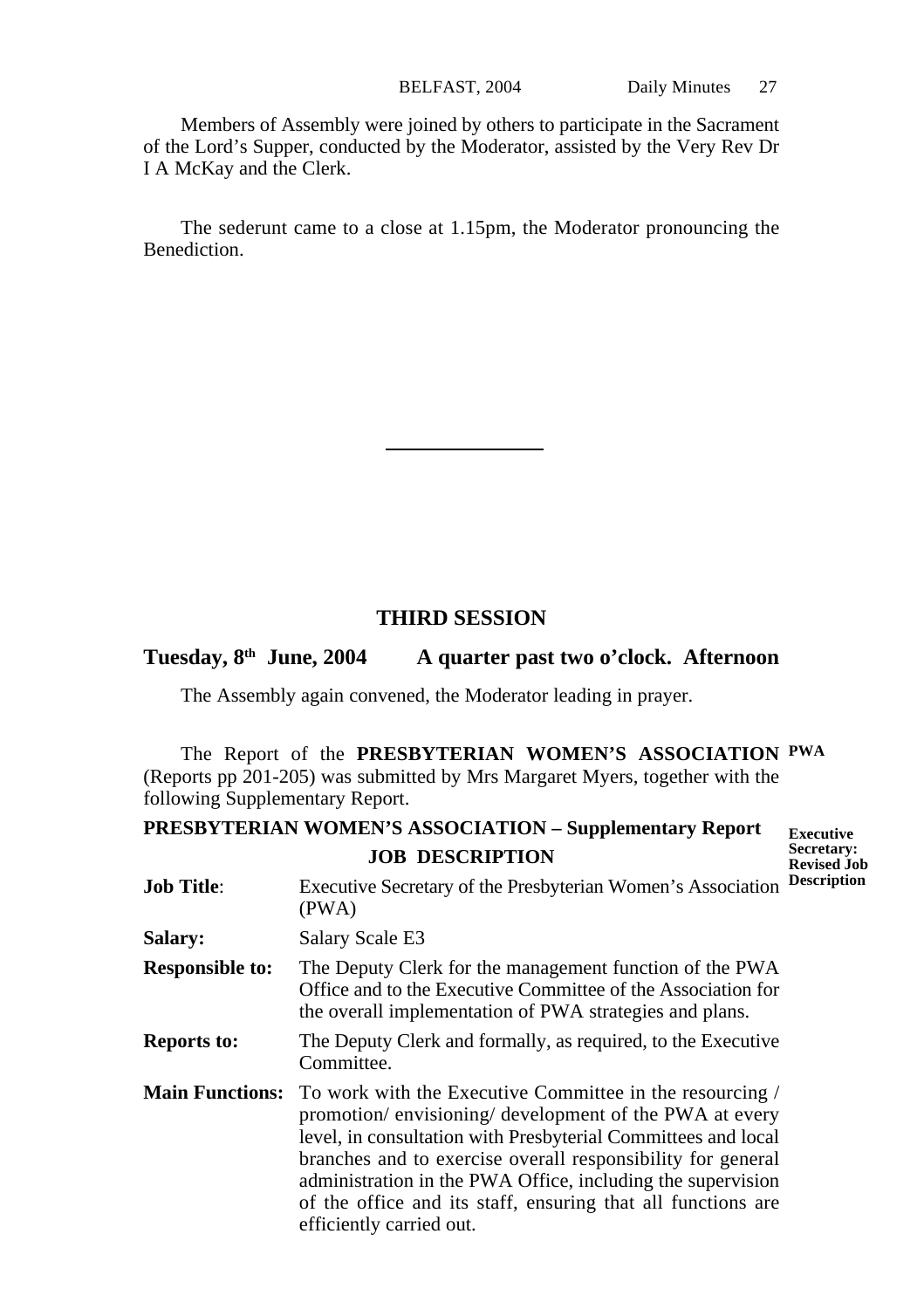Members of Assembly were joined by others to participate in the Sacrament of the Lord's Supper, conducted by the Moderator, assisted by the Very Rev Dr I A McKay and the Clerk.

The sederunt came to a close at 1.15pm, the Moderator pronouncing the Benediction.

---

## THIRD SESSION

### Tuesday, 8th June, 2004 A quarter past two o'clock. Afternoon

The Assembly again convened, the Moderator leading in prayer.

**PWA**

The Report of the **PRESBYTERIAN WOMEN'S ASSOCIATION** (Reports pp 201-205) was submitted by Mrs Margaret Myers, together with the following Supplementary Report.

**Executive Secretary: Revised Job Description**

**PRESBYTERIAN WOMEN'S ASSOCIATION – Supplementary Report**

**JOB DESCRIPTION**

**Job Title**: Executive Secretary of the Presbyterian Women's Association (PWA)

**Salary:** Salary Scale E3

**Responsible to:** The Deputy Clerk for the management function of the PWA Office and to the Executive Committee of the Association for the overall implementation of PWA strategies and plans.

**Reports to:** The Deputy Clerk and formally, as required, to the Executive Committee.

**Main Functions:** To work with the Executive Committee in the resourcing / promotion/ envisioning/ development of the PWA at every level, in consultation with Presbyterial Committees and local branches and to exercise overall responsibility for general administration in the PWA Office, including the supervision of the office and its staff, ensuring that all functions are efficiently carried out.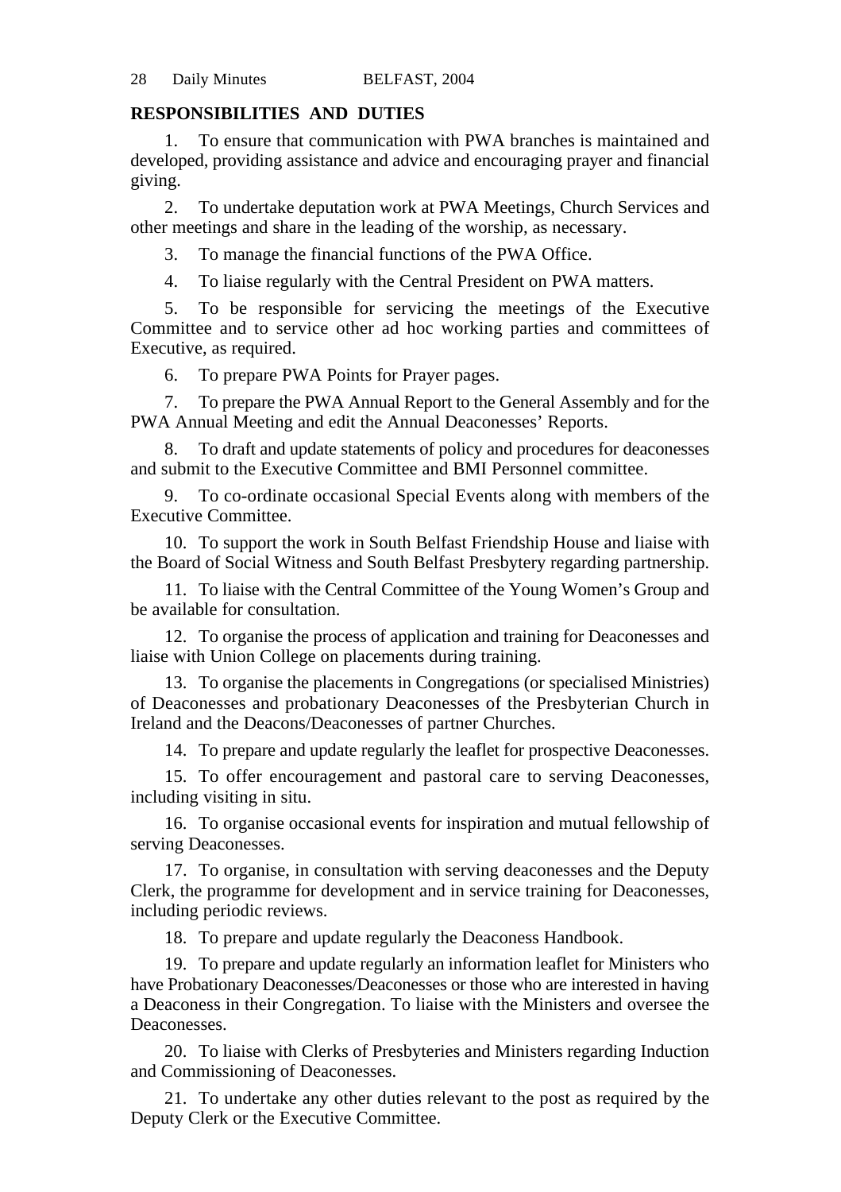**RESPONSIBILITIES AND DUTIES**

1. To ensure that communication with PWA branches is maintained and developed, providing assistance and advice and encouraging prayer and financial giving.

2. To undertake deputation work at PWA Meetings, Church Services and other meetings and share in the leading of the worship, as necessary.

3. To manage the financial functions of the PWA Office.

4. To liaise regularly with the Central President on PWA matters.

5. To be responsible for servicing the meetings of the Executive Committee and to service other ad hoc working parties and committees of Executive, as required.

6. To prepare PWA Points for Prayer pages.

7. To prepare the PWA Annual Report to the General Assembly and for the PWA Annual Meeting and edit the Annual Deaconesses' Reports.

8. To draft and update statements of policy and procedures for deaconesses and submit to the Executive Committee and BMI Personnel committee.

9. To co-ordinate occasional Special Events along with members of the Executive Committee.

10. To support the work in South Belfast Friendship House and liaise with the Board of Social Witness and South Belfast Presbytery regarding partnership.

11. To liaise with the Central Committee of the Young Women's Group and be available for consultation.

12. To organise the process of application and training for Deaconesses and liaise with Union College on placements during training.

13. To organise the placements in Congregations (or specialised Ministries) of Deaconesses and probationary Deaconesses of the Presbyterian Church in Ireland and the Deacons/Deaconesses of partner Churches.

14. To prepare and update regularly the leaflet for prospective Deaconesses.

15. To offer encouragement and pastoral care to serving Deaconesses, including visiting in situ.

16. To organise occasional events for inspiration and mutual fellowship of serving Deaconesses.

17. To organise, in consultation with serving deaconesses and the Deputy Clerk, the programme for development and in service training for Deaconesses, including periodic reviews.

18. To prepare and update regularly the Deaconess Handbook.

19. To prepare and update regularly an information leaflet for Ministers who have Probationary Deaconesses/Deaconesses or those who are interested in having a Deaconess in their Congregation. To liaise with the Ministers and oversee the Deaconesses.

20. To liaise with Clerks of Presbyteries and Ministers regarding Induction and Commissioning of Deaconesses.

21. To undertake any other duties relevant to the post as required by the Deputy Clerk or the Executive Committee.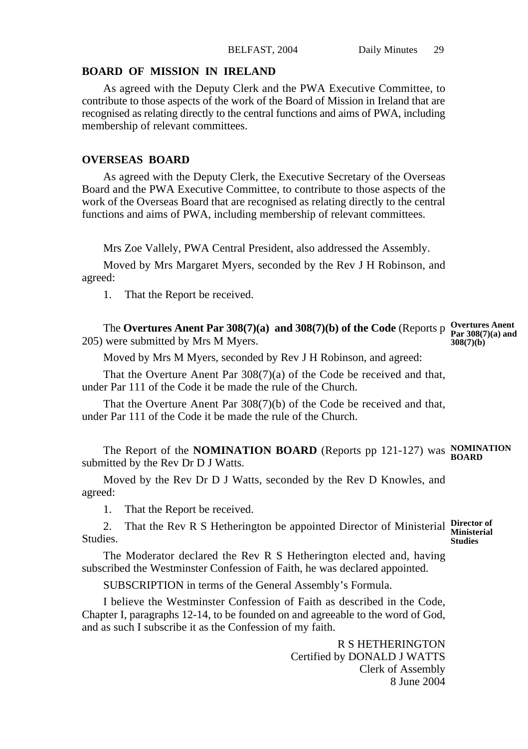## BOARD OF MISSION IN IRELAND

As agreed with the Deputy Clerk and the PWA Executive Committee, to contribute to those aspects of the work of the Board of Mission in Ireland that are recognised as relating directly to the central functions and aims of PWA, including membership of relevant committees.

## OVERSEAS BOARD

As agreed with the Deputy Clerk, the Executive Secretary of the Overseas Board and the PWA Executive Committee, to contribute to those aspects of the work of the Overseas Board that are recognised as relating directly to the central functions and aims of PWA, including membership of relevant committees.

Mrs Zoe Vallely, PWA Central President, also addressed the Assembly.

Moved by Mrs Margaret Myers, seconded by the Rev J H Robinson, and agreed:

1. That the Report be received.

**Overtures Anent Par 308(7)(a) and 308(7)(b)**

The **Overtures Anent Par 308(7)(a) and 308(7)(b) of the Code** (Reports p 205) were submitted by Mrs M Myers.

Moved by Mrs M Myers, seconded by Rev J H Robinson, and agreed:

That the Overture Anent Par 308(7)(a) of the Code be received and that, under Par 111 of the Code it be made the rule of the Church.

That the Overture Anent Par 308(7)(b) of the Code be received and that, under Par 111 of the Code it be made the rule of the Church.

**NOMINATION BOARD**

The Report of the **NOMINATION BOARD** (Reports pp 121-127) was submitted by the Rev Dr D J Watts.

Moved by the Rev Dr D J Watts, seconded by the Rev D Knowles, and agreed:

1. That the Report be received.

**Director of Ministerial Studies**

2. That the Rev R S Hetherington be appointed Director of Ministerial Studies.

The Moderator declared the Rev R S Hetherington elected and, having subscribed the Westminster Confession of Faith, he was declared appointed.

SUBSCRIPTION in terms of the General Assembly's Formula.

I believe the Westminster Confession of Faith as described in the Code, Chapter I, paragraphs 12-14, to be founded on and agreeable to the word of God, and as such I subscribe it as the Confession of my faith.

R S HETHERINGTON
Certified by DONALD J WATTS
Clerk of Assembly
8 June 2004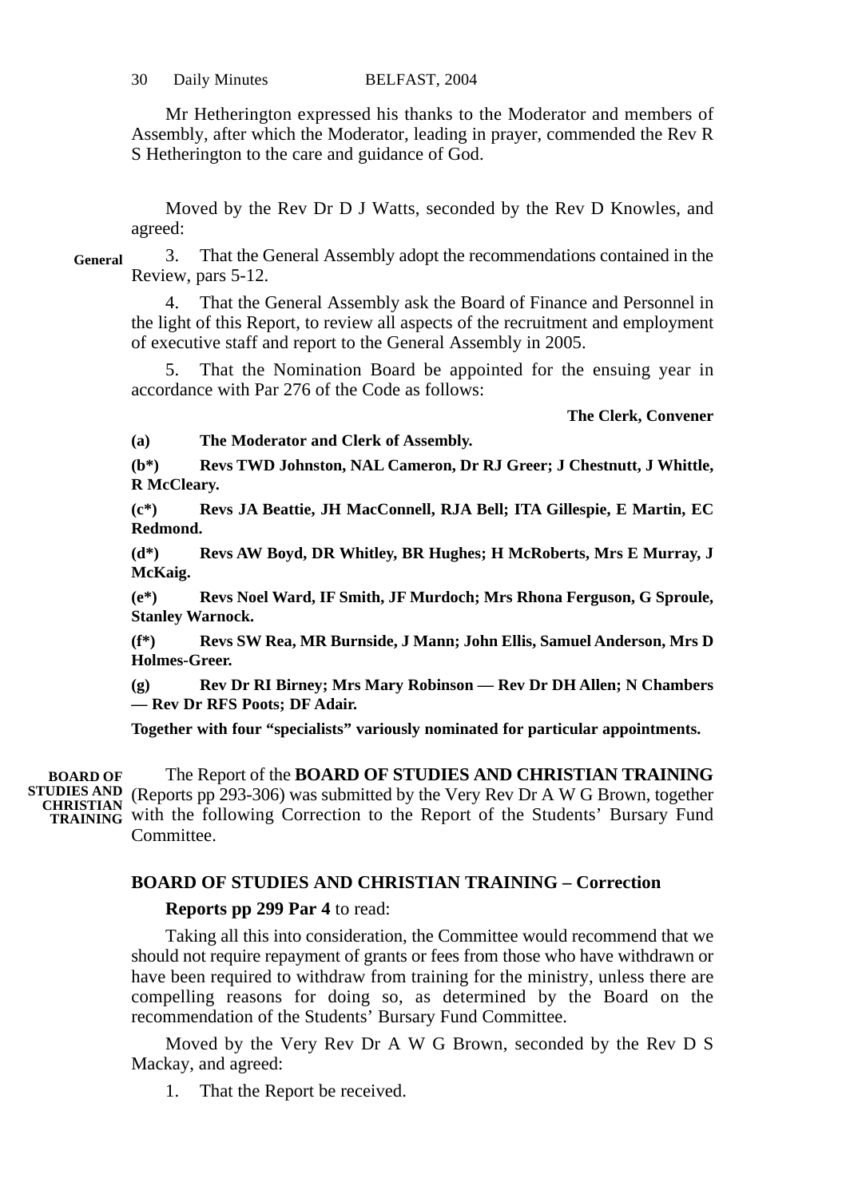Mr Hetherington expressed his thanks to the Moderator and members of Assembly, after which the Moderator, leading in prayer, commended the Rev R S Hetherington to the care and guidance of God.

Moved by the Rev Dr D J Watts, seconded by the Rev D Knowles, and agreed:

**General**

3. That the General Assembly adopt the recommendations contained in the Review, pars 5-12.

4. That the General Assembly ask the Board of Finance and Personnel in the light of this Report, to review all aspects of the recruitment and employment of executive staff and report to the General Assembly in 2005.

5. That the Nomination Board be appointed for the ensuing year in accordance with Par 276 of the Code as follows:

**The Clerk, Convener**

**(a) The Moderator and Clerk of Assembly.**

**(b*) Revs TWD Johnston, NAL Cameron, Dr RJ Greer; J Chestnutt, J Whittle, R McCleary.**

**(c*) Revs JA Beattie, JH MacConnell, RJA Bell; ITA Gillespie, E Martin, EC Redmond.**

**(d*) Revs AW Boyd, DR Whitley, BR Hughes; H McRoberts, Mrs E Murray, J McKaig.**

**(e*) Revs Noel Ward, IF Smith, JF Murdoch; Mrs Rhona Ferguson, G Sproule, Stanley Warnock.**

**(f*) Revs SW Rea, MR Burnside, J Mann; John Ellis, Samuel Anderson, Mrs D Holmes-Greer.**

**(g) Rev Dr RI Birney; Mrs Mary Robinson — Rev Dr DH Allen; N Chambers — Rev Dr RFS Poots; DF Adair.**

**Together with four "specialists" variously nominated for particular appointments.**

**BOARD OF STUDIES AND CHRISTIAN TRAINING**

The Report of the **BOARD OF STUDIES AND CHRISTIAN TRAINING** (Reports pp 293-306) was submitted by the Very Rev Dr A W G Brown, together with the following Correction to the Report of the Students' Bursary Fund Committee.

**BOARD OF STUDIES AND CHRISTIAN TRAINING – Correction**

**Reports pp 299 Par 4** to read:

Taking all this into consideration, the Committee would recommend that we should not require repayment of grants or fees from those who have withdrawn or have been required to withdraw from training for the ministry, unless there are compelling reasons for doing so, as determined by the Board on the recommendation of the Students' Bursary Fund Committee.

Moved by the Very Rev Dr A W G Brown, seconded by the Rev D S Mackay, and agreed:

1. That the Report be received.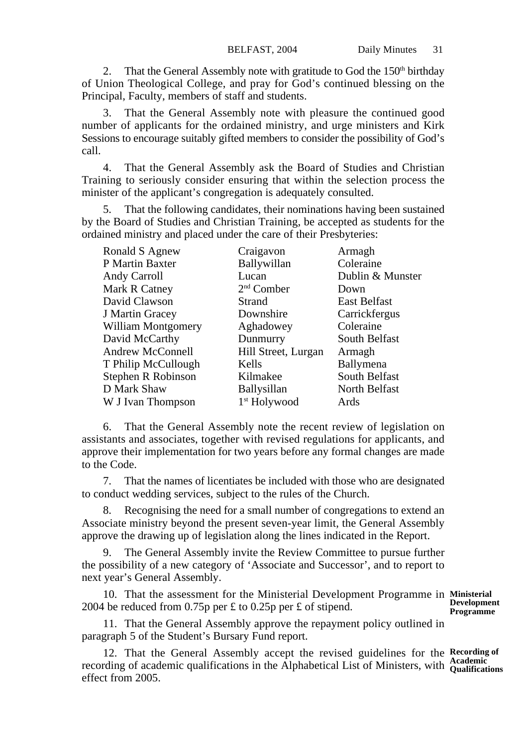2. That the General Assembly note with gratitude to God the 150th birthday of Union Theological College, and pray for God's continued blessing on the Principal, Faculty, members of staff and students.

3. That the General Assembly note with pleasure the continued good number of applicants for the ordained ministry, and urge ministers and Kirk Sessions to encourage suitably gifted members to consider the possibility of God's call.

4. That the General Assembly ask the Board of Studies and Christian Training to seriously consider ensuring that within the selection process the minister of the applicant's congregation is adequately consulted.

5. That the following candidates, their nominations having been sustained by the Board of Studies and Christian Training, be accepted as students for the ordained ministry and placed under the care of their Presbyteries:

| | | |
|---|---|---|
| Ronald S Agnew | Craigavon | Armagh |
| P Martin Baxter | Ballywillan | Coleraine |
| Andy Carroll | Lucan | Dublin & Munster |
| Mark R Catney | 2nd Comber | Down |
| David Clawson | Strand | East Belfast |
| J Martin Gracey | Downshire | Carrickfergus |
| William Montgomery | Aghadowey | Coleraine |
| David McCarthy | Dunmurry | South Belfast |
| Andrew McConnell | Hill Street, Lurgan | Armagh |
| T Philip McCullough | Kells | Ballymena |
| Stephen R Robinson | Kilmakee | South Belfast |
| D Mark Shaw | Ballysillan | North Belfast |
| W J Ivan Thompson | 1st Holywood | Ards |

6. That the General Assembly note the recent review of legislation on assistants and associates, together with revised regulations for applicants, and approve their implementation for two years before any formal changes are made to the Code.

7. That the names of licentiates be included with those who are designated to conduct wedding services, subject to the rules of the Church.

8. Recognising the need for a small number of congregations to extend an Associate ministry beyond the present seven-year limit, the General Assembly approve the drawing up of legislation along the lines indicated in the Report.

9. The General Assembly invite the Review Committee to pursue further the possibility of a new category of 'Associate and Successor', and to report to next year's General Assembly.

**Ministerial Development Programme**

10. That the assessment for the Ministerial Development Programme in 2004 be reduced from 0.75p per £ to 0.25p per £ of stipend.

11. That the General Assembly approve the repayment policy outlined in paragraph 5 of the Student's Bursary Fund report.

**Recording of Academic Qualifications**

12. That the General Assembly accept the revised guidelines for the recording of academic qualifications in the Alphabetical List of Ministers, with effect from 2005.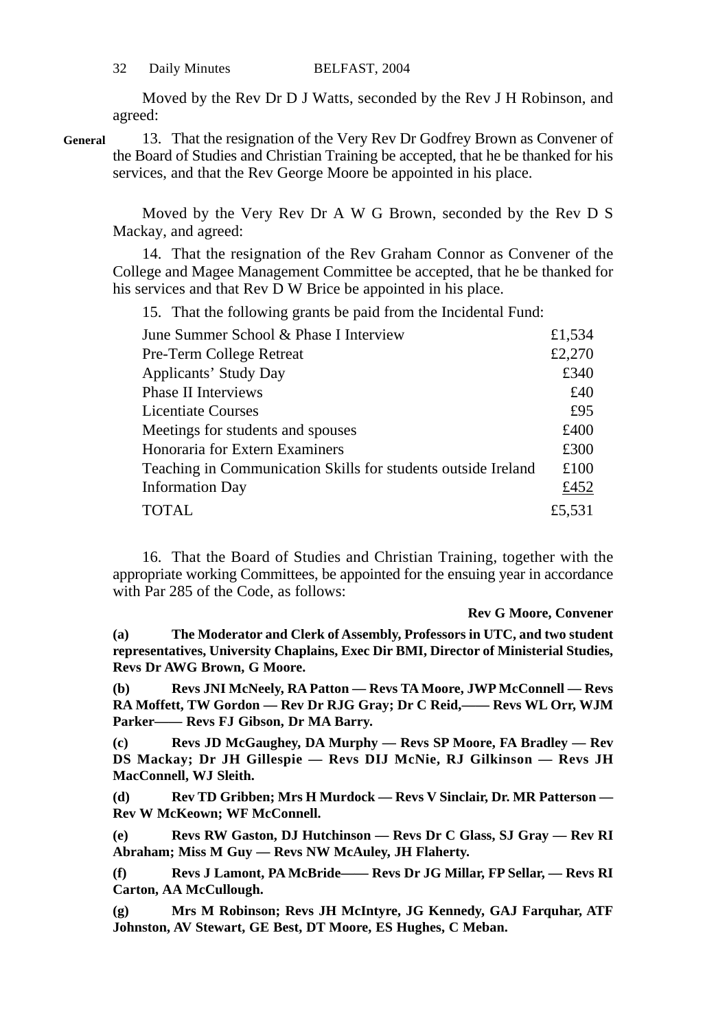Moved by the Rev Dr D J Watts, seconded by the Rev J H Robinson, and agreed:

**General** 13. That the resignation of the Very Rev Dr Godfrey Brown as Convener of the Board of Studies and Christian Training be accepted, that he be thanked for his services, and that the Rev George Moore be appointed in his place.

Moved by the Very Rev Dr A W G Brown, seconded by the Rev D S Mackay, and agreed:

14. That the resignation of the Rev Graham Connor as Convener of the College and Magee Management Committee be accepted, that he be thanked for his services and that Rev D W Brice be appointed in his place.

15. That the following grants be paid from the Incidental Fund:

| | |
|---|---:|
| June Summer School & Phase I Interview | £1,534 |
| Pre-Term College Retreat | £2,270 |
| Applicants' Study Day | £340 |
| Phase II Interviews | £40 |
| Licentiate Courses | £95 |
| Meetings for students and spouses | £400 |
| Honoraria for Extern Examiners | £300 |
| Teaching in Communication Skills for students outside Ireland | £100 |
| Information Day | £452 |
| TOTAL | £5,531 |

16. That the Board of Studies and Christian Training, together with the appropriate working Committees, be appointed for the ensuing year in accordance with Par 285 of the Code, as follows:

**Rev G Moore, Convener**

**(a) The Moderator and Clerk of Assembly, Professors in UTC, and two student representatives, University Chaplains, Exec Dir BMI, Director of Ministerial Studies, Revs Dr AWG Brown, G Moore.**

**(b) Revs JNI McNeely, RA Patton — Revs TA Moore, JWP McConnell — Revs RA Moffett, TW Gordon — Rev Dr RJG Gray; Dr C Reid,—— Revs WL Orr, WJM Parker—— Revs FJ Gibson, Dr MA Barry.**

**(c) Revs JD McGaughey, DA Murphy — Revs SP Moore, FA Bradley — Rev DS Mackay; Dr JH Gillespie — Revs DIJ McNie, RJ Gilkinson — Revs JH MacConnell, WJ Sleith.**

**(d) Rev TD Gribben; Mrs H Murdock — Revs V Sinclair, Dr. MR Patterson — Rev W McKeown; WF McConnell.**

**(e) Revs RW Gaston, DJ Hutchinson — Revs Dr C Glass, SJ Gray — Rev RI Abraham; Miss M Guy — Revs NW McAuley, JH Flaherty.**

**(f) Revs J Lamont, PA McBride—— Revs Dr JG Millar, FP Sellar, — Revs RI Carton, AA McCullough.**

**(g) Mrs M Robinson; Revs JH McIntyre, JG Kennedy, GAJ Farquhar, ATF Johnston, AV Stewart, GE Best, DT Moore, ES Hughes, C Meban.**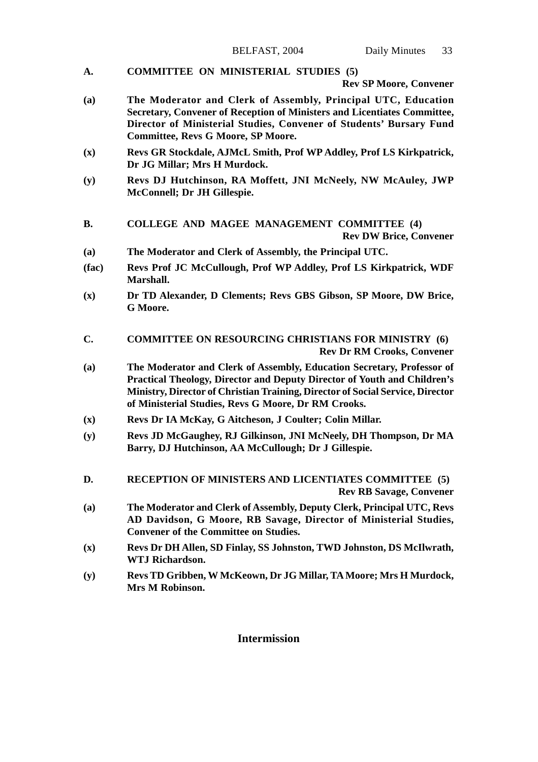**A. COMMITTEE ON MINISTERIAL STUDIES (5)**

**Rev SP Moore, Convener**

**(a)** **The Moderator and Clerk of Assembly, Principal UTC, Education Secretary, Convener of Reception of Ministers and Licentiates Committee, Director of Ministerial Studies, Convener of Students' Bursary Fund Committee, Revs G Moore, SP Moore.**

**(x)** **Revs GR Stockdale, AJMcL Smith, Prof WP Addley, Prof LS Kirkpatrick, Dr JG Millar; Mrs H Murdock.**

**(y)** **Revs DJ Hutchinson, RA Moffett, JNI McNeely, NW McAuley, JWP McConnell; Dr JH Gillespie.**

**B. COLLEGE AND MAGEE MANAGEMENT COMMITTEE (4)**

**Rev DW Brice, Convener**

**(a)** **The Moderator and Clerk of Assembly, the Principal UTC.**

**(fac)** **Revs Prof JC McCullough, Prof WP Addley, Prof LS Kirkpatrick, WDF Marshall.**

**(x)** **Dr TD Alexander, D Clements; Revs GBS Gibson, SP Moore, DW Brice, G Moore.**

**C. COMMITTEE ON RESOURCING CHRISTIANS FOR MINISTRY (6)**

**Rev Dr RM Crooks, Convener**

**(a)** **The Moderator and Clerk of Assembly, Education Secretary, Professor of Practical Theology, Director and Deputy Director of Youth and Children's Ministry, Director of Christian Training, Director of Social Service, Director of Ministerial Studies, Revs G Moore, Dr RM Crooks.**

**(x)** **Revs Dr IA McKay, G Aitcheson, J Coulter; Colin Millar.**

**(y)** **Revs JD McGaughey, RJ Gilkinson, JNI McNeely, DH Thompson, Dr MA Barry, DJ Hutchinson, AA McCullough; Dr J Gillespie.**

**D. RECEPTION OF MINISTERS AND LICENTIATES COMMITTEE (5)**

**Rev RB Savage, Convener**

**(a)** **The Moderator and Clerk of Assembly, Deputy Clerk, Principal UTC, Revs AD Davidson, G Moore, RB Savage, Director of Ministerial Studies, Convener of the Committee on Studies.**

**(x)** **Revs Dr DH Allen, SD Finlay, SS Johnston, TWD Johnston, DS McIlwrath, WTJ Richardson.**

**(y)** **Revs TD Gribben, W McKeown, Dr JG Millar, TA Moore; Mrs H Murdock, Mrs M Robinson.**

**Intermission**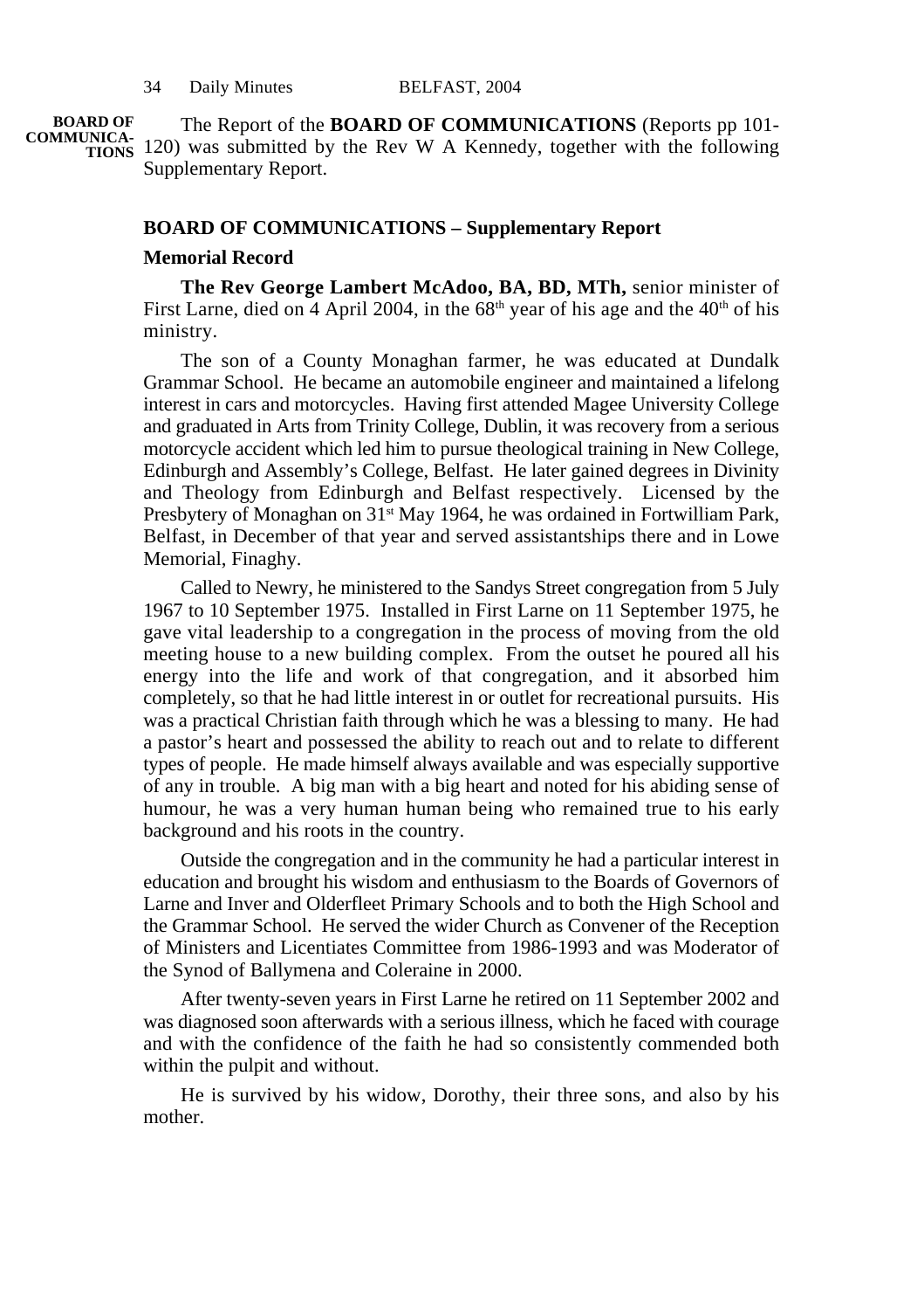**BOARD OF COMMUNICATIONS**

The Report of the **BOARD OF COMMUNICATIONS** (Reports pp 101-120) was submitted by the Rev W A Kennedy, together with the following Supplementary Report.

### BOARD OF COMMUNICATIONS – Supplementary Report

#### Memorial Record

**The Rev George Lambert McAdoo, BA, BD, MTh,** senior minister of First Larne, died on 4 April 2004, in the 68th year of his age and the 40th of his ministry.

The son of a County Monaghan farmer, he was educated at Dundalk Grammar School. He became an automobile engineer and maintained a lifelong interest in cars and motorcycles. Having first attended Magee University College and graduated in Arts from Trinity College, Dublin, it was recovery from a serious motorcycle accident which led him to pursue theological training in New College, Edinburgh and Assembly's College, Belfast. He later gained degrees in Divinity and Theology from Edinburgh and Belfast respectively. Licensed by the Presbytery of Monaghan on 31st May 1964, he was ordained in Fortwilliam Park, Belfast, in December of that year and served assistantships there and in Lowe Memorial, Finaghy.

Called to Newry, he ministered to the Sandys Street congregation from 5 July 1967 to 10 September 1975. Installed in First Larne on 11 September 1975, he gave vital leadership to a congregation in the process of moving from the old meeting house to a new building complex. From the outset he poured all his energy into the life and work of that congregation, and it absorbed him completely, so that he had little interest in or outlet for recreational pursuits. His was a practical Christian faith through which he was a blessing to many. He had a pastor's heart and possessed the ability to reach out and to relate to different types of people. He made himself always available and was especially supportive of any in trouble. A big man with a big heart and noted for his abiding sense of humour, he was a very human human being who remained true to his early background and his roots in the country.

Outside the congregation and in the community he had a particular interest in education and brought his wisdom and enthusiasm to the Boards of Governors of Larne and Inver and Olderfleet Primary Schools and to both the High School and the Grammar School. He served the wider Church as Convener of the Reception of Ministers and Licentiates Committee from 1986-1993 and was Moderator of the Synod of Ballymena and Coleraine in 2000.

After twenty-seven years in First Larne he retired on 11 September 2002 and was diagnosed soon afterwards with a serious illness, which he faced with courage and with the confidence of the faith he had so consistently commended both within the pulpit and without.

He is survived by his widow, Dorothy, their three sons, and also by his mother.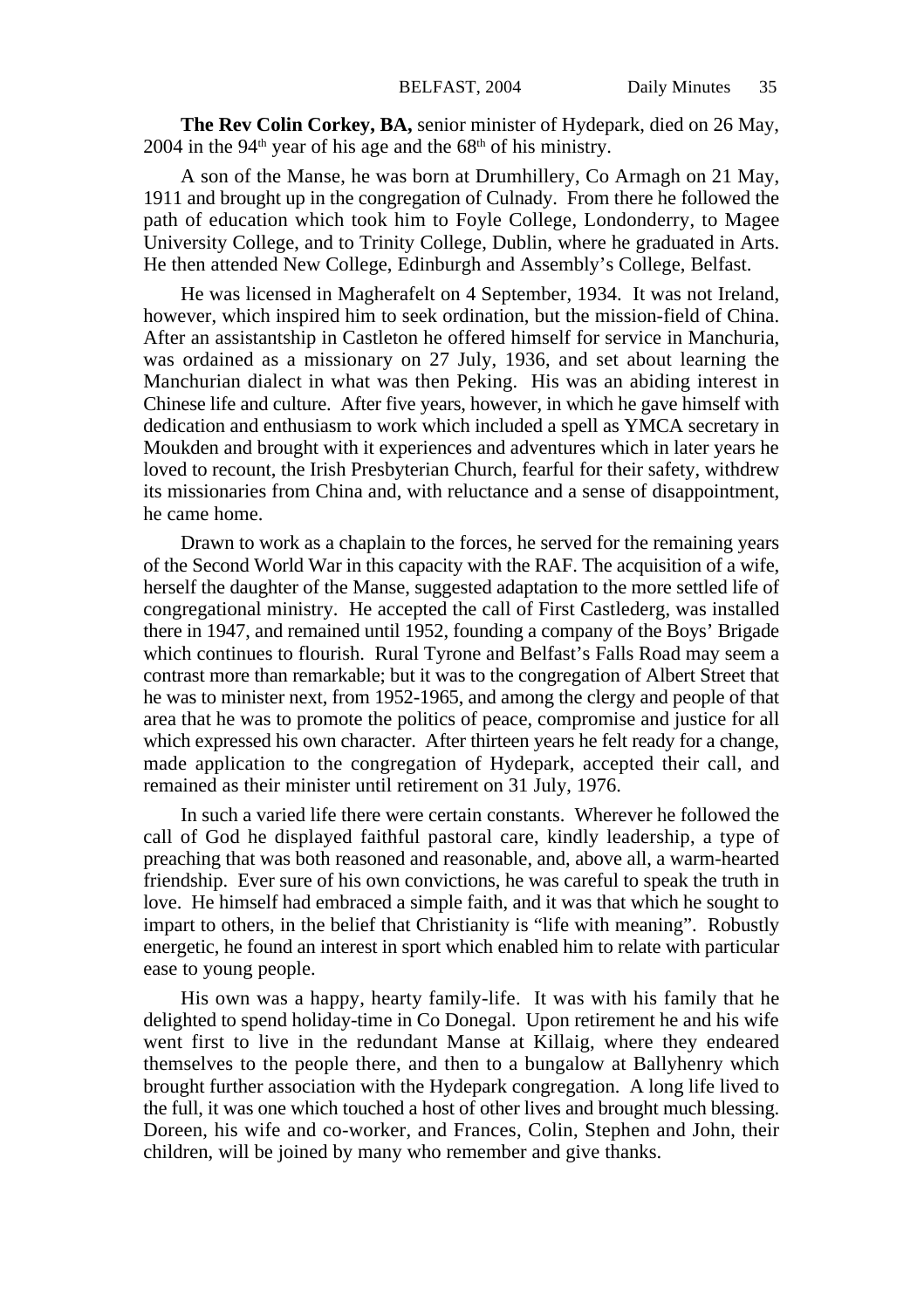**The Rev Colin Corkey, BA,** senior minister of Hydepark, died on 26 May, 2004 in the 94th year of his age and the 68th of his ministry.

A son of the Manse, he was born at Drumhillery, Co Armagh on 21 May, 1911 and brought up in the congregation of Culnady. From there he followed the path of education which took him to Foyle College, Londonderry, to Magee University College, and to Trinity College, Dublin, where he graduated in Arts. He then attended New College, Edinburgh and Assembly's College, Belfast.

He was licensed in Magherafelt on 4 September, 1934. It was not Ireland, however, which inspired him to seek ordination, but the mission-field of China. After an assistantship in Castleton he offered himself for service in Manchuria, was ordained as a missionary on 27 July, 1936, and set about learning the Manchurian dialect in what was then Peking. His was an abiding interest in Chinese life and culture. After five years, however, in which he gave himself with dedication and enthusiasm to work which included a spell as YMCA secretary in Moukden and brought with it experiences and adventures which in later years he loved to recount, the Irish Presbyterian Church, fearful for their safety, withdrew its missionaries from China and, with reluctance and a sense of disappointment, he came home.

Drawn to work as a chaplain to the forces, he served for the remaining years of the Second World War in this capacity with the RAF. The acquisition of a wife, herself the daughter of the Manse, suggested adaptation to the more settled life of congregational ministry. He accepted the call of First Castlederg, was installed there in 1947, and remained until 1952, founding a company of the Boys' Brigade which continues to flourish. Rural Tyrone and Belfast's Falls Road may seem a contrast more than remarkable; but it was to the congregation of Albert Street that he was to minister next, from 1952-1965, and among the clergy and people of that area that he was to promote the politics of peace, compromise and justice for all which expressed his own character. After thirteen years he felt ready for a change, made application to the congregation of Hydepark, accepted their call, and remained as their minister until retirement on 31 July, 1976.

In such a varied life there were certain constants. Wherever he followed the call of God he displayed faithful pastoral care, kindly leadership, a type of preaching that was both reasoned and reasonable, and, above all, a warm-hearted friendship. Ever sure of his own convictions, he was careful to speak the truth in love. He himself had embraced a simple faith, and it was that which he sought to impart to others, in the belief that Christianity is "life with meaning". Robustly energetic, he found an interest in sport which enabled him to relate with particular ease to young people.

His own was a happy, hearty family-life. It was with his family that he delighted to spend holiday-time in Co Donegal. Upon retirement he and his wife went first to live in the redundant Manse at Killaig, where they endeared themselves to the people there, and then to a bungalow at Ballyhenry which brought further association with the Hydepark congregation. A long life lived to the full, it was one which touched a host of other lives and brought much blessing. Doreen, his wife and co-worker, and Frances, Colin, Stephen and John, their children, will be joined by many who remember and give thanks.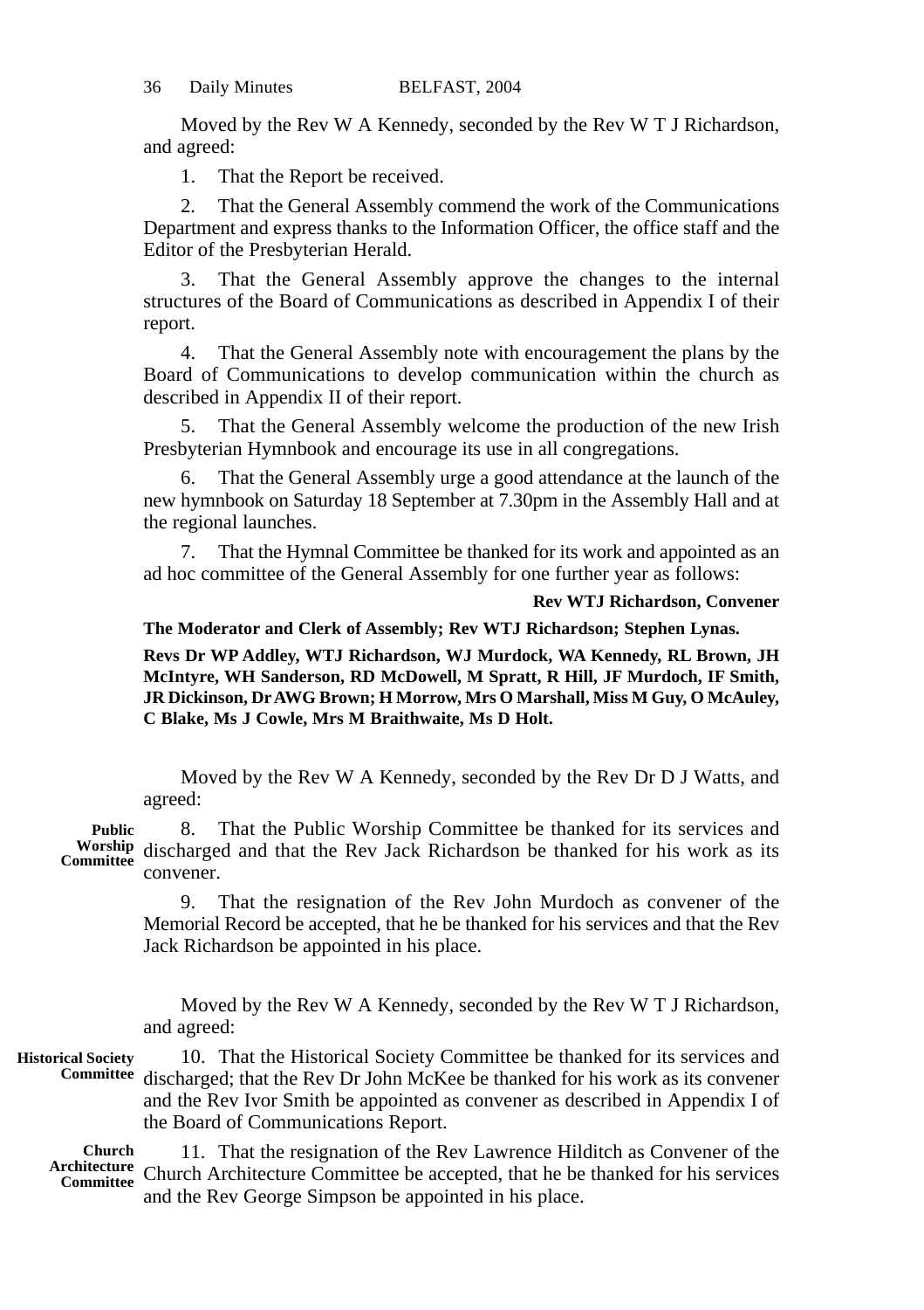Moved by the Rev W A Kennedy, seconded by the Rev W T J Richardson, and agreed:

1. That the Report be received.

2. That the General Assembly commend the work of the Communications Department and express thanks to the Information Officer, the office staff and the Editor of the Presbyterian Herald.

3. That the General Assembly approve the changes to the internal structures of the Board of Communications as described in Appendix I of their report.

4. That the General Assembly note with encouragement the plans by the Board of Communications to develop communication within the church as described in Appendix II of their report.

5. That the General Assembly welcome the production of the new Irish Presbyterian Hymnbook and encourage its use in all congregations.

6. That the General Assembly urge a good attendance at the launch of the new hymnbook on Saturday 18 September at 7.30pm in the Assembly Hall and at the regional launches.

7. That the Hymnal Committee be thanked for its work and appointed as an ad hoc committee of the General Assembly for one further year as follows:

**Rev WTJ Richardson, Convener**

**The Moderator and Clerk of Assembly; Rev WTJ Richardson; Stephen Lynas.**

**Revs Dr WP Addley, WTJ Richardson, WJ Murdock, WA Kennedy, RL Brown, JH McIntyre, WH Sanderson, RD McDowell, M Spratt, R Hill, JF Murdoch, IF Smith, JR Dickinson, Dr AWG Brown; H Morrow, Mrs O Marshall, Miss M Guy, O McAuley, C Blake, Ms J Cowle, Mrs M Braithwaite, Ms D Holt.**

Moved by the Rev W A Kennedy, seconded by the Rev Dr D J Watts, and agreed:

**Public Worship Committee**

8. That the Public Worship Committee be thanked for its services and discharged and that the Rev Jack Richardson be thanked for his work as its convener.

9. That the resignation of the Rev John Murdoch as convener of the Memorial Record be accepted, that he be thanked for his services and that the Rev Jack Richardson be appointed in his place.

Moved by the Rev W A Kennedy, seconded by the Rev W T J Richardson, and agreed:

**Historical Society Committee**

10. That the Historical Society Committee be thanked for its services and discharged; that the Rev Dr John McKee be thanked for his work as its convener and the Rev Ivor Smith be appointed as convener as described in Appendix I of the Board of Communications Report.

**Church Architecture Committee**

11. That the resignation of the Rev Lawrence Hilditch as Convener of the Church Architecture Committee be accepted, that he be thanked for his services and the Rev George Simpson be appointed in his place.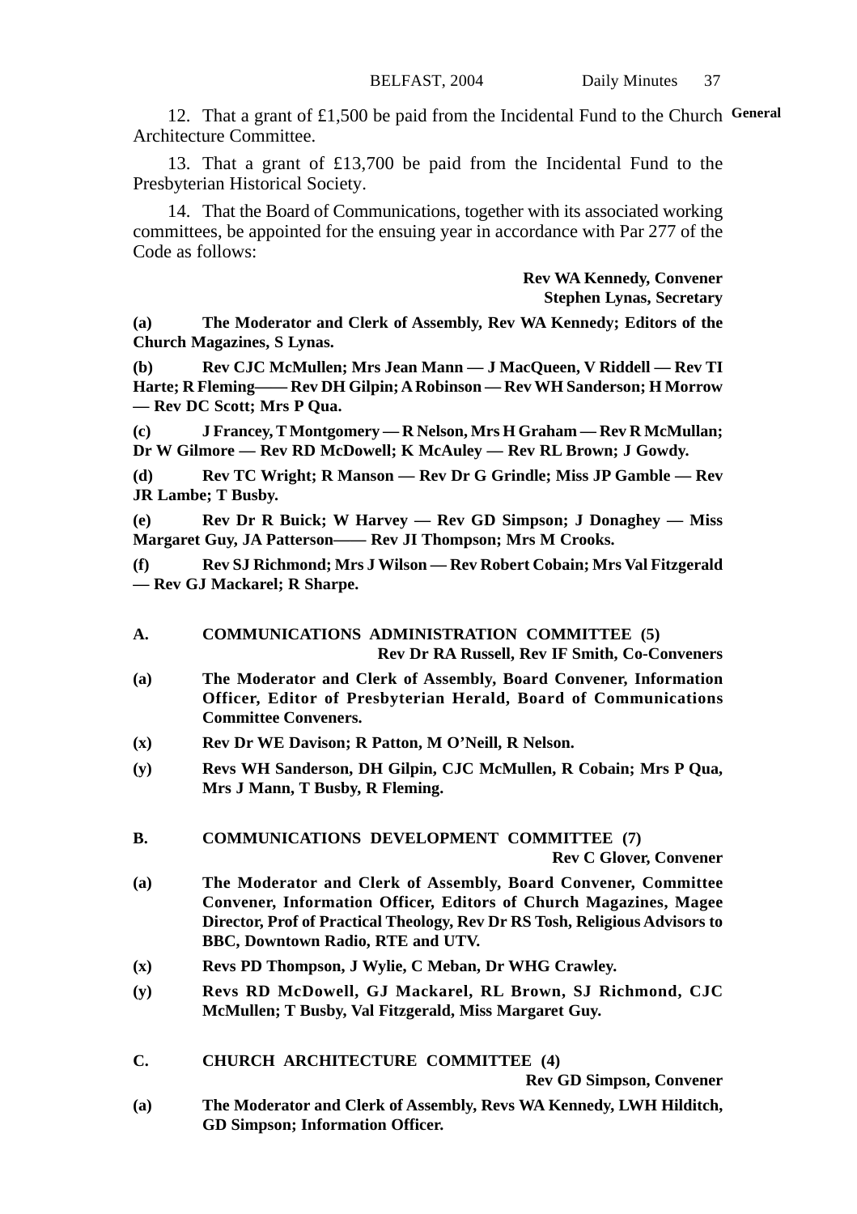12. That a grant of £1,500 be paid from the Incidental Fund to the Church Architecture Committee.

**General**

13. That a grant of £13,700 be paid from the Incidental Fund to the Presbyterian Historical Society.

14. That the Board of Communications, together with its associated working committees, be appointed for the ensuing year in accordance with Par 277 of the Code as follows:

**Rev WA Kennedy, Convener**
**Stephen Lynas, Secretary**

**(a) The Moderator and Clerk of Assembly, Rev WA Kennedy; Editors of the Church Magazines, S Lynas.**

**(b) Rev CJC McMullen; Mrs Jean Mann — J MacQueen, V Riddell — Rev TI Harte; R Fleming—— Rev DH Gilpin; A Robinson — Rev WH Sanderson; H Morrow — Rev DC Scott; Mrs P Qua.**

**(c) J Francey, T Montgomery — R Nelson, Mrs H Graham — Rev R McMullan; Dr W Gilmore — Rev RD McDowell; K McAuley — Rev RL Brown; J Gowdy.**

**(d) Rev TC Wright; R Manson — Rev Dr G Grindle; Miss JP Gamble — Rev JR Lambe; T Busby.**

**(e) Rev Dr R Buick; W Harvey — Rev GD Simpson; J Donaghey — Miss Margaret Guy, JA Patterson—— Rev JI Thompson; Mrs M Crooks.**

**(f) Rev SJ Richmond; Mrs J Wilson — Rev Robert Cobain; Mrs Val Fitzgerald — Rev GJ Mackarel; R Sharpe.**

**A. COMMUNICATIONS ADMINISTRATION COMMITTEE (5)**

**Rev Dr RA Russell, Rev IF Smith, Co-Conveners**

**(a) The Moderator and Clerk of Assembly, Board Convener, Information Officer, Editor of Presbyterian Herald, Board of Communications Committee Conveners.**

**(x) Rev Dr WE Davison; R Patton, M O'Neill, R Nelson.**

**(y) Revs WH Sanderson, DH Gilpin, CJC McMullen, R Cobain; Mrs P Qua, Mrs J Mann, T Busby, R Fleming.**

**B. COMMUNICATIONS DEVELOPMENT COMMITTEE (7)**

**Rev C Glover, Convener**

**(a) The Moderator and Clerk of Assembly, Board Convener, Committee Convener, Information Officer, Editors of Church Magazines, Magee Director, Prof of Practical Theology, Rev Dr RS Tosh, Religious Advisors to BBC, Downtown Radio, RTE and UTV.**

**(x) Revs PD Thompson, J Wylie, C Meban, Dr WHG Crawley.**

**(y) Revs RD McDowell, GJ Mackarel, RL Brown, SJ Richmond, CJC McMullen; T Busby, Val Fitzgerald, Miss Margaret Guy.**

**C. CHURCH ARCHITECTURE COMMITTEE (4)**

**Rev GD Simpson, Convener**

**(a) The Moderator and Clerk of Assembly, Revs WA Kennedy, LWH Hilditch, GD Simpson; Information Officer.**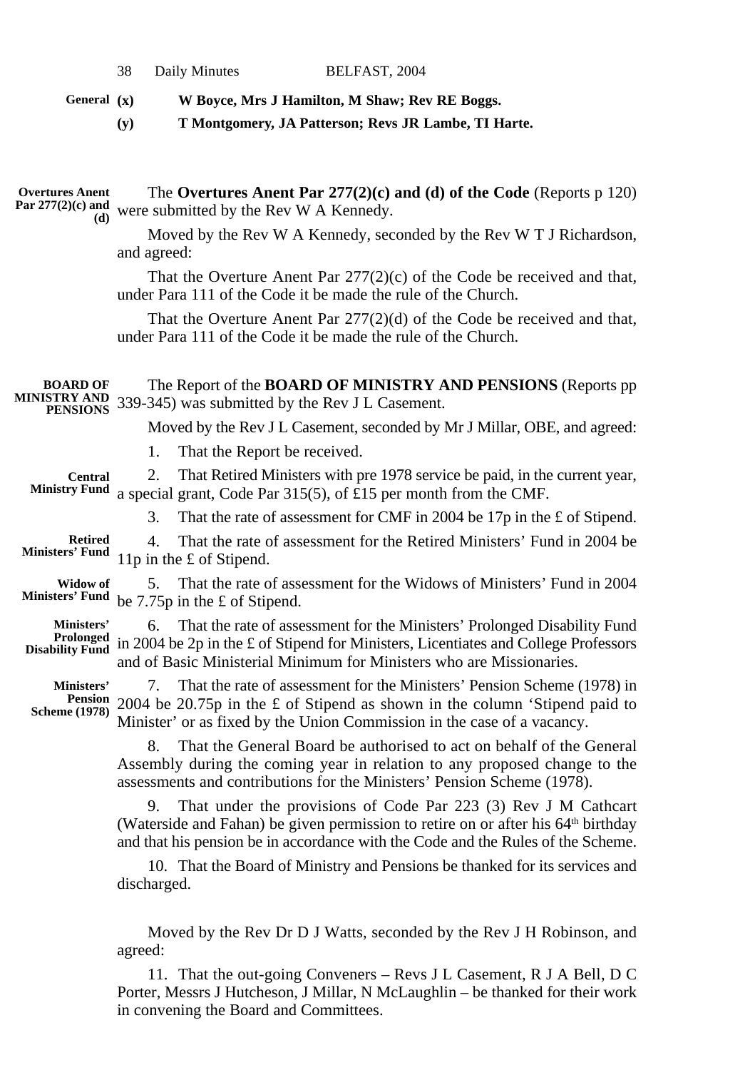General **(x)** **W Boyce, Mrs J Hamilton, M Shaw; Rev RE Boggs.**

**(y)** **T Montgomery, JA Patterson; Revs JR Lambe, TI Harte.**

**Overtures Anent Par 277(2)(c) and (d)**

The **Overtures Anent Par 277(2)(c) and (d) of the Code** (Reports p 120) were submitted by the Rev W A Kennedy.

Moved by the Rev W A Kennedy, seconded by the Rev W T J Richardson, and agreed:

That the Overture Anent Par 277(2)(c) of the Code be received and that, under Para 111 of the Code it be made the rule of the Church.

That the Overture Anent Par 277(2)(d) of the Code be received and that, under Para 111 of the Code it be made the rule of the Church.

**BOARD OF MINISTRY AND PENSIONS**

The Report of the **BOARD OF MINISTRY AND PENSIONS** (Reports pp 339-345) was submitted by the Rev J L Casement.

Moved by the Rev J L Casement, seconded by Mr J Millar, OBE, and agreed:

1. That the Report be received.

**Central Ministry Fund**

2. That Retired Ministers with pre 1978 service be paid, in the current year, a special grant, Code Par 315(5), of £15 per month from the CMF.

3. That the rate of assessment for CMF in 2004 be 17p in the £ of Stipend.

**Retired Ministers' Fund**

4. That the rate of assessment for the Retired Ministers' Fund in 2004 be 11p in the £ of Stipend.

**Widow of Ministers' Fund**

5. That the rate of assessment for the Widows of Ministers' Fund in 2004 be 7.75p in the £ of Stipend.

**Ministers' Prolonged Disability Fund**

6. That the rate of assessment for the Ministers' Prolonged Disability Fund in 2004 be 2p in the £ of Stipend for Ministers, Licentiates and College Professors and of Basic Ministerial Minimum for Ministers who are Missionaries.

**Ministers' Pension Scheme (1978)**

7. That the rate of assessment for the Ministers' Pension Scheme (1978) in 2004 be 20.75p in the £ of Stipend as shown in the column 'Stipend paid to Minister' or as fixed by the Union Commission in the case of a vacancy.

8. That the General Board be authorised to act on behalf of the General Assembly during the coming year in relation to any proposed change to the assessments and contributions for the Ministers' Pension Scheme (1978).

9. That under the provisions of Code Par 223 (3) Rev J M Cathcart (Waterside and Fahan) be given permission to retire on or after his 64th birthday and that his pension be in accordance with the Code and the Rules of the Scheme.

10. That the Board of Ministry and Pensions be thanked for its services and discharged.

Moved by the Rev Dr D J Watts, seconded by the Rev J H Robinson, and agreed:

11. That the out-going Conveners – Revs J L Casement, R J A Bell, D C Porter, Messrs J Hutcheson, J Millar, N McLaughlin – be thanked for their work in convening the Board and Committees.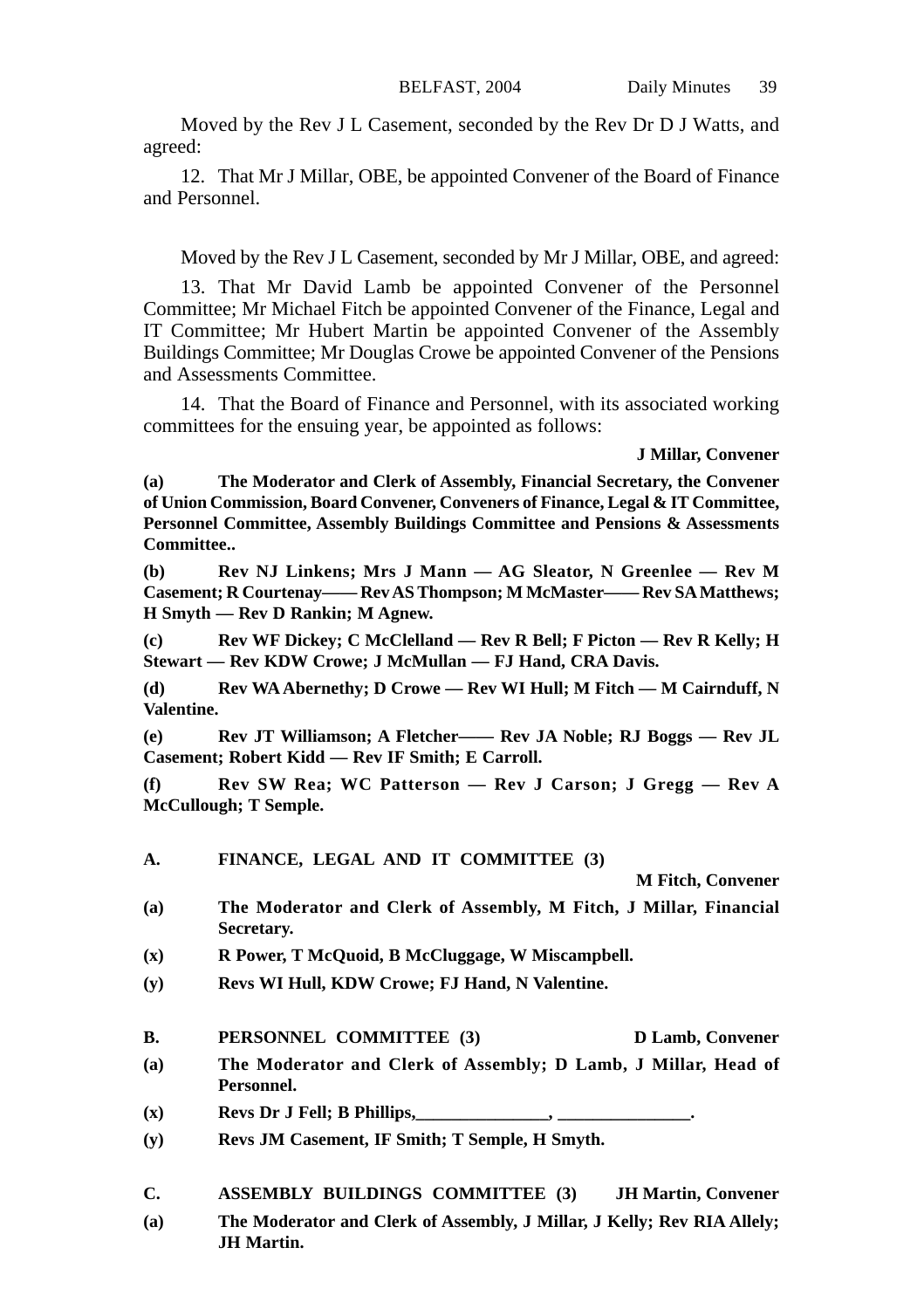Moved by the Rev J L Casement, seconded by the Rev Dr D J Watts, and agreed:

12. That Mr J Millar, OBE, be appointed Convener of the Board of Finance and Personnel.

Moved by the Rev J L Casement, seconded by Mr J Millar, OBE, and agreed:

13. That Mr David Lamb be appointed Convener of the Personnel Committee; Mr Michael Fitch be appointed Convener of the Finance, Legal and IT Committee; Mr Hubert Martin be appointed Convener of the Assembly Buildings Committee; Mr Douglas Crowe be appointed Convener of the Pensions and Assessments Committee.

14. That the Board of Finance and Personnel, with its associated working committees for the ensuing year, be appointed as follows:

**J Millar, Convener**

**(a) The Moderator and Clerk of Assembly, Financial Secretary, the Convener of Union Commission, Board Convener, Conveners of Finance, Legal & IT Committee, Personnel Committee, Assembly Buildings Committee and Pensions & Assessments Committee..**

**(b) Rev NJ Linkens; Mrs J Mann — AG Sleator, N Greenlee — Rev M Casement; R Courtenay—— Rev AS Thompson; M McMaster—— Rev SA Matthews; H Smyth — Rev D Rankin; M Agnew.**

**(c) Rev WF Dickey; C McClelland — Rev R Bell; F Picton — Rev R Kelly; H Stewart — Rev KDW Crowe; J McMullan — FJ Hand, CRA Davis.**

**(d) Rev WA Abernethy; D Crowe — Rev WI Hull; M Fitch — M Cairnduff, N Valentine.**

**(e) Rev JT Williamson; A Fletcher—— Rev JA Noble; RJ Boggs — Rev JL Casement; Robert Kidd — Rev IF Smith; E Carroll.**

**(f) Rev SW Rea; WC Patterson — Rev J Carson; J Gregg — Rev A McCullough; T Semple.**

**A. FINANCE, LEGAL AND IT COMMITTEE (3)**

**M Fitch, Convener**

**(a) The Moderator and Clerk of Assembly, M Fitch, J Millar, Financial Secretary.**

**(x) R Power, T McQuoid, B McCluggage, W Miscampbell.**

**(y) Revs WI Hull, KDW Crowe; FJ Hand, N Valentine.**

**B. PERSONNEL COMMITTEE (3) D Lamb, Convener**

**(a) The Moderator and Clerk of Assembly; D Lamb, J Millar, Head of Personnel.**

**(x) Revs Dr J Fell; B Phillips,_______________, _______________.**

**(y) Revs JM Casement, IF Smith; T Semple, H Smyth.**

**C. ASSEMBLY BUILDINGS COMMITTEE (3) JH Martin, Convener**

**(a) The Moderator and Clerk of Assembly, J Millar, J Kelly; Rev RIA Allely; JH Martin.**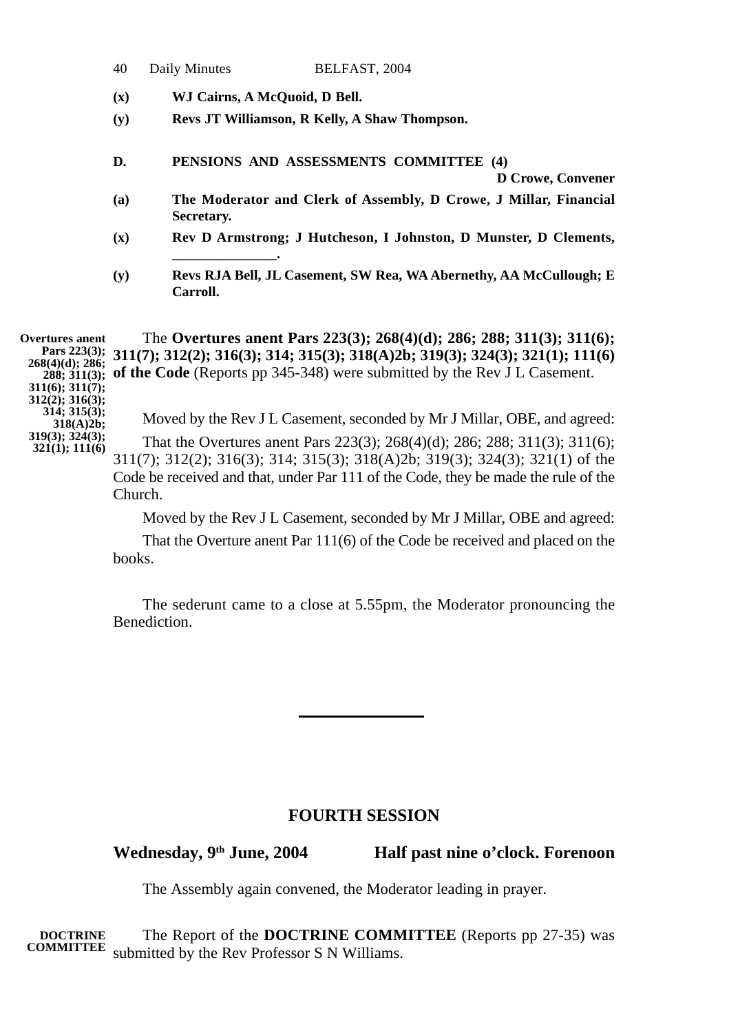**(x)** **WJ Cairns, A McQuoid, D Bell.**

**(y)** **Revs JT Williamson, R Kelly, A Shaw Thompson.**

**D.** **PENSIONS AND ASSESSMENTS COMMITTEE (4)**

**D Crowe, Convener**

**(a)** **The Moderator and Clerk of Assembly, D Crowe, J Millar, Financial Secretary.**

**(x)** **Rev D Armstrong; J Hutcheson, I Johnston, D Munster, D Clements, ______________.**

**(y)** **Revs RJA Bell, JL Casement, SW Rea, WA Abernethy, AA McCullough; E Carroll.**

**Overtures anent Pars 223(3); 268(4)(d); 286; 288; 311(3); 311(6); 311(7); 312(2); 316(3); 314; 315(3); 318(A)2b; 319(3); 324(3); 321(1); 111(6)**

The **Overtures anent Pars 223(3); 268(4)(d); 286; 288; 311(3); 311(6); 311(7); 312(2); 316(3); 314; 315(3); 318(A)2b; 319(3); 324(3); 321(1); 111(6) of the Code** (Reports pp 345-348) were submitted by the Rev J L Casement.

Moved by the Rev J L Casement, seconded by Mr J Millar, OBE, and agreed:

That the Overtures anent Pars 223(3); 268(4)(d); 286; 288; 311(3); 311(6); 311(7); 312(2); 316(3); 314; 315(3); 318(A)2b; 319(3); 324(3); 321(1) of the Code be received and that, under Par 111 of the Code, they be made the rule of the Church.

Moved by the Rev J L Casement, seconded by Mr J Millar, OBE and agreed:

That the Overture anent Par 111(6) of the Code be received and placed on the books.

The sederunt came to a close at 5.55pm, the Moderator pronouncing the Benediction.

---

## FOURTH SESSION

**Wednesday, 9th June, 2004** **Half past nine o'clock. Forenoon**

The Assembly again convened, the Moderator leading in prayer.

**DOCTRINE COMMITTEE**

The Report of the **DOCTRINE COMMITTEE** (Reports pp 27-35) was submitted by the Rev Professor S N Williams.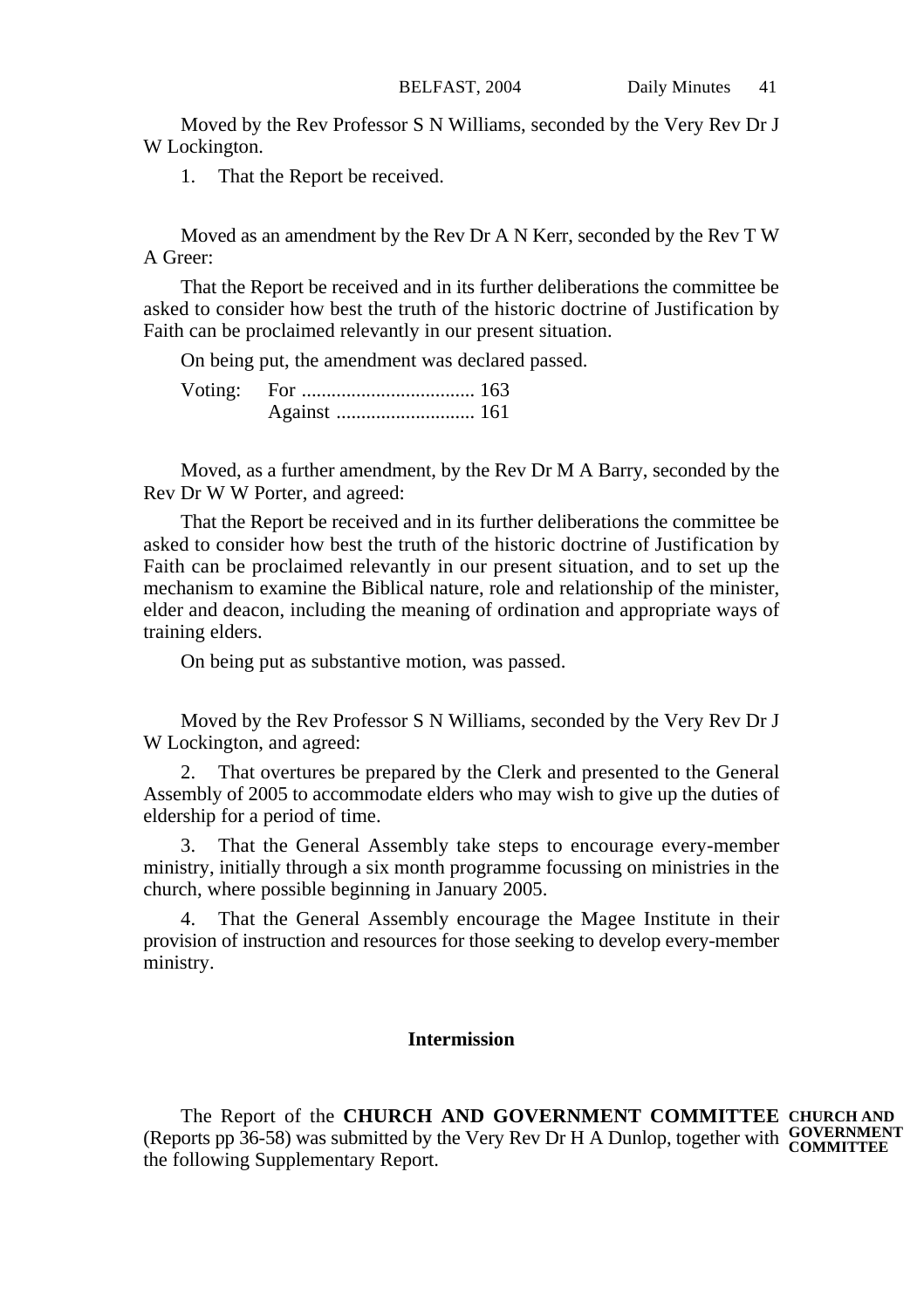Moved by the Rev Professor S N Williams, seconded by the Very Rev Dr J W Lockington.

1. That the Report be received.

Moved as an amendment by the Rev Dr A N Kerr, seconded by the Rev T W A Greer:

That the Report be received and in its further deliberations the committee be asked to consider how best the truth of the historic doctrine of Justification by Faith can be proclaimed relevantly in our present situation.

On being put, the amendment was declared passed.

Voting: For .................................. 163
Against ........................... 161

Moved, as a further amendment, by the Rev Dr M A Barry, seconded by the Rev Dr W W Porter, and agreed:

That the Report be received and in its further deliberations the committee be asked to consider how best the truth of the historic doctrine of Justification by Faith can be proclaimed relevantly in our present situation, and to set up the mechanism to examine the Biblical nature, role and relationship of the minister, elder and deacon, including the meaning of ordination and appropriate ways of training elders.

On being put as substantive motion, was passed.

Moved by the Rev Professor S N Williams, seconded by the Very Rev Dr J W Lockington, and agreed:

2. That overtures be prepared by the Clerk and presented to the General Assembly of 2005 to accommodate elders who may wish to give up the duties of eldership for a period of time.

3. That the General Assembly take steps to encourage every-member ministry, initially through a six month programme focussing on ministries in the church, where possible beginning in January 2005.

4. That the General Assembly encourage the Magee Institute in their provision of instruction and resources for those seeking to develop every-member ministry.

**Intermission**

**CHURCH AND GOVERNMENT COMMITTEE**

The Report of the **CHURCH AND GOVERNMENT COMMITTEE** (Reports pp 36-58) was submitted by the Very Rev Dr H A Dunlop, together with the following Supplementary Report.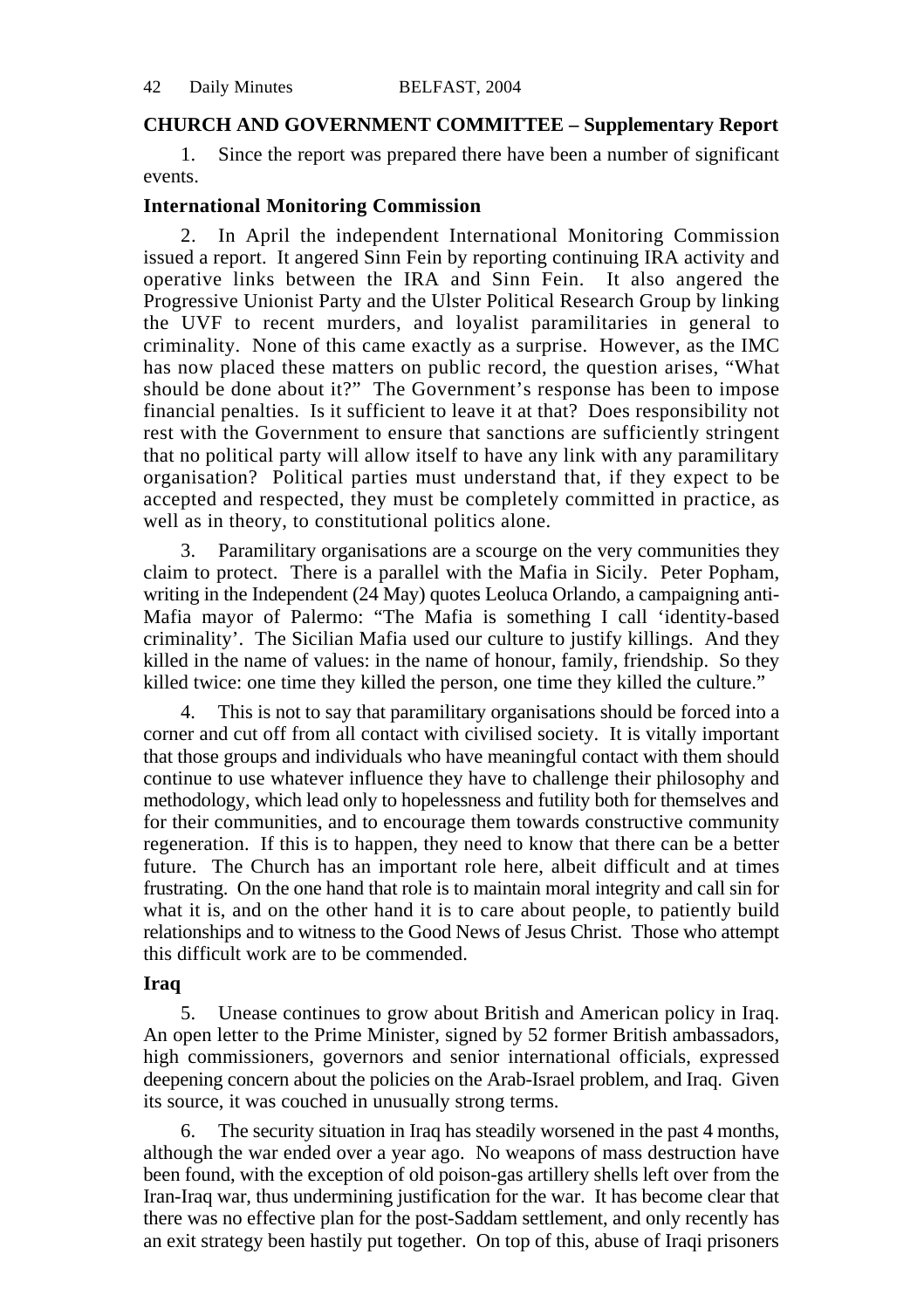## CHURCH AND GOVERNMENT COMMITTEE – Supplementary Report

1. Since the report was prepared there have been a number of significant events.

### International Monitoring Commission

2. In April the independent International Monitoring Commission issued a report. It angered Sinn Fein by reporting continuing IRA activity and operative links between the IRA and Sinn Fein. It also angered the Progressive Unionist Party and the Ulster Political Research Group by linking the UVF to recent murders, and loyalist paramilitaries in general to criminality. None of this came exactly as a surprise. However, as the IMC has now placed these matters on public record, the question arises, "What should be done about it?" The Government's response has been to impose financial penalties. Is it sufficient to leave it at that? Does responsibility not rest with the Government to ensure that sanctions are sufficiently stringent that no political party will allow itself to have any link with any paramilitary organisation? Political parties must understand that, if they expect to be accepted and respected, they must be completely committed in practice, as well as in theory, to constitutional politics alone.

3. Paramilitary organisations are a scourge on the very communities they claim to protect. There is a parallel with the Mafia in Sicily. Peter Popham, writing in the Independent (24 May) quotes Leoluca Orlando, a campaigning anti-Mafia mayor of Palermo: "The Mafia is something I call 'identity-based criminality'. The Sicilian Mafia used our culture to justify killings. And they killed in the name of values: in the name of honour, family, friendship. So they killed twice: one time they killed the person, one time they killed the culture."

4. This is not to say that paramilitary organisations should be forced into a corner and cut off from all contact with civilised society. It is vitally important that those groups and individuals who have meaningful contact with them should continue to use whatever influence they have to challenge their philosophy and methodology, which lead only to hopelessness and futility both for themselves and for their communities, and to encourage them towards constructive community regeneration. If this is to happen, they need to know that there can be a better future. The Church has an important role here, albeit difficult and at times frustrating. On the one hand that role is to maintain moral integrity and call sin for what it is, and on the other hand it is to care about people, to patiently build relationships and to witness to the Good News of Jesus Christ. Those who attempt this difficult work are to be commended.

### Iraq

5. Unease continues to grow about British and American policy in Iraq. An open letter to the Prime Minister, signed by 52 former British ambassadors, high commissioners, governors and senior international officials, expressed deepening concern about the policies on the Arab-Israel problem, and Iraq. Given its source, it was couched in unusually strong terms.

6. The security situation in Iraq has steadily worsened in the past 4 months, although the war ended over a year ago. No weapons of mass destruction have been found, with the exception of old poison-gas artillery shells left over from the Iran-Iraq war, thus undermining justification for the war. It has become clear that there was no effective plan for the post-Saddam settlement, and only recently has an exit strategy been hastily put together. On top of this, abuse of Iraqi prisoners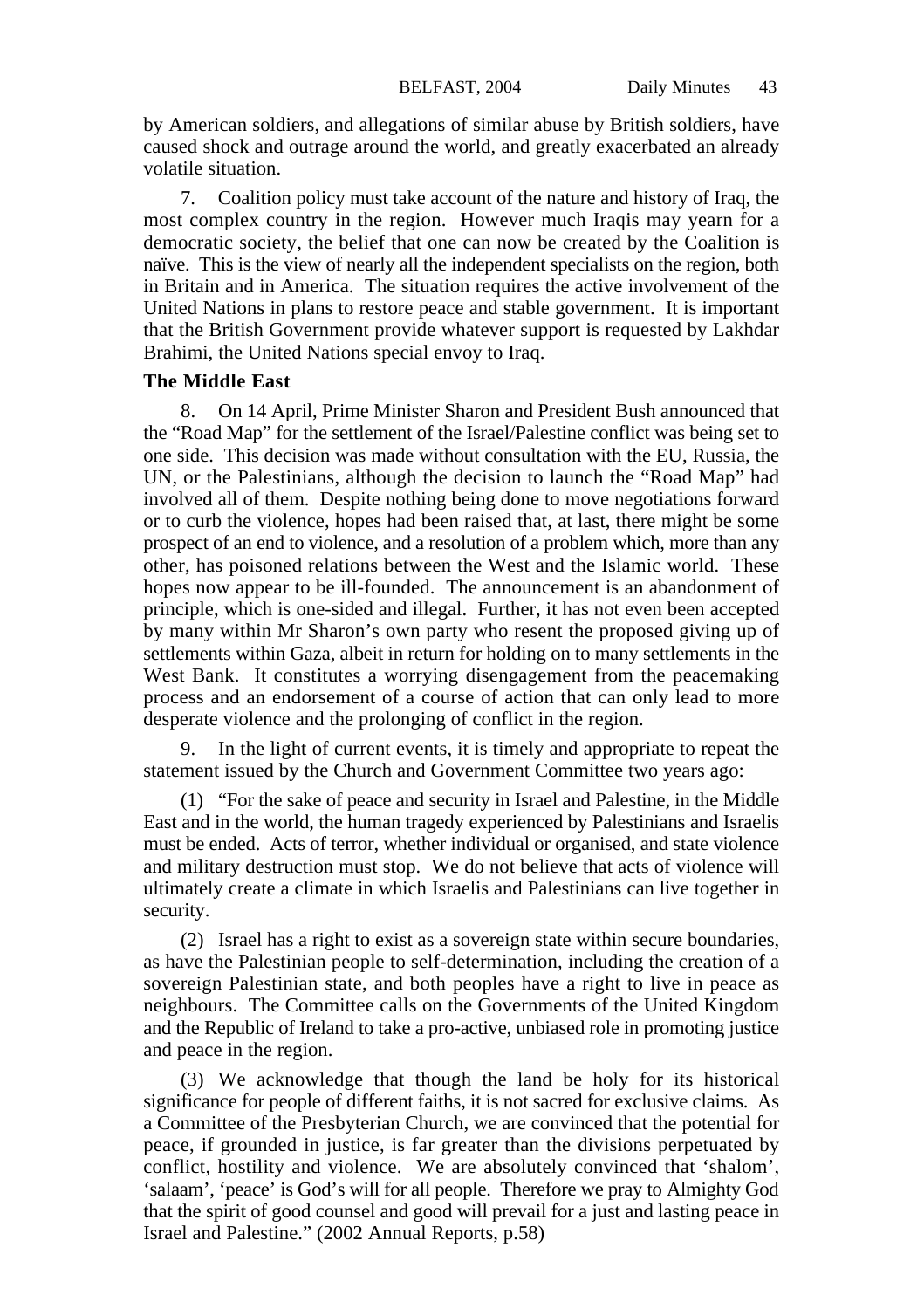by American soldiers, and allegations of similar abuse by British soldiers, have caused shock and outrage around the world, and greatly exacerbated an already volatile situation.

7. Coalition policy must take account of the nature and history of Iraq, the most complex country in the region. However much Iraqis may yearn for a democratic society, the belief that one can now be created by the Coalition is naïve. This is the view of nearly all the independent specialists on the region, both in Britain and in America. The situation requires the active involvement of the United Nations in plans to restore peace and stable government. It is important that the British Government provide whatever support is requested by Lakhdar Brahimi, the United Nations special envoy to Iraq.

**The Middle East**

8. On 14 April, Prime Minister Sharon and President Bush announced that the "Road Map" for the settlement of the Israel/Palestine conflict was being set to one side. This decision was made without consultation with the EU, Russia, the UN, or the Palestinians, although the decision to launch the "Road Map" had involved all of them. Despite nothing being done to move negotiations forward or to curb the violence, hopes had been raised that, at last, there might be some prospect of an end to violence, and a resolution of a problem which, more than any other, has poisoned relations between the West and the Islamic world. These hopes now appear to be ill-founded. The announcement is an abandonment of principle, which is one-sided and illegal. Further, it has not even been accepted by many within Mr Sharon's own party who resent the proposed giving up of settlements within Gaza, albeit in return for holding on to many settlements in the West Bank. It constitutes a worrying disengagement from the peacemaking process and an endorsement of a course of action that can only lead to more desperate violence and the prolonging of conflict in the region.

9. In the light of current events, it is timely and appropriate to repeat the statement issued by the Church and Government Committee two years ago:

(1) "For the sake of peace and security in Israel and Palestine, in the Middle East and in the world, the human tragedy experienced by Palestinians and Israelis must be ended. Acts of terror, whether individual or organised, and state violence and military destruction must stop. We do not believe that acts of violence will ultimately create a climate in which Israelis and Palestinians can live together in security.

(2) Israel has a right to exist as a sovereign state within secure boundaries, as have the Palestinian people to self-determination, including the creation of a sovereign Palestinian state, and both peoples have a right to live in peace as neighbours. The Committee calls on the Governments of the United Kingdom and the Republic of Ireland to take a pro-active, unbiased role in promoting justice and peace in the region.

(3) We acknowledge that though the land be holy for its historical significance for people of different faiths, it is not sacred for exclusive claims. As a Committee of the Presbyterian Church, we are convinced that the potential for peace, if grounded in justice, is far greater than the divisions perpetuated by conflict, hostility and violence. We are absolutely convinced that 'shalom', 'salaam', 'peace' is God's will for all people. Therefore we pray to Almighty God that the spirit of good counsel and good will prevail for a just and lasting peace in Israel and Palestine." (2002 Annual Reports, p.58)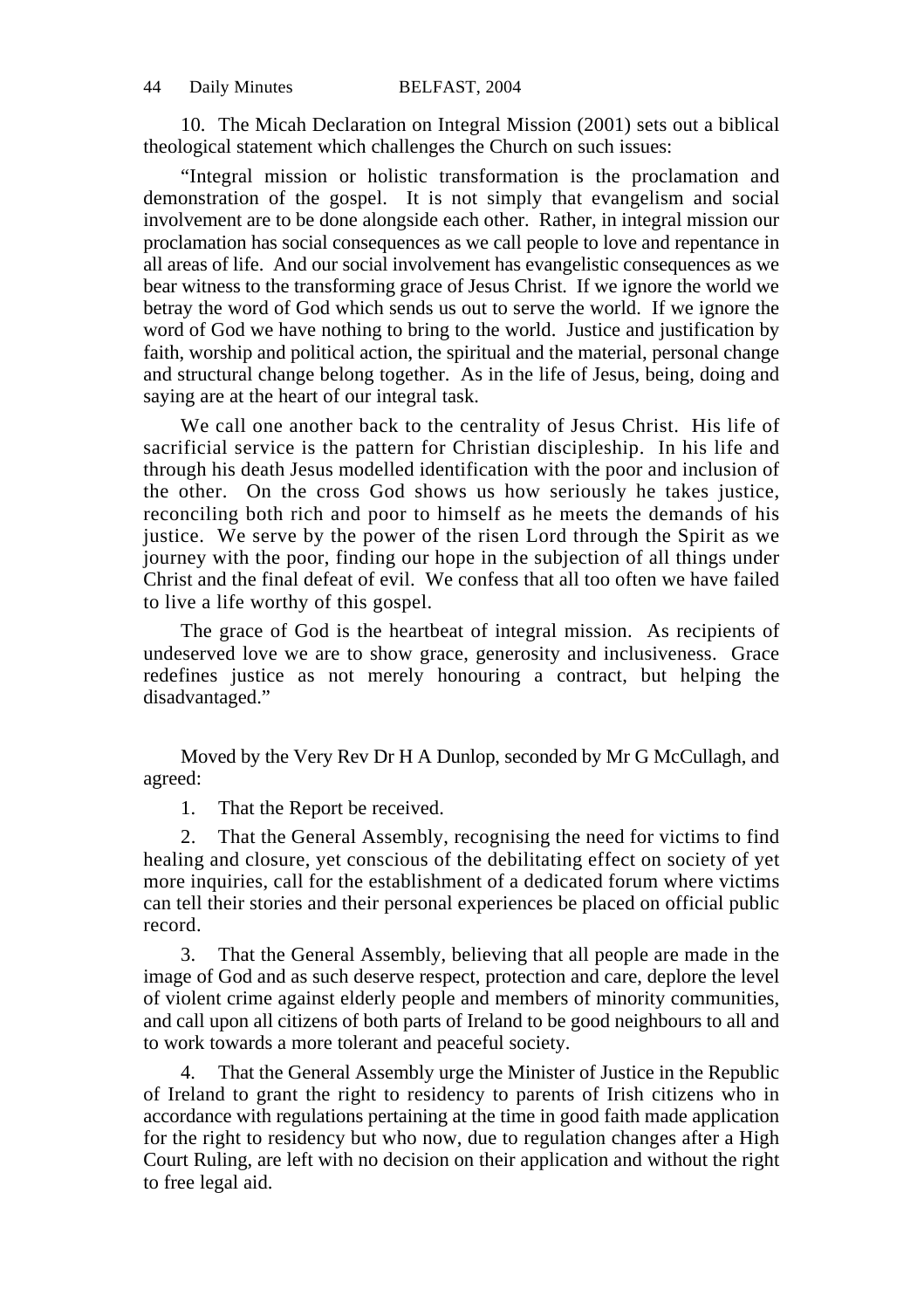10. The Micah Declaration on Integral Mission (2001) sets out a biblical theological statement which challenges the Church on such issues:

"Integral mission or holistic transformation is the proclamation and demonstration of the gospel. It is not simply that evangelism and social involvement are to be done alongside each other. Rather, in integral mission our proclamation has social consequences as we call people to love and repentance in all areas of life. And our social involvement has evangelistic consequences as we bear witness to the transforming grace of Jesus Christ. If we ignore the world we betray the word of God which sends us out to serve the world. If we ignore the word of God we have nothing to bring to the world. Justice and justification by faith, worship and political action, the spiritual and the material, personal change and structural change belong together. As in the life of Jesus, being, doing and saying are at the heart of our integral task.

We call one another back to the centrality of Jesus Christ. His life of sacrificial service is the pattern for Christian discipleship. In his life and through his death Jesus modelled identification with the poor and inclusion of the other. On the cross God shows us how seriously he takes justice, reconciling both rich and poor to himself as he meets the demands of his justice. We serve by the power of the risen Lord through the Spirit as we journey with the poor, finding our hope in the subjection of all things under Christ and the final defeat of evil. We confess that all too often we have failed to live a life worthy of this gospel.

The grace of God is the heartbeat of integral mission. As recipients of undeserved love we are to show grace, generosity and inclusiveness. Grace redefines justice as not merely honouring a contract, but helping the disadvantaged."

Moved by the Very Rev Dr H A Dunlop, seconded by Mr G McCullagh, and agreed:

1. That the Report be received.

2. That the General Assembly, recognising the need for victims to find healing and closure, yet conscious of the debilitating effect on society of yet more inquiries, call for the establishment of a dedicated forum where victims can tell their stories and their personal experiences be placed on official public record.

3. That the General Assembly, believing that all people are made in the image of God and as such deserve respect, protection and care, deplore the level of violent crime against elderly people and members of minority communities, and call upon all citizens of both parts of Ireland to be good neighbours to all and to work towards a more tolerant and peaceful society.

4. That the General Assembly urge the Minister of Justice in the Republic of Ireland to grant the right to residency to parents of Irish citizens who in accordance with regulations pertaining at the time in good faith made application for the right to residency but who now, due to regulation changes after a High Court Ruling, are left with no decision on their application and without the right to free legal aid.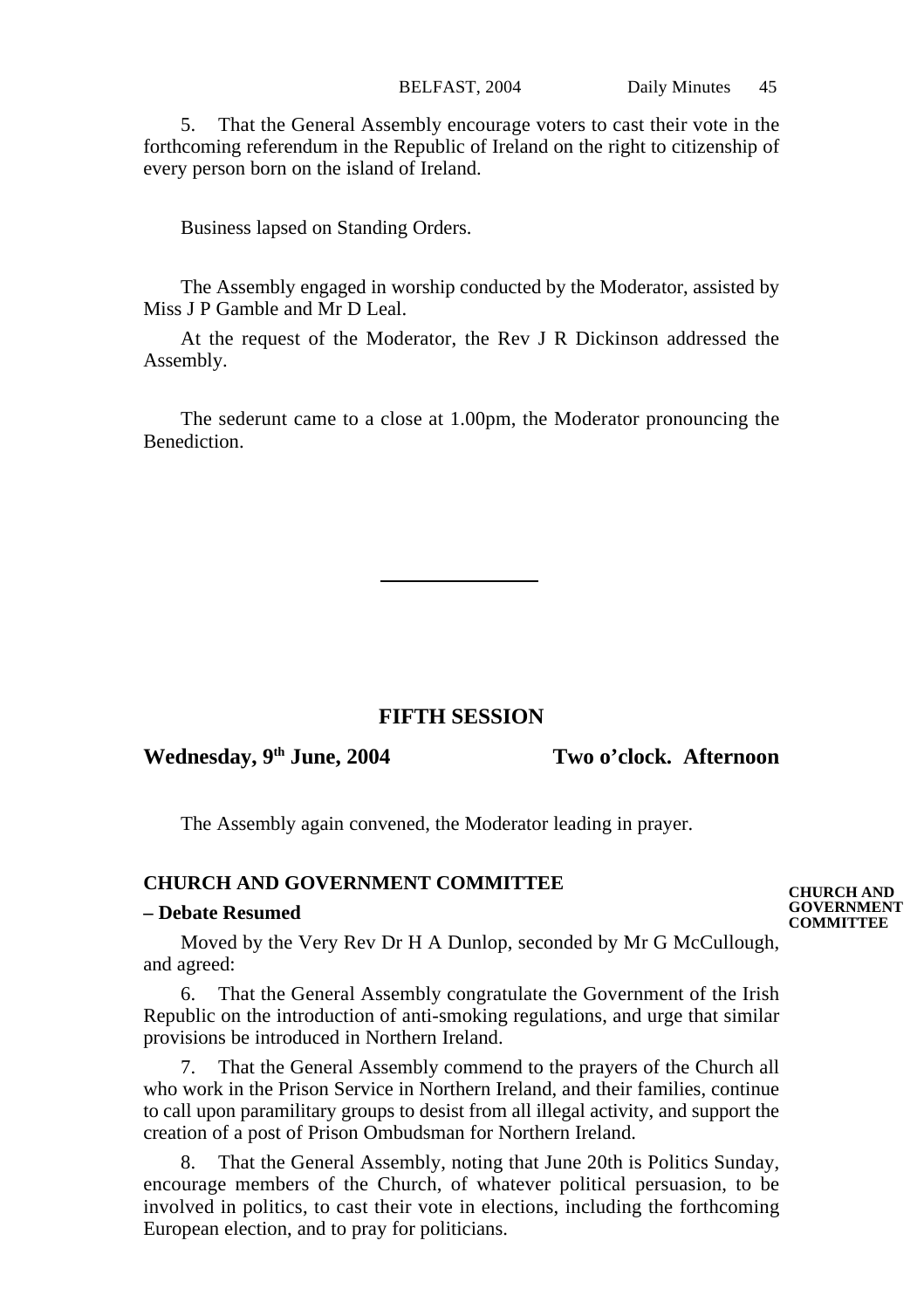5. That the General Assembly encourage voters to cast their vote in the forthcoming referendum in the Republic of Ireland on the right to citizenship of every person born on the island of Ireland.

Business lapsed on Standing Orders.

The Assembly engaged in worship conducted by the Moderator, assisted by Miss J P Gamble and Mr D Leal.

At the request of the Moderator, the Rev J R Dickinson addressed the Assembly.

The sederunt came to a close at 1.00pm, the Moderator pronouncing the Benediction.

---

## FIFTH SESSION

**Wednesday, 9th June, 2004 Two o'clock. Afternoon**

The Assembly again convened, the Moderator leading in prayer.

**CHURCH AND GOVERNMENT COMMITTEE**

**– Debate Resumed**

**CHURCH AND GOVERNMENT COMMITTEE**

Moved by the Very Rev Dr H A Dunlop, seconded by Mr G McCullough, and agreed:

6. That the General Assembly congratulate the Government of the Irish Republic on the introduction of anti-smoking regulations, and urge that similar provisions be introduced in Northern Ireland.

7. That the General Assembly commend to the prayers of the Church all who work in the Prison Service in Northern Ireland, and their families, continue to call upon paramilitary groups to desist from all illegal activity, and support the creation of a post of Prison Ombudsman for Northern Ireland.

8. That the General Assembly, noting that June 20th is Politics Sunday, encourage members of the Church, of whatever political persuasion, to be involved in politics, to cast their vote in elections, including the forthcoming European election, and to pray for politicians.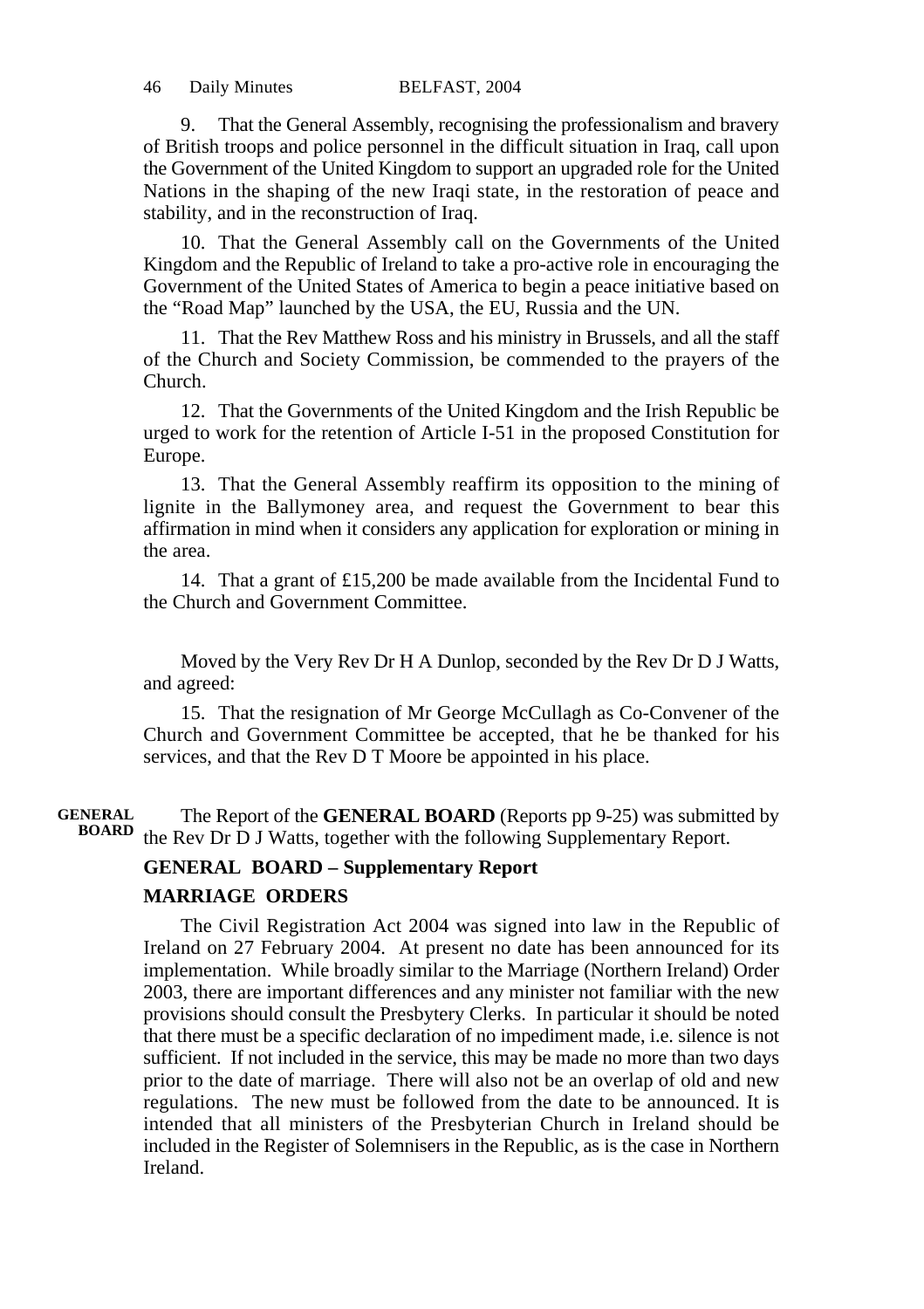9. That the General Assembly, recognising the professionalism and bravery of British troops and police personnel in the difficult situation in Iraq, call upon the Government of the United Kingdom to support an upgraded role for the United Nations in the shaping of the new Iraqi state, in the restoration of peace and stability, and in the reconstruction of Iraq.

10. That the General Assembly call on the Governments of the United Kingdom and the Republic of Ireland to take a pro-active role in encouraging the Government of the United States of America to begin a peace initiative based on the "Road Map" launched by the USA, the EU, Russia and the UN.

11. That the Rev Matthew Ross and his ministry in Brussels, and all the staff of the Church and Society Commission, be commended to the prayers of the Church.

12. That the Governments of the United Kingdom and the Irish Republic be urged to work for the retention of Article I-51 in the proposed Constitution for Europe.

13. That the General Assembly reaffirm its opposition to the mining of lignite in the Ballymoney area, and request the Government to bear this affirmation in mind when it considers any application for exploration or mining in the area.

14. That a grant of £15,200 be made available from the Incidental Fund to the Church and Government Committee.

Moved by the Very Rev Dr H A Dunlop, seconded by the Rev Dr D J Watts, and agreed:

15. That the resignation of Mr George McCullagh as Co-Convener of the Church and Government Committee be accepted, that he be thanked for his services, and that the Rev D T Moore be appointed in his place.

**GENERAL BOARD**

The Report of the **GENERAL BOARD** (Reports pp 9-25) was submitted by the Rev Dr D J Watts, together with the following Supplementary Report.

**GENERAL BOARD – Supplementary Report**

**MARRIAGE ORDERS**

The Civil Registration Act 2004 was signed into law in the Republic of Ireland on 27 February 2004. At present no date has been announced for its implementation. While broadly similar to the Marriage (Northern Ireland) Order 2003, there are important differences and any minister not familiar with the new provisions should consult the Presbytery Clerks. In particular it should be noted that there must be a specific declaration of no impediment made, i.e. silence is not sufficient. If not included in the service, this may be made no more than two days prior to the date of marriage. There will also not be an overlap of old and new regulations. The new must be followed from the date to be announced. It is intended that all ministers of the Presbyterian Church in Ireland should be included in the Register of Solemnisers in the Republic, as is the case in Northern Ireland.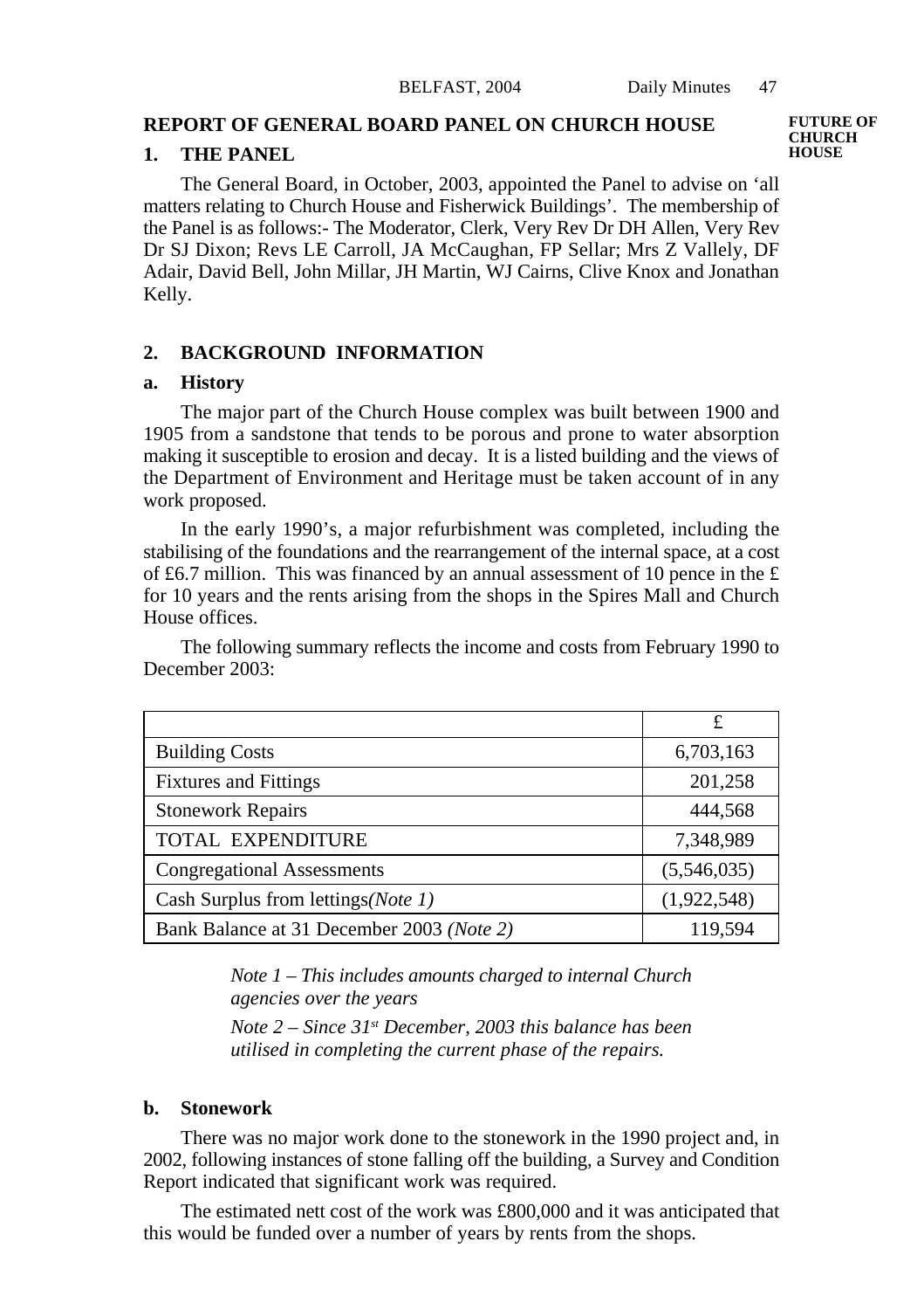**FUTURE OF CHURCH HOUSE**

## REPORT OF GENERAL BOARD PANEL ON CHURCH HOUSE

### 1. THE PANEL

The General Board, in October, 2003, appointed the Panel to advise on 'all matters relating to Church House and Fisherwick Buildings'. The membership of the Panel is as follows:- The Moderator, Clerk, Very Rev Dr DH Allen, Very Rev Dr SJ Dixon; Revs LE Carroll, JA McCaughan, FP Sellar; Mrs Z Vallely, DF Adair, David Bell, John Millar, JH Martin, WJ Cairns, Clive Knox and Jonathan Kelly.

### 2. BACKGROUND INFORMATION

#### a. History

The major part of the Church House complex was built between 1900 and 1905 from a sandstone that tends to be porous and prone to water absorption making it susceptible to erosion and decay. It is a listed building and the views of the Department of Environment and Heritage must be taken account of in any work proposed.

In the early 1990's, a major refurbishment was completed, including the stabilising of the foundations and the rearrangement of the internal space, at a cost of £6.7 million. This was financed by an annual assessment of 10 pence in the £ for 10 years and the rents arising from the shops in the Spires Mall and Church House offices.

The following summary reflects the income and costs from February 1990 to December 2003:

| | £ |
|---|---|
| Building Costs | 6,703,163 |
| Fixtures and Fittings | 201,258 |
| Stonework Repairs | 444,568 |
| TOTAL EXPENDITURE | 7,348,989 |
| Congregational Assessments | (5,546,035) |
| Cash Surplus from lettings *(Note 1)* | (1,922,548) |
| Bank Balance at 31 December 2003 *(Note 2)* | 119,594 |

*Note 1 – This includes amounts charged to internal Church agencies over the years*

*Note 2 – Since 31st December, 2003 this balance has been utilised in completing the current phase of the repairs.*

#### b. Stonework

There was no major work done to the stonework in the 1990 project and, in 2002, following instances of stone falling off the building, a Survey and Condition Report indicated that significant work was required.

The estimated nett cost of the work was £800,000 and it was anticipated that this would be funded over a number of years by rents from the shops.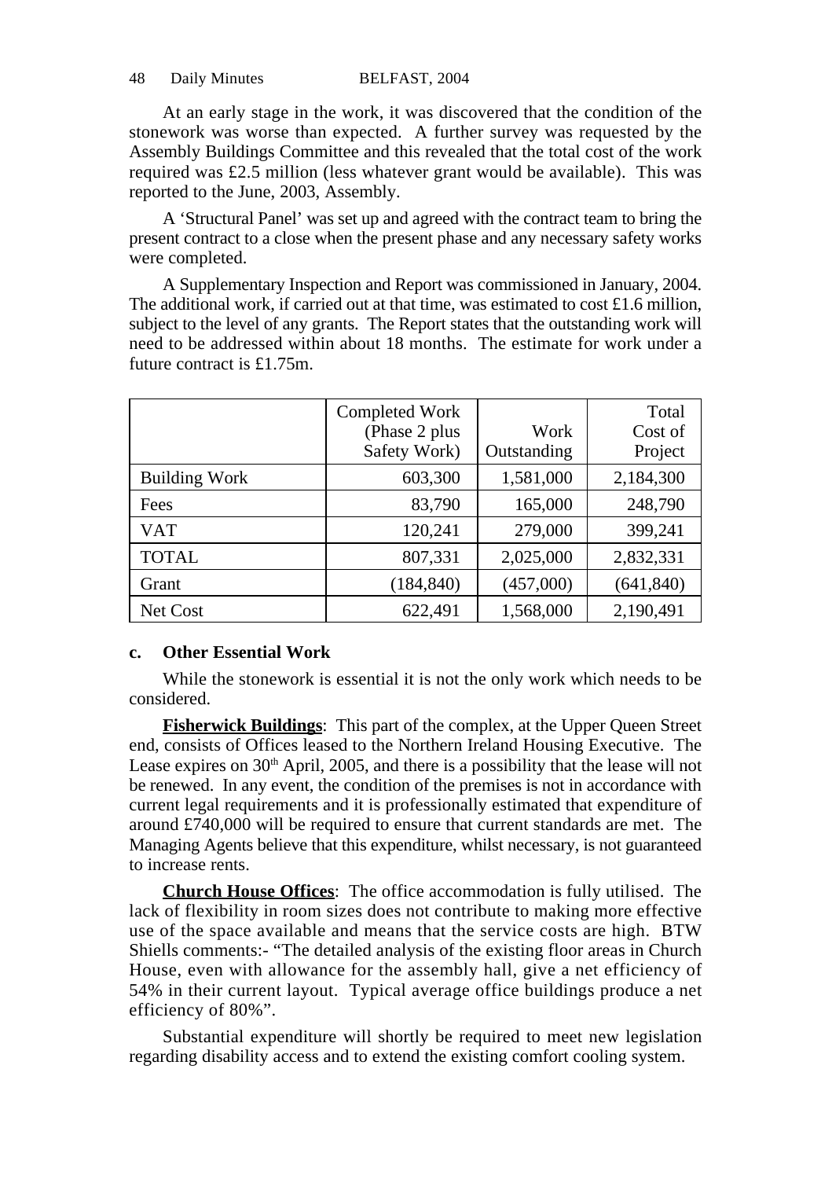At an early stage in the work, it was discovered that the condition of the stonework was worse than expected. A further survey was requested by the Assembly Buildings Committee and this revealed that the total cost of the work required was £2.5 million (less whatever grant would be available). This was reported to the June, 2003, Assembly.

A 'Structural Panel' was set up and agreed with the contract team to bring the present contract to a close when the present phase and any necessary safety works were completed.

A Supplementary Inspection and Report was commissioned in January, 2004. The additional work, if carried out at that time, was estimated to cost £1.6 million, subject to the level of any grants. The Report states that the outstanding work will need to be addressed within about 18 months. The estimate for work under a future contract is £1.75m.

| | Completed Work (Phase 2 plus Safety Work) | Work Outstanding | Total Cost of Project |
|---|---|---|---|
| Building Work | 603,300 | 1,581,000 | 2,184,300 |
| Fees | 83,790 | 165,000 | 248,790 |
| VAT | 120,241 | 279,000 | 399,241 |
| TOTAL | 807,331 | 2,025,000 | 2,832,331 |
| Grant | (184,840) | (457,000) | (641,840) |
| Net Cost | 622,491 | 1,568,000 | 2,190,491 |

**c. Other Essential Work**

While the stonework is essential it is not the only work which needs to be considered.

**Fisherwick Buildings**: This part of the complex, at the Upper Queen Street end, consists of Offices leased to the Northern Ireland Housing Executive. The Lease expires on 30th April, 2005, and there is a possibility that the lease will not be renewed. In any event, the condition of the premises is not in accordance with current legal requirements and it is professionally estimated that expenditure of around £740,000 will be required to ensure that current standards are met. The Managing Agents believe that this expenditure, whilst necessary, is not guaranteed to increase rents.

**Church House Offices**: The office accommodation is fully utilised. The lack of flexibility in room sizes does not contribute to making more effective use of the space available and means that the service costs are high. BTW Shiells comments:- "The detailed analysis of the existing floor areas in Church House, even with allowance for the assembly hall, give a net efficiency of 54% in their current layout. Typical average office buildings produce a net efficiency of 80%".

Substantial expenditure will shortly be required to meet new legislation regarding disability access and to extend the existing comfort cooling system.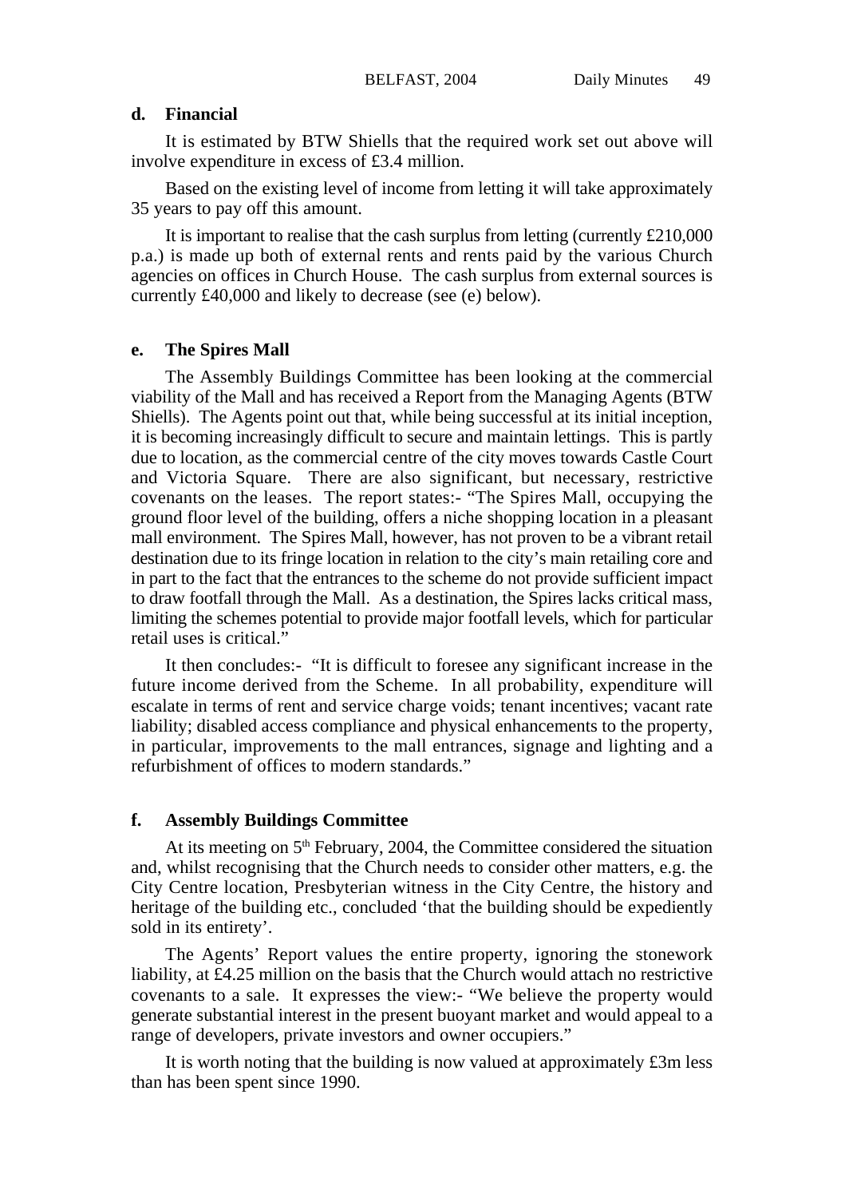**d. Financial**

It is estimated by BTW Shiells that the required work set out above will involve expenditure in excess of £3.4 million.

Based on the existing level of income from letting it will take approximately 35 years to pay off this amount.

It is important to realise that the cash surplus from letting (currently £210,000 p.a.) is made up both of external rents and rents paid by the various Church agencies on offices in Church House. The cash surplus from external sources is currently £40,000 and likely to decrease (see (e) below).

**e. The Spires Mall**

The Assembly Buildings Committee has been looking at the commercial viability of the Mall and has received a Report from the Managing Agents (BTW Shiells). The Agents point out that, while being successful at its initial inception, it is becoming increasingly difficult to secure and maintain lettings. This is partly due to location, as the commercial centre of the city moves towards Castle Court and Victoria Square. There are also significant, but necessary, restrictive covenants on the leases. The report states:- "The Spires Mall, occupying the ground floor level of the building, offers a niche shopping location in a pleasant mall environment. The Spires Mall, however, has not proven to be a vibrant retail destination due to its fringe location in relation to the city's main retailing core and in part to the fact that the entrances to the scheme do not provide sufficient impact to draw footfall through the Mall. As a destination, the Spires lacks critical mass, limiting the schemes potential to provide major footfall levels, which for particular retail uses is critical."

It then concludes:- "It is difficult to foresee any significant increase in the future income derived from the Scheme. In all probability, expenditure will escalate in terms of rent and service charge voids; tenant incentives; vacant rate liability; disabled access compliance and physical enhancements to the property, in particular, improvements to the mall entrances, signage and lighting and a refurbishment of offices to modern standards."

**f. Assembly Buildings Committee**

At its meeting on 5th February, 2004, the Committee considered the situation and, whilst recognising that the Church needs to consider other matters, e.g. the City Centre location, Presbyterian witness in the City Centre, the history and heritage of the building etc., concluded 'that the building should be expediently sold in its entirety'.

The Agents' Report values the entire property, ignoring the stonework liability, at £4.25 million on the basis that the Church would attach no restrictive covenants to a sale. It expresses the view:- "We believe the property would generate substantial interest in the present buoyant market and would appeal to a range of developers, private investors and owner occupiers."

It is worth noting that the building is now valued at approximately £3m less than has been spent since 1990.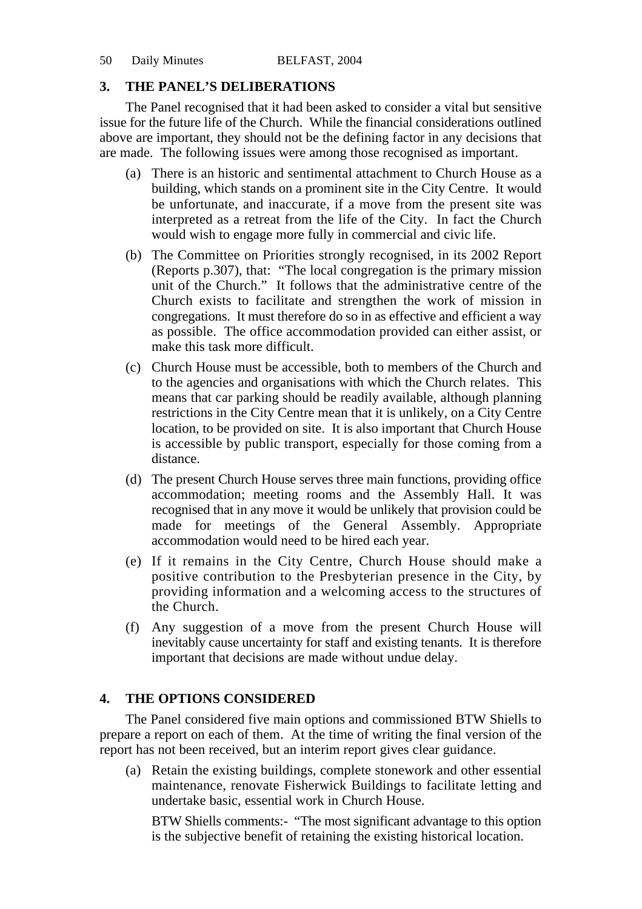## 3. THE PANEL'S DELIBERATIONS

The Panel recognised that it had been asked to consider a vital but sensitive issue for the future life of the Church. While the financial considerations outlined above are important, they should not be the defining factor in any decisions that are made. The following issues were among those recognised as important.

(a) There is an historic and sentimental attachment to Church House as a building, which stands on a prominent site in the City Centre. It would be unfortunate, and inaccurate, if a move from the present site was interpreted as a retreat from the life of the City. In fact the Church would wish to engage more fully in commercial and civic life.

(b) The Committee on Priorities strongly recognised, in its 2002 Report (Reports p.307), that: "The local congregation is the primary mission unit of the Church." It follows that the administrative centre of the Church exists to facilitate and strengthen the work of mission in congregations. It must therefore do so in as effective and efficient a way as possible. The office accommodation provided can either assist, or make this task more difficult.

(c) Church House must be accessible, both to members of the Church and to the agencies and organisations with which the Church relates. This means that car parking should be readily available, although planning restrictions in the City Centre mean that it is unlikely, on a City Centre location, to be provided on site. It is also important that Church House is accessible by public transport, especially for those coming from a distance.

(d) The present Church House serves three main functions, providing office accommodation; meeting rooms and the Assembly Hall. It was recognised that in any move it would be unlikely that provision could be made for meetings of the General Assembly. Appropriate accommodation would need to be hired each year.

(e) If it remains in the City Centre, Church House should make a positive contribution to the Presbyterian presence in the City, by providing information and a welcoming access to the structures of the Church.

(f) Any suggestion of a move from the present Church House will inevitably cause uncertainty for staff and existing tenants. It is therefore important that decisions are made without undue delay.

## 4. THE OPTIONS CONSIDERED

The Panel considered five main options and commissioned BTW Shiells to prepare a report on each of them. At the time of writing the final version of the report has not been received, but an interim report gives clear guidance.

(a) Retain the existing buildings, complete stonework and other essential maintenance, renovate Fisherwick Buildings to facilitate letting and undertake basic, essential work in Church House.

BTW Shiells comments:- "The most significant advantage to this option is the subjective benefit of retaining the existing historical location.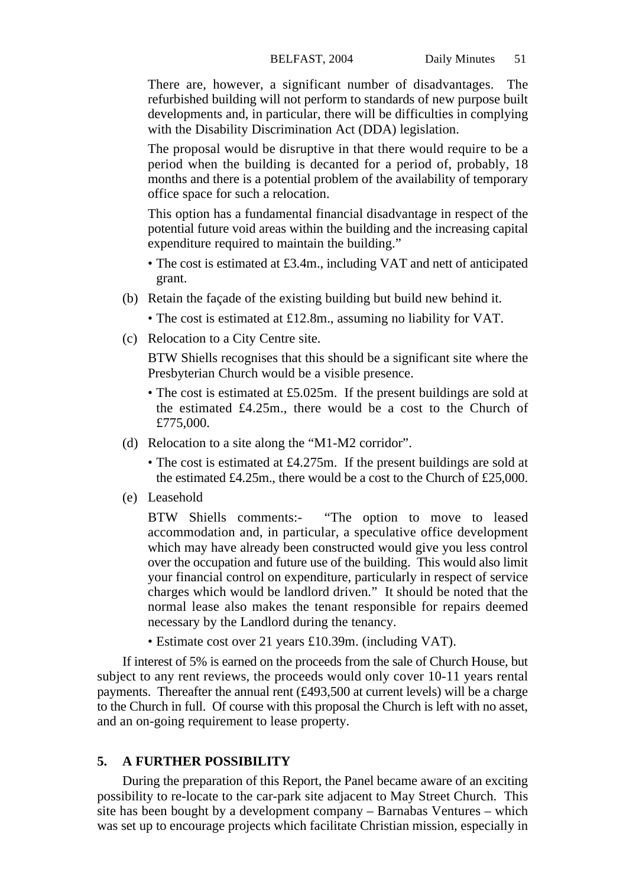There are, however, a significant number of disadvantages. The refurbished building will not perform to standards of new purpose built developments and, in particular, there will be difficulties in complying with the Disability Discrimination Act (DDA) legislation.

The proposal would be disruptive in that there would require to be a period when the building is decanted for a period of, probably, 18 months and there is a potential problem of the availability of temporary office space for such a relocation.

This option has a fundamental financial disadvantage in respect of the potential future void areas within the building and the increasing capital expenditure required to maintain the building."

- The cost is estimated at £3.4m., including VAT and nett of anticipated grant.

(b) Retain the façade of the existing building but build new behind it.

- The cost is estimated at £12.8m., assuming no liability for VAT.

(c) Relocation to a City Centre site.

BTW Shiells recognises that this should be a significant site where the Presbyterian Church would be a visible presence.

- The cost is estimated at £5.025m. If the present buildings are sold at the estimated £4.25m., there would be a cost to the Church of £775,000.

(d) Relocation to a site along the "M1-M2 corridor".

- The cost is estimated at £4.275m. If the present buildings are sold at the estimated £4.25m., there would be a cost to the Church of £25,000.

(e) Leasehold

BTW Shiells comments:- "The option to move to leased accommodation and, in particular, a speculative office development which may have already been constructed would give you less control over the occupation and future use of the building. This would also limit your financial control on expenditure, particularly in respect of service charges which would be landlord driven." It should be noted that the normal lease also makes the tenant responsible for repairs deemed necessary by the Landlord during the tenancy.

- Estimate cost over 21 years £10.39m. (including VAT).

If interest of 5% is earned on the proceeds from the sale of Church House, but subject to any rent reviews, the proceeds would only cover 10-11 years rental payments. Thereafter the annual rent (£493,500 at current levels) will be a charge to the Church in full. Of course with this proposal the Church is left with no asset, and an on-going requirement to lease property.

## 5. A FURTHER POSSIBILITY

During the preparation of this Report, the Panel became aware of an exciting possibility to re-locate to the car-park site adjacent to May Street Church. This site has been bought by a development company – Barnabas Ventures – which was set up to encourage projects which facilitate Christian mission, especially in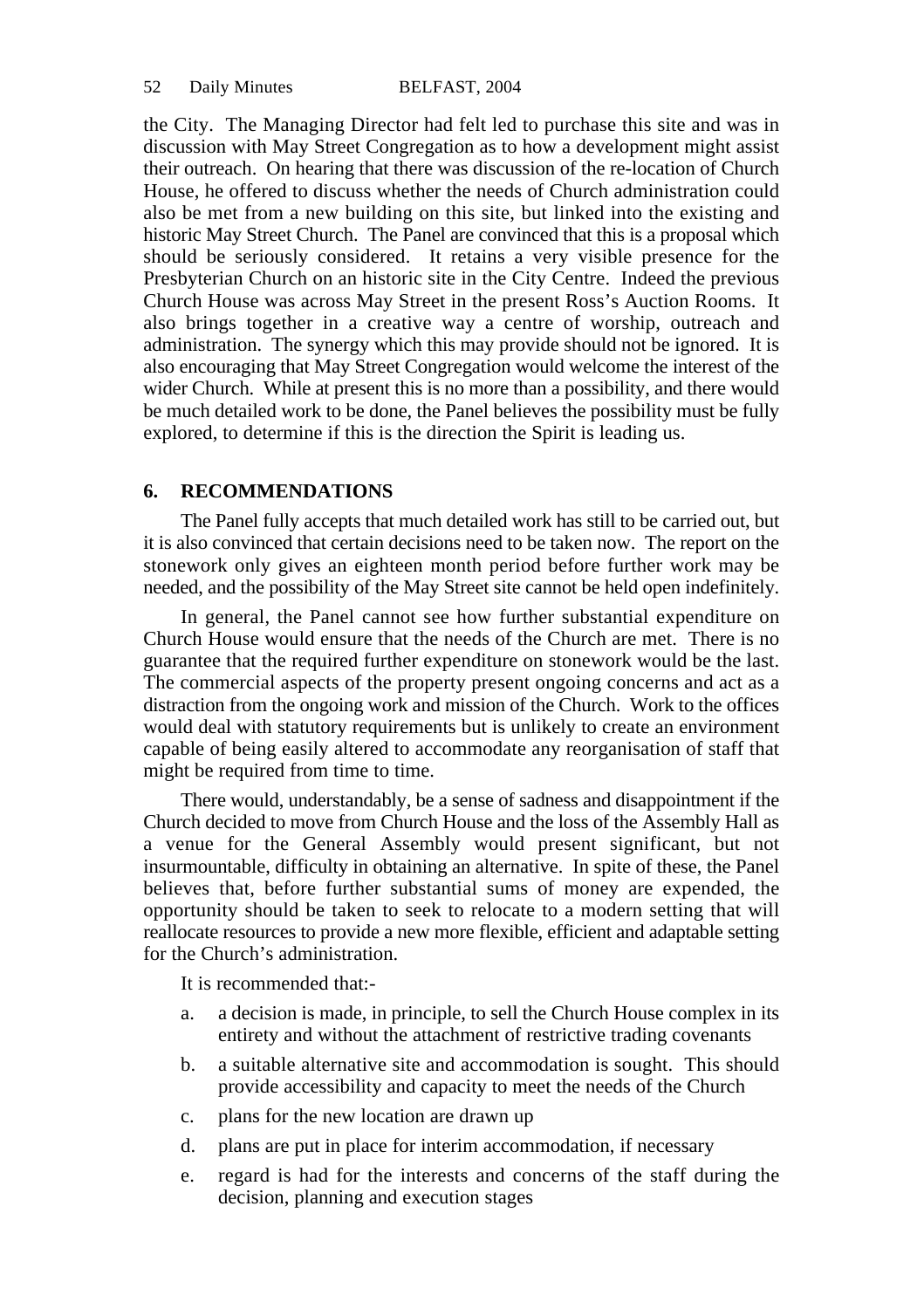the City. The Managing Director had felt led to purchase this site and was in discussion with May Street Congregation as to how a development might assist their outreach. On hearing that there was discussion of the re-location of Church House, he offered to discuss whether the needs of Church administration could also be met from a new building on this site, but linked into the existing and historic May Street Church. The Panel are convinced that this is a proposal which should be seriously considered. It retains a very visible presence for the Presbyterian Church on an historic site in the City Centre. Indeed the previous Church House was across May Street in the present Ross's Auction Rooms. It also brings together in a creative way a centre of worship, outreach and administration. The synergy which this may provide should not be ignored. It is also encouraging that May Street Congregation would welcome the interest of the wider Church. While at present this is no more than a possibility, and there would be much detailed work to be done, the Panel believes the possibility must be fully explored, to determine if this is the direction the Spirit is leading us.

## 6. RECOMMENDATIONS

The Panel fully accepts that much detailed work has still to be carried out, but it is also convinced that certain decisions need to be taken now. The report on the stonework only gives an eighteen month period before further work may be needed, and the possibility of the May Street site cannot be held open indefinitely.

In general, the Panel cannot see how further substantial expenditure on Church House would ensure that the needs of the Church are met. There is no guarantee that the required further expenditure on stonework would be the last. The commercial aspects of the property present ongoing concerns and act as a distraction from the ongoing work and mission of the Church. Work to the offices would deal with statutory requirements but is unlikely to create an environment capable of being easily altered to accommodate any reorganisation of staff that might be required from time to time.

There would, understandably, be a sense of sadness and disappointment if the Church decided to move from Church House and the loss of the Assembly Hall as a venue for the General Assembly would present significant, but not insurmountable, difficulty in obtaining an alternative. In spite of these, the Panel believes that, before further substantial sums of money are expended, the opportunity should be taken to seek to relocate to a modern setting that will reallocate resources to provide a new more flexible, efficient and adaptable setting for the Church's administration.

It is recommended that:-

a. a decision is made, in principle, to sell the Church House complex in its entirety and without the attachment of restrictive trading covenants

b. a suitable alternative site and accommodation is sought. This should provide accessibility and capacity to meet the needs of the Church

c. plans for the new location are drawn up

d. plans are put in place for interim accommodation, if necessary

e. regard is had for the interests and concerns of the staff during the decision, planning and execution stages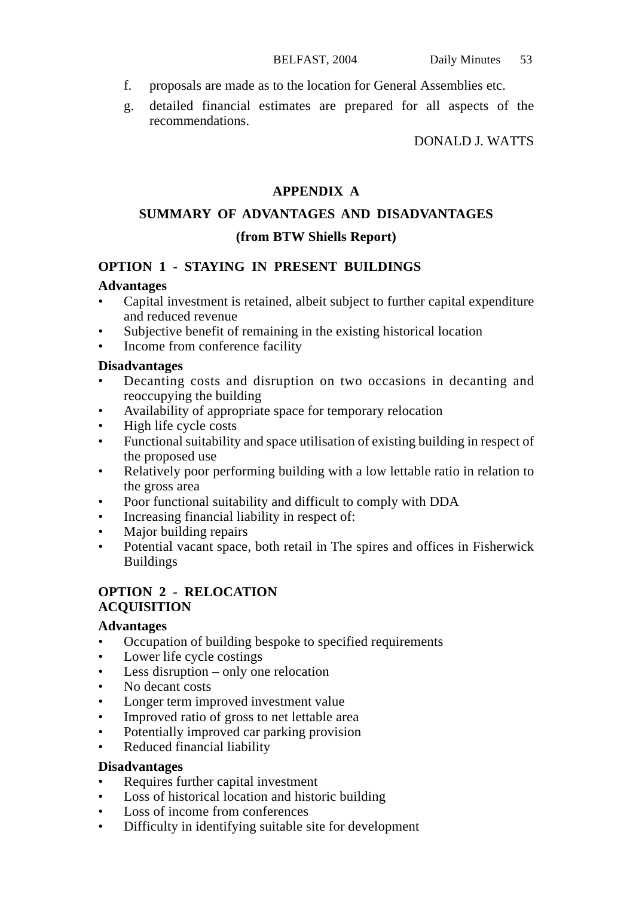f. proposals are made as to the location for General Assemblies etc.

g. detailed financial estimates are prepared for all aspects of the recommendations.

DONALD J. WATTS

## APPENDIX A

## SUMMARY OF ADVANTAGES AND DISADVANTAGES

### (from BTW Shiells Report)

### OPTION 1 - STAYING IN PRESENT BUILDINGS

**Advantages**

- Capital investment is retained, albeit subject to further capital expenditure and reduced revenue
- Subjective benefit of remaining in the existing historical location
- Income from conference facility

**Disadvantages**

- Decanting costs and disruption on two occasions in decanting and reoccupying the building
- Availability of appropriate space for temporary relocation
- High life cycle costs
- Functional suitability and space utilisation of existing building in respect of the proposed use
- Relatively poor performing building with a low lettable ratio in relation to the gross area
- Poor functional suitability and difficult to comply with DDA
- Increasing financial liability in respect of:
- Major building repairs
- Potential vacant space, both retail in The spires and offices in Fisherwick Buildings

### OPTION 2 - RELOCATION ACQUISITION

**Advantages**

- Occupation of building bespoke to specified requirements
- Lower life cycle costings
- Less disruption – only one relocation
- No decant costs
- Longer term improved investment value
- Improved ratio of gross to net lettable area
- Potentially improved car parking provision
- Reduced financial liability

**Disadvantages**

- Requires further capital investment
- Loss of historical location and historic building
- Loss of income from conferences
- Difficulty in identifying suitable site for development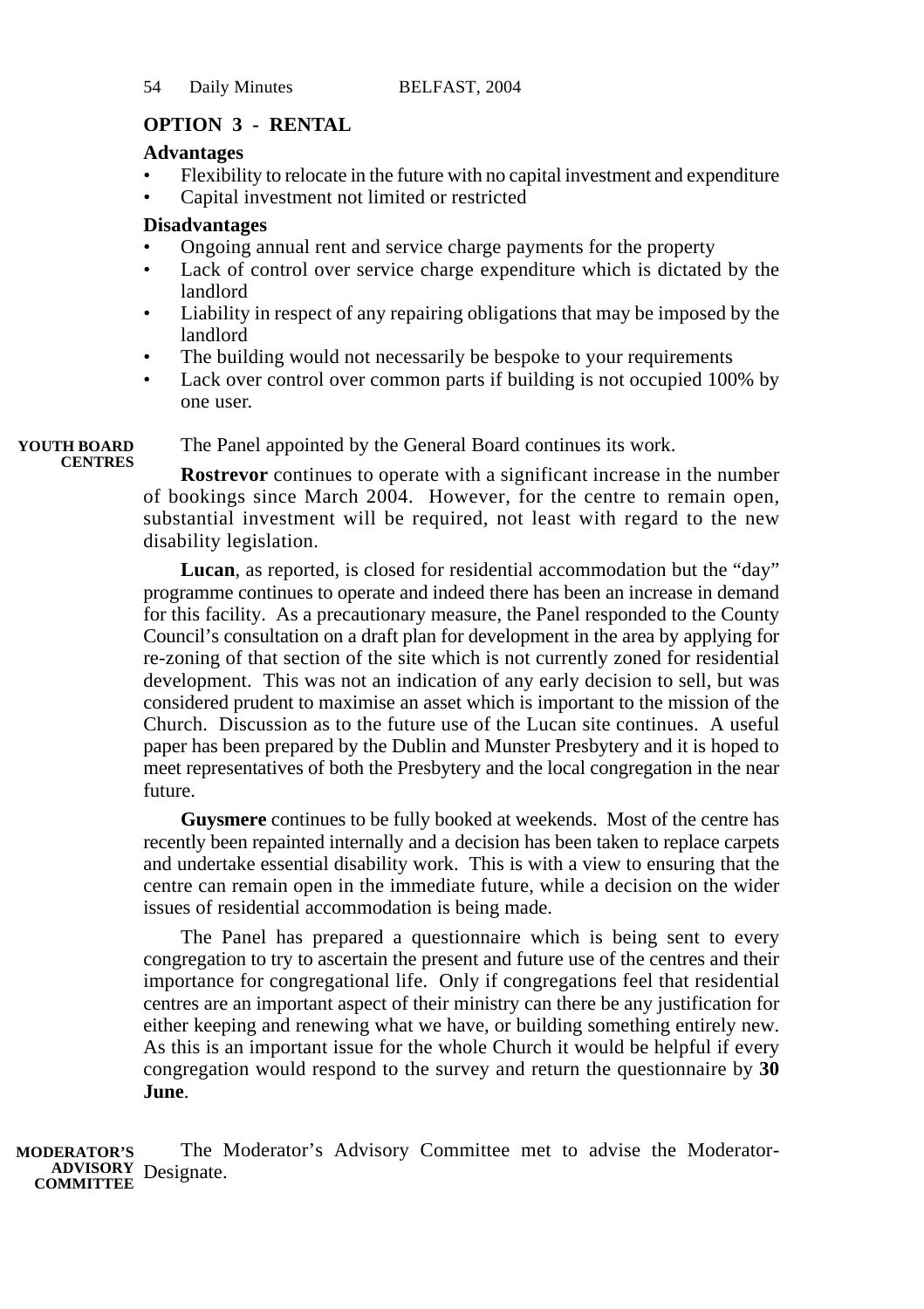### OPTION 3 - RENTAL

**Advantages**

- Flexibility to relocate in the future with no capital investment and expenditure
- Capital investment not limited or restricted

**Disadvantages**

- Ongoing annual rent and service charge payments for the property
- Lack of control over service charge expenditure which is dictated by the landlord
- Liability in respect of any repairing obligations that may be imposed by the landlord
- The building would not necessarily be bespoke to your requirements
- Lack over control over common parts if building is not occupied 100% by one user.

**YOUTH BOARD CENTRES**

The Panel appointed by the General Board continues its work.

**Rostrevor** continues to operate with a significant increase in the number of bookings since March 2004. However, for the centre to remain open, substantial investment will be required, not least with regard to the new disability legislation.

**Lucan**, as reported, is closed for residential accommodation but the "day" programme continues to operate and indeed there has been an increase in demand for this facility. As a precautionary measure, the Panel responded to the County Council's consultation on a draft plan for development in the area by applying for re-zoning of that section of the site which is not currently zoned for residential development. This was not an indication of any early decision to sell, but was considered prudent to maximise an asset which is important to the mission of the Church. Discussion as to the future use of the Lucan site continues. A useful paper has been prepared by the Dublin and Munster Presbytery and it is hoped to meet representatives of both the Presbytery and the local congregation in the near future.

**Guysmere** continues to be fully booked at weekends. Most of the centre has recently been repainted internally and a decision has been taken to replace carpets and undertake essential disability work. This is with a view to ensuring that the centre can remain open in the immediate future, while a decision on the wider issues of residential accommodation is being made.

The Panel has prepared a questionnaire which is being sent to every congregation to try to ascertain the present and future use of the centres and their importance for congregational life. Only if congregations feel that residential centres are an important aspect of their ministry can there be any justification for either keeping and renewing what we have, or building something entirely new. As this is an important issue for the whole Church it would be helpful if every congregation would respond to the survey and return the questionnaire by **30 June**.

**MODERATOR'S ADVISORY COMMITTEE**

The Moderator's Advisory Committee met to advise the Moderator-Designate.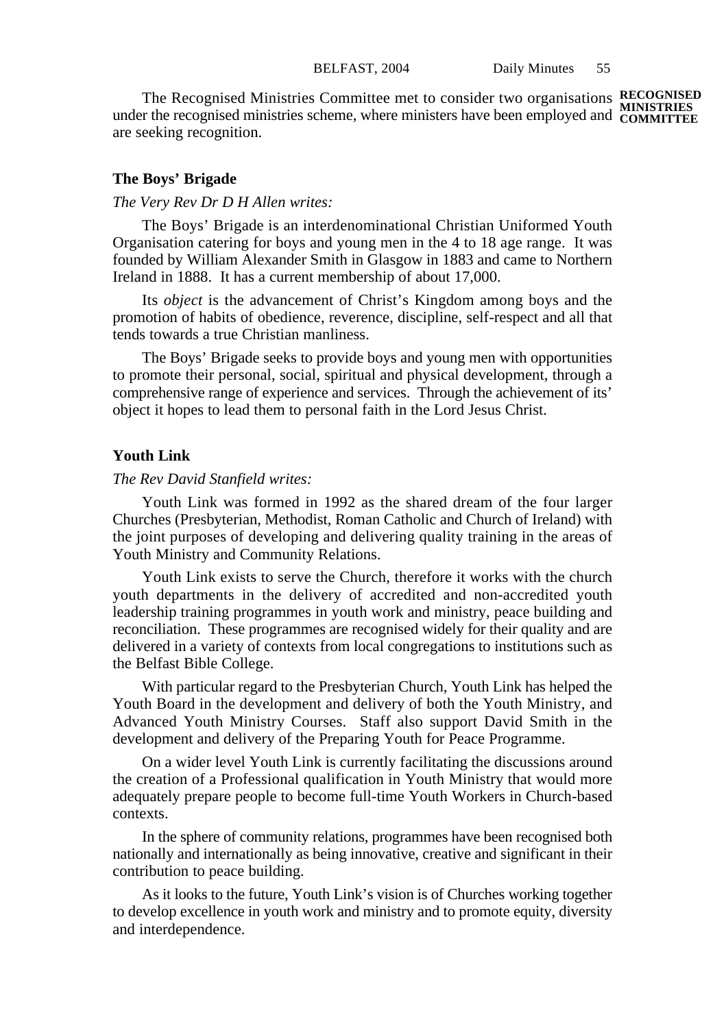**RECOGNISED MINISTRIES COMMITTEE**

The Recognised Ministries Committee met to consider two organisations under the recognised ministries scheme, where ministers have been employed and are seeking recognition.

### The Boys' Brigade

*The Very Rev Dr D H Allen writes:*

The Boys' Brigade is an interdenominational Christian Uniformed Youth Organisation catering for boys and young men in the 4 to 18 age range. It was founded by William Alexander Smith in Glasgow in 1883 and came to Northern Ireland in 1888. It has a current membership of about 17,000.

Its *object* is the advancement of Christ's Kingdom among boys and the promotion of habits of obedience, reverence, discipline, self-respect and all that tends towards a true Christian manliness.

The Boys' Brigade seeks to provide boys and young men with opportunities to promote their personal, social, spiritual and physical development, through a comprehensive range of experience and services. Through the achievement of its' object it hopes to lead them to personal faith in the Lord Jesus Christ.

### Youth Link

*The Rev David Stanfield writes:*

Youth Link was formed in 1992 as the shared dream of the four larger Churches (Presbyterian, Methodist, Roman Catholic and Church of Ireland) with the joint purposes of developing and delivering quality training in the areas of Youth Ministry and Community Relations.

Youth Link exists to serve the Church, therefore it works with the church youth departments in the delivery of accredited and non-accredited youth leadership training programmes in youth work and ministry, peace building and reconciliation. These programmes are recognised widely for their quality and are delivered in a variety of contexts from local congregations to institutions such as the Belfast Bible College.

With particular regard to the Presbyterian Church, Youth Link has helped the Youth Board in the development and delivery of both the Youth Ministry, and Advanced Youth Ministry Courses. Staff also support David Smith in the development and delivery of the Preparing Youth for Peace Programme.

On a wider level Youth Link is currently facilitating the discussions around the creation of a Professional qualification in Youth Ministry that would more adequately prepare people to become full-time Youth Workers in Church-based contexts.

In the sphere of community relations, programmes have been recognised both nationally and internationally as being innovative, creative and significant in their contribution to peace building.

As it looks to the future, Youth Link's vision is of Churches working together to develop excellence in youth work and ministry and to promote equity, diversity and interdependence.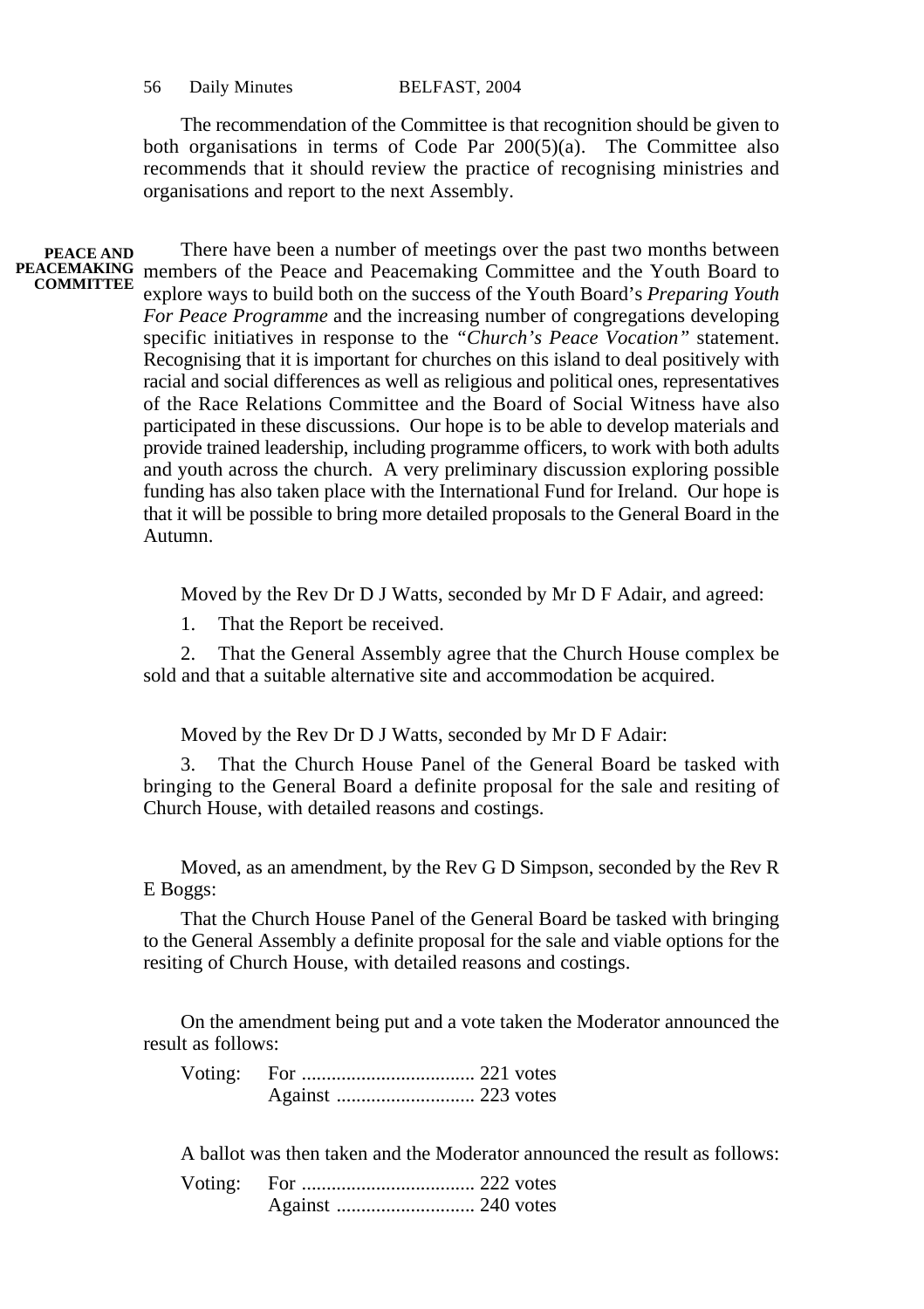The recommendation of the Committee is that recognition should be given to both organisations in terms of Code Par 200(5)(a). The Committee also recommends that it should review the practice of recognising ministries and organisations and report to the next Assembly.

**PEACE AND PEACEMAKING COMMITTEE**

There have been a number of meetings over the past two months between members of the Peace and Peacemaking Committee and the Youth Board to explore ways to build both on the success of the Youth Board's *Preparing Youth For Peace Programme* and the increasing number of congregations developing specific initiatives in response to the *"Church's Peace Vocation"* statement. Recognising that it is important for churches on this island to deal positively with racial and social differences as well as religious and political ones, representatives of the Race Relations Committee and the Board of Social Witness have also participated in these discussions. Our hope is to be able to develop materials and provide trained leadership, including programme officers, to work with both adults and youth across the church. A very preliminary discussion exploring possible funding has also taken place with the International Fund for Ireland. Our hope is that it will be possible to bring more detailed proposals to the General Board in the Autumn.

Moved by the Rev Dr D J Watts, seconded by Mr D F Adair, and agreed:

1. That the Report be received.

2. That the General Assembly agree that the Church House complex be sold and that a suitable alternative site and accommodation be acquired.

Moved by the Rev Dr D J Watts, seconded by Mr D F Adair:

3. That the Church House Panel of the General Board be tasked with bringing to the General Board a definite proposal for the sale and resiting of Church House, with detailed reasons and costings.

Moved, as an amendment, by the Rev G D Simpson, seconded by the Rev R E Boggs:

That the Church House Panel of the General Board be tasked with bringing to the General Assembly a definite proposal for the sale and viable options for the resiting of Church House, with detailed reasons and costings.

On the amendment being put and a vote taken the Moderator announced the result as follows:

Voting: For .................................. 221 votes
Against ........................... 223 votes

A ballot was then taken and the Moderator announced the result as follows:

Voting: For .................................. 222 votes
Against ........................... 240 votes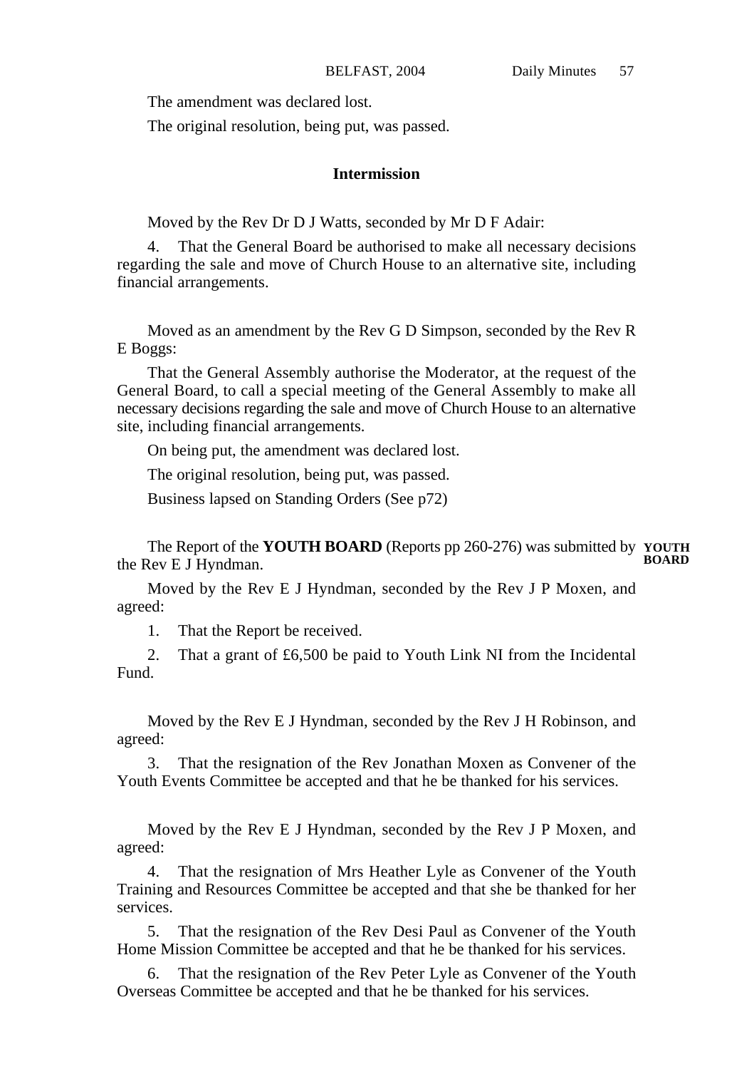The amendment was declared lost.

The original resolution, being put, was passed.

**Intermission**

Moved by the Rev Dr D J Watts, seconded by Mr D F Adair:

4. That the General Board be authorised to make all necessary decisions regarding the sale and move of Church House to an alternative site, including financial arrangements.

Moved as an amendment by the Rev G D Simpson, seconded by the Rev R E Boggs:

That the General Assembly authorise the Moderator, at the request of the General Board, to call a special meeting of the General Assembly to make all necessary decisions regarding the sale and move of Church House to an alternative site, including financial arrangements.

On being put, the amendment was declared lost.

The original resolution, being put, was passed.

Business lapsed on Standing Orders (See p72)

**YOUTH BOARD**

The Report of the **YOUTH BOARD** (Reports pp 260-276) was submitted by the Rev E J Hyndman.

Moved by the Rev E J Hyndman, seconded by the Rev J P Moxen, and agreed:

1. That the Report be received.

2. That a grant of £6,500 be paid to Youth Link NI from the Incidental Fund.

Moved by the Rev E J Hyndman, seconded by the Rev J H Robinson, and agreed:

3. That the resignation of the Rev Jonathan Moxen as Convener of the Youth Events Committee be accepted and that he be thanked for his services.

Moved by the Rev E J Hyndman, seconded by the Rev J P Moxen, and agreed:

4. That the resignation of Mrs Heather Lyle as Convener of the Youth Training and Resources Committee be accepted and that she be thanked for her services.

5. That the resignation of the Rev Desi Paul as Convener of the Youth Home Mission Committee be accepted and that he be thanked for his services.

6. That the resignation of the Rev Peter Lyle as Convener of the Youth Overseas Committee be accepted and that he be thanked for his services.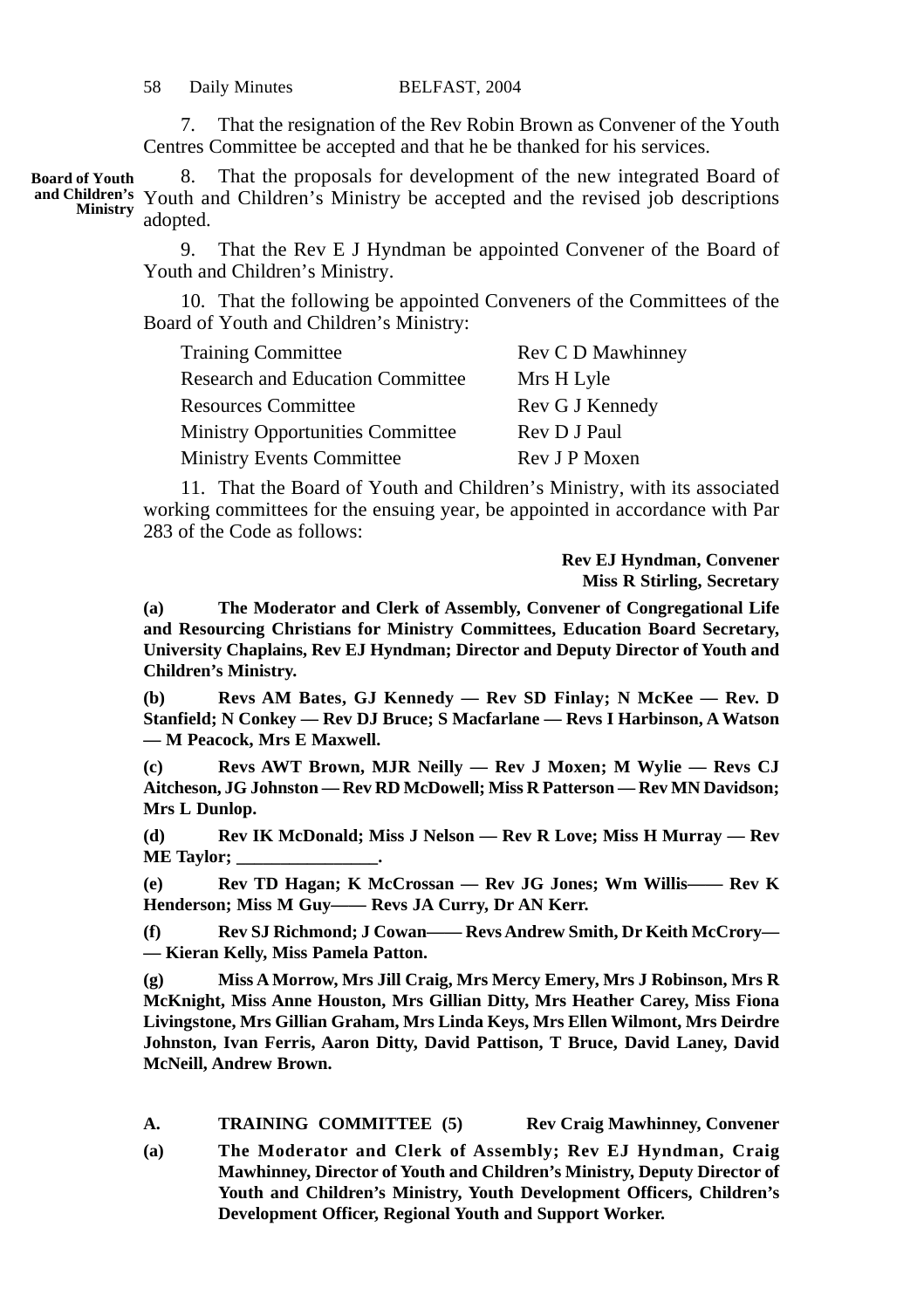7. That the resignation of the Rev Robin Brown as Convener of the Youth Centres Committee be accepted and that he be thanked for his services.

**Board of Youth and Children's Ministry**

8. That the proposals for development of the new integrated Board of Youth and Children's Ministry be accepted and the revised job descriptions adopted.

9. That the Rev E J Hyndman be appointed Convener of the Board of Youth and Children's Ministry.

10. That the following be appointed Conveners of the Committees of the Board of Youth and Children's Ministry:

| | |
|---|---|
| Training Committee | Rev C D Mawhinney |
| Research and Education Committee | Mrs H Lyle |
| Resources Committee | Rev G J Kennedy |
| Ministry Opportunities Committee | Rev D J Paul |
| Ministry Events Committee | Rev J P Moxen |

11. That the Board of Youth and Children's Ministry, with its associated working committees for the ensuing year, be appointed in accordance with Par 283 of the Code as follows:

**Rev EJ Hyndman, Convener**
**Miss R Stirling, Secretary**

**(a) The Moderator and Clerk of Assembly, Convener of Congregational Life and Resourcing Christians for Ministry Committees, Education Board Secretary, University Chaplains, Rev EJ Hyndman; Director and Deputy Director of Youth and Children's Ministry.**

**(b) Revs AM Bates, GJ Kennedy — Rev SD Finlay; N McKee — Rev. D Stanfield; N Conkey — Rev DJ Bruce; S Macfarlane — Revs I Harbinson, A Watson — M Peacock, Mrs E Maxwell.**

**(c) Revs AWT Brown, MJR Neilly — Rev J Moxen; M Wylie — Revs CJ Aitcheson, JG Johnston — Rev RD McDowell; Miss R Patterson — Rev MN Davidson; Mrs L Dunlop.**

**(d) Rev IK McDonald; Miss J Nelson — Rev R Love; Miss H Murray — Rev ME Taylor; ________________.**

**(e) Rev TD Hagan; K McCrossan — Rev JG Jones; Wm Willis—— Rev K Henderson; Miss M Guy—— Revs JA Curry, Dr AN Kerr.**

**(f) Rev SJ Richmond; J Cowan—— Revs Andrew Smith, Dr Keith McCrory—— Kieran Kelly, Miss Pamela Patton.**

**(g) Miss A Morrow, Mrs Jill Craig, Mrs Mercy Emery, Mrs J Robinson, Mrs R McKnight, Miss Anne Houston, Mrs Gillian Ditty, Mrs Heather Carey, Miss Fiona Livingstone, Mrs Gillian Graham, Mrs Linda Keys, Mrs Ellen Wilmont, Mrs Deirdre Johnston, Ivan Ferris, Aaron Ditty, David Pattison, T Bruce, David Laney, David McNeill, Andrew Brown.**

**A. TRAINING COMMITTEE (5) Rev Craig Mawhinney, Convener**

**(a) The Moderator and Clerk of Assembly; Rev EJ Hyndman, Craig Mawhinney, Director of Youth and Children's Ministry, Deputy Director of Youth and Children's Ministry, Youth Development Officers, Children's Development Officer, Regional Youth and Support Worker.**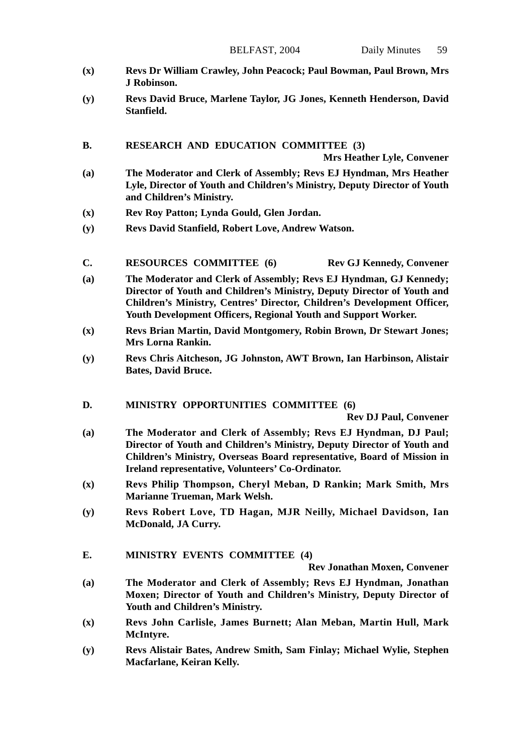**(x)** **Revs Dr William Crawley, John Peacock; Paul Bowman, Paul Brown, Mrs J Robinson.**

**(y)** **Revs David Bruce, Marlene Taylor, JG Jones, Kenneth Henderson, David Stanfield.**

**B. RESEARCH AND EDUCATION COMMITTEE (3)**

**Mrs Heather Lyle, Convener**

**(a)** **The Moderator and Clerk of Assembly; Revs EJ Hyndman, Mrs Heather Lyle, Director of Youth and Children's Ministry, Deputy Director of Youth and Children's Ministry.**

**(x)** **Rev Roy Patton; Lynda Gould, Glen Jordan.**

**(y)** **Revs David Stanfield, Robert Love, Andrew Watson.**

**C. RESOURCES COMMITTEE (6)** **Rev GJ Kennedy, Convener**

**(a)** **The Moderator and Clerk of Assembly; Revs EJ Hyndman, GJ Kennedy; Director of Youth and Children's Ministry, Deputy Director of Youth and Children's Ministry, Centres' Director, Children's Development Officer, Youth Development Officers, Regional Youth and Support Worker.**

**(x)** **Revs Brian Martin, David Montgomery, Robin Brown, Dr Stewart Jones; Mrs Lorna Rankin.**

**(y)** **Revs Chris Aitcheson, JG Johnston, AWT Brown, Ian Harbinson, Alistair Bates, David Bruce.**

**D. MINISTRY OPPORTUNITIES COMMITTEE (6)**

**Rev DJ Paul, Convener**

**(a)** **The Moderator and Clerk of Assembly; Revs EJ Hyndman, DJ Paul; Director of Youth and Children's Ministry, Deputy Director of Youth and Children's Ministry, Overseas Board representative, Board of Mission in Ireland representative, Volunteers' Co-Ordinator.**

**(x)** **Revs Philip Thompson, Cheryl Meban, D Rankin; Mark Smith, Mrs Marianne Trueman, Mark Welsh.**

**(y)** **Revs Robert Love, TD Hagan, MJR Neilly, Michael Davidson, Ian McDonald, JA Curry.**

**E. MINISTRY EVENTS COMMITTEE (4)**

**Rev Jonathan Moxen, Convener**

**(a)** **The Moderator and Clerk of Assembly; Revs EJ Hyndman, Jonathan Moxen; Director of Youth and Children's Ministry, Deputy Director of Youth and Children's Ministry.**

**(x)** **Revs John Carlisle, James Burnett; Alan Meban, Martin Hull, Mark McIntyre.**

**(y)** **Revs Alistair Bates, Andrew Smith, Sam Finlay; Michael Wylie, Stephen Macfarlane, Keiran Kelly.**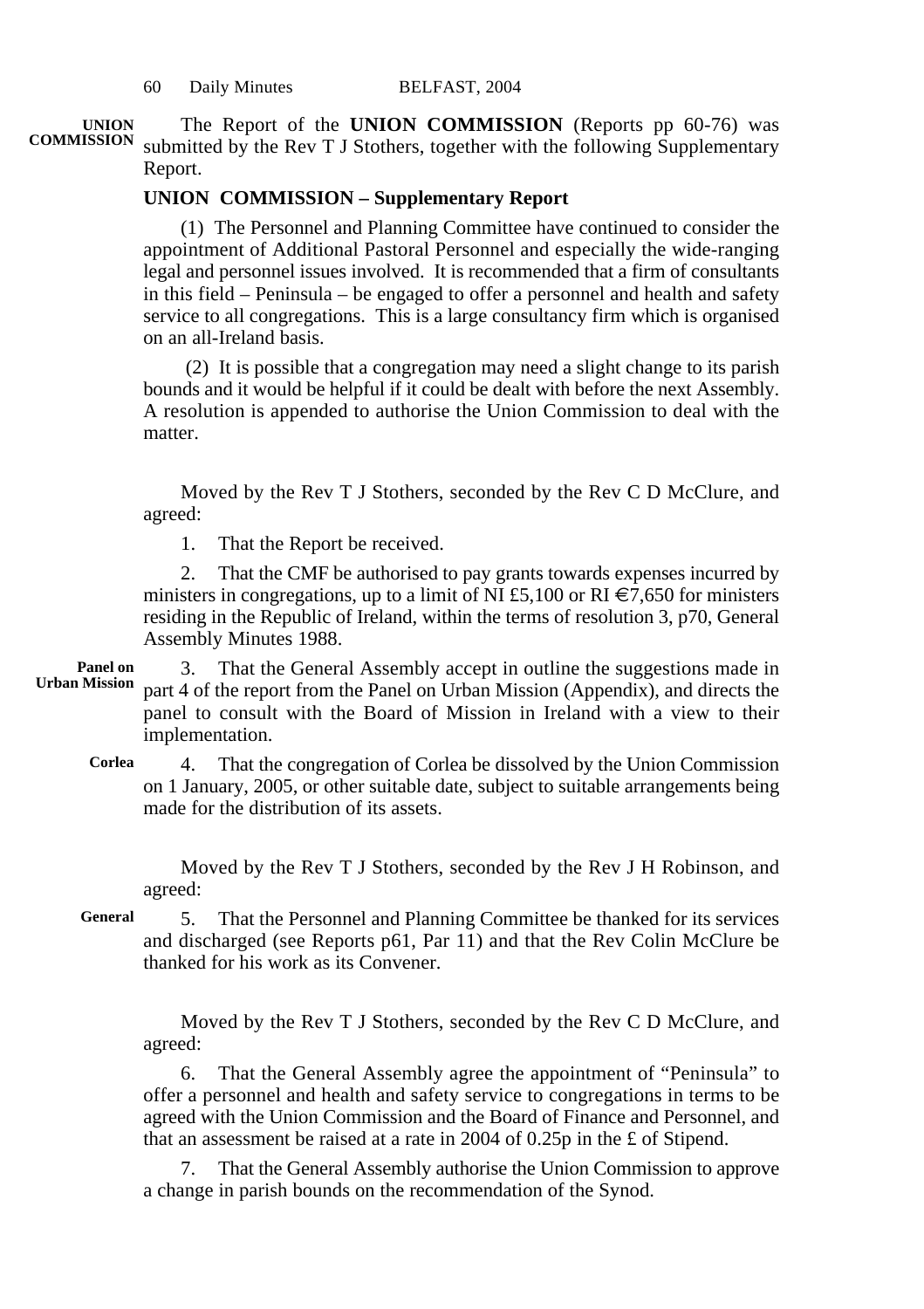**UNION COMMISSION**

The Report of the **UNION COMMISSION** (Reports pp 60-76) was submitted by the Rev T J Stothers, together with the following Supplementary Report.

**UNION COMMISSION – Supplementary Report**

(1) The Personnel and Planning Committee have continued to consider the appointment of Additional Pastoral Personnel and especially the wide-ranging legal and personnel issues involved. It is recommended that a firm of consultants in this field – Peninsula – be engaged to offer a personnel and health and safety service to all congregations. This is a large consultancy firm which is organised on an all-Ireland basis.

(2) It is possible that a congregation may need a slight change to its parish bounds and it would be helpful if it could be dealt with before the next Assembly. A resolution is appended to authorise the Union Commission to deal with the matter.

Moved by the Rev T J Stothers, seconded by the Rev C D McClure, and agreed:

1. That the Report be received.

2. That the CMF be authorised to pay grants towards expenses incurred by ministers in congregations, up to a limit of NI £5,100 or RI €7,650 for ministers residing in the Republic of Ireland, within the terms of resolution 3, p70, General Assembly Minutes 1988.

**Panel on Urban Mission**

3. That the General Assembly accept in outline the suggestions made in part 4 of the report from the Panel on Urban Mission (Appendix), and directs the panel to consult with the Board of Mission in Ireland with a view to their implementation.

**Corlea**

4. That the congregation of Corlea be dissolved by the Union Commission on 1 January, 2005, or other suitable date, subject to suitable arrangements being made for the distribution of its assets.

Moved by the Rev T J Stothers, seconded by the Rev J H Robinson, and agreed:

**General**

5. That the Personnel and Planning Committee be thanked for its services and discharged (see Reports p61, Par 11) and that the Rev Colin McClure be thanked for his work as its Convener.

Moved by the Rev T J Stothers, seconded by the Rev C D McClure, and agreed:

6. That the General Assembly agree the appointment of "Peninsula" to offer a personnel and health and safety service to congregations in terms to be agreed with the Union Commission and the Board of Finance and Personnel, and that an assessment be raised at a rate in 2004 of 0.25p in the £ of Stipend.

7. That the General Assembly authorise the Union Commission to approve a change in parish bounds on the recommendation of the Synod.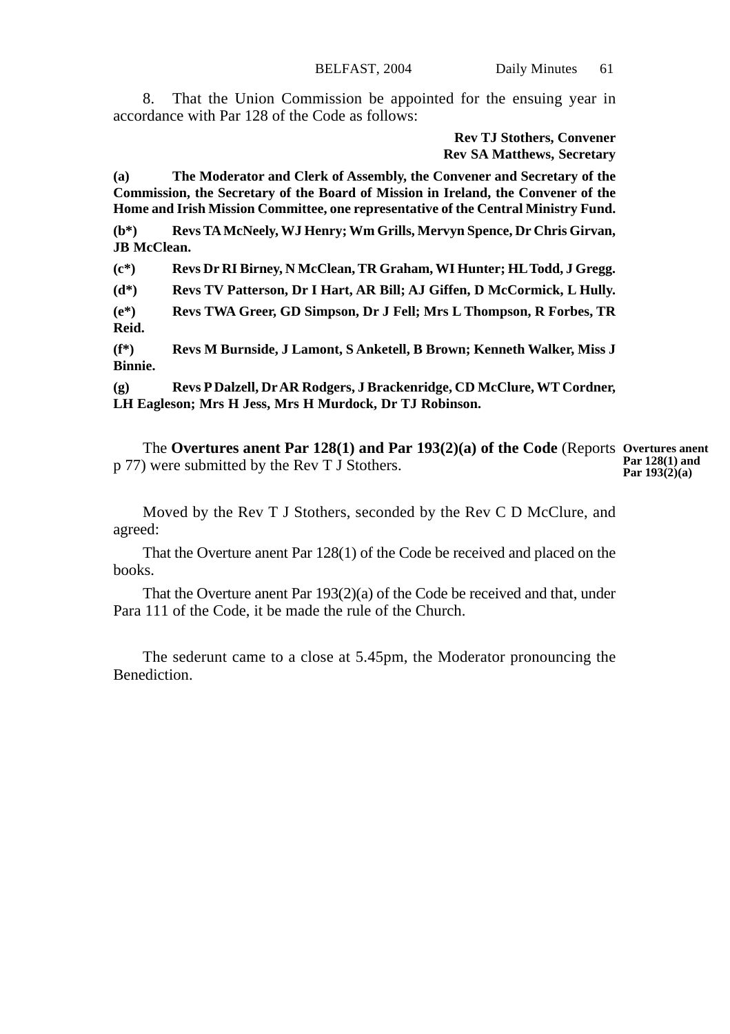8. That the Union Commission be appointed for the ensuing year in accordance with Par 128 of the Code as follows:

**Rev TJ Stothers, Convener**
**Rev SA Matthews, Secretary**

**(a) The Moderator and Clerk of Assembly, the Convener and Secretary of the Commission, the Secretary of the Board of Mission in Ireland, the Convener of the Home and Irish Mission Committee, one representative of the Central Ministry Fund.**

**(b*) Revs TA McNeely, WJ Henry; Wm Grills, Mervyn Spence, Dr Chris Girvan, JB McClean.**

**(c*) Revs Dr RI Birney, N McClean, TR Graham, WI Hunter; HL Todd, J Gregg.**

**(d*) Revs TV Patterson, Dr I Hart, AR Bill; AJ Giffen, D McCormick, L Hully.**

**(e*) Revs TWA Greer, GD Simpson, Dr J Fell; Mrs L Thompson, R Forbes, TR Reid.**

**(f*) Revs M Burnside, J Lamont, S Anketell, B Brown; Kenneth Walker, Miss J Binnie.**

**(g) Revs P Dalzell, Dr AR Rodgers, J Brackenridge, CD McClure, WT Cordner, LH Eagleson; Mrs H Jess, Mrs H Murdock, Dr TJ Robinson.**

**Overtures anent Par 128(1) and Par 193(2)(a)**

The **Overtures anent Par 128(1) and Par 193(2)(a) of the Code** (Reports p 77) were submitted by the Rev T J Stothers.

Moved by the Rev T J Stothers, seconded by the Rev C D McClure, and agreed:

That the Overture anent Par 128(1) of the Code be received and placed on the books.

That the Overture anent Par 193(2)(a) of the Code be received and that, under Para 111 of the Code, it be made the rule of the Church.

The sederunt came to a close at 5.45pm, the Moderator pronouncing the Benediction.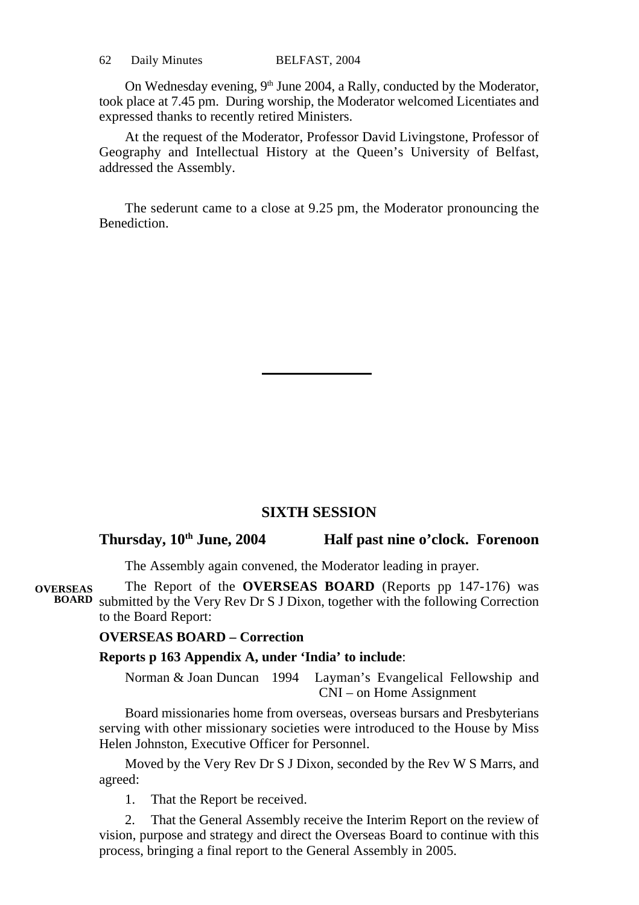On Wednesday evening, 9th June 2004, a Rally, conducted by the Moderator, took place at 7.45 pm. During worship, the Moderator welcomed Licentiates and expressed thanks to recently retired Ministers.

At the request of the Moderator, Professor David Livingstone, Professor of Geography and Intellectual History at the Queen's University of Belfast, addressed the Assembly.

The sederunt came to a close at 9.25 pm, the Moderator pronouncing the Benediction.

---

## SIXTH SESSION

**Thursday, 10th June, 2004 — Half past nine o'clock. Forenoon**

The Assembly again convened, the Moderator leading in prayer.

**OVERSEAS BOARD**

The Report of the **OVERSEAS BOARD** (Reports pp 147-176) was submitted by the Very Rev Dr S J Dixon, together with the following Correction to the Board Report:

**OVERSEAS BOARD – Correction**

**Reports p 163 Appendix A, under 'India' to include**:

Norman & Joan Duncan 1994 Layman's Evangelical Fellowship and CNI – on Home Assignment

Board missionaries home from overseas, overseas bursars and Presbyterians serving with other missionary societies were introduced to the House by Miss Helen Johnston, Executive Officer for Personnel.

Moved by the Very Rev Dr S J Dixon, seconded by the Rev W S Marrs, and agreed:

1. That the Report be received.

2. That the General Assembly receive the Interim Report on the review of vision, purpose and strategy and direct the Overseas Board to continue with this process, bringing a final report to the General Assembly in 2005.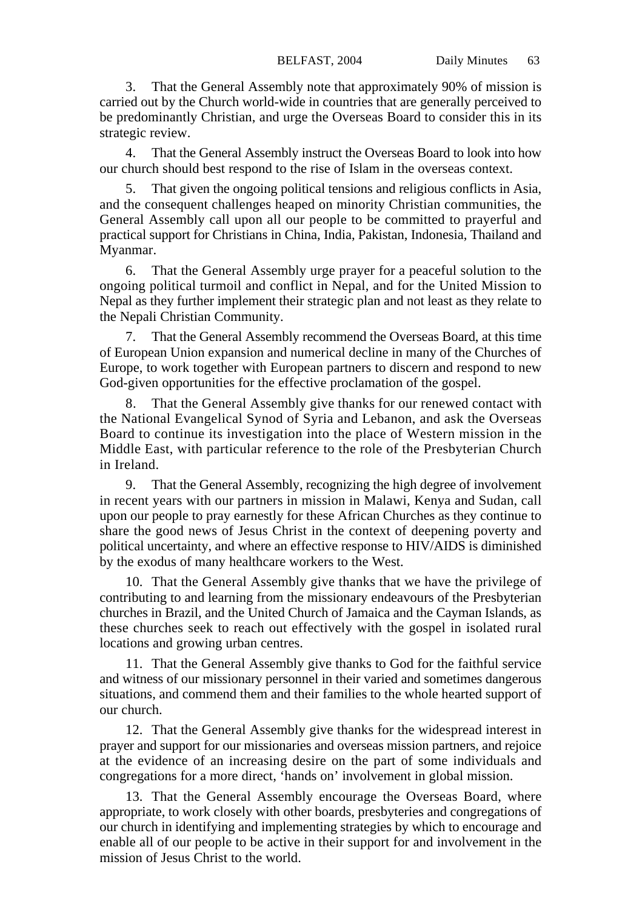3. That the General Assembly note that approximately 90% of mission is carried out by the Church world-wide in countries that are generally perceived to be predominantly Christian, and urge the Overseas Board to consider this in its strategic review.

4. That the General Assembly instruct the Overseas Board to look into how our church should best respond to the rise of Islam in the overseas context.

5. That given the ongoing political tensions and religious conflicts in Asia, and the consequent challenges heaped on minority Christian communities, the General Assembly call upon all our people to be committed to prayerful and practical support for Christians in China, India, Pakistan, Indonesia, Thailand and Myanmar.

6. That the General Assembly urge prayer for a peaceful solution to the ongoing political turmoil and conflict in Nepal, and for the United Mission to Nepal as they further implement their strategic plan and not least as they relate to the Nepali Christian Community.

7. That the General Assembly recommend the Overseas Board, at this time of European Union expansion and numerical decline in many of the Churches of Europe, to work together with European partners to discern and respond to new God-given opportunities for the effective proclamation of the gospel.

8. That the General Assembly give thanks for our renewed contact with the National Evangelical Synod of Syria and Lebanon, and ask the Overseas Board to continue its investigation into the place of Western mission in the Middle East, with particular reference to the role of the Presbyterian Church in Ireland.

9. That the General Assembly, recognizing the high degree of involvement in recent years with our partners in mission in Malawi, Kenya and Sudan, call upon our people to pray earnestly for these African Churches as they continue to share the good news of Jesus Christ in the context of deepening poverty and political uncertainty, and where an effective response to HIV/AIDS is diminished by the exodus of many healthcare workers to the West.

10. That the General Assembly give thanks that we have the privilege of contributing to and learning from the missionary endeavours of the Presbyterian churches in Brazil, and the United Church of Jamaica and the Cayman Islands, as these churches seek to reach out effectively with the gospel in isolated rural locations and growing urban centres.

11. That the General Assembly give thanks to God for the faithful service and witness of our missionary personnel in their varied and sometimes dangerous situations, and commend them and their families to the whole hearted support of our church.

12. That the General Assembly give thanks for the widespread interest in prayer and support for our missionaries and overseas mission partners, and rejoice at the evidence of an increasing desire on the part of some individuals and congregations for a more direct, 'hands on' involvement in global mission.

13. That the General Assembly encourage the Overseas Board, where appropriate, to work closely with other boards, presbyteries and congregations of our church in identifying and implementing strategies by which to encourage and enable all of our people to be active in their support for and involvement in the mission of Jesus Christ to the world.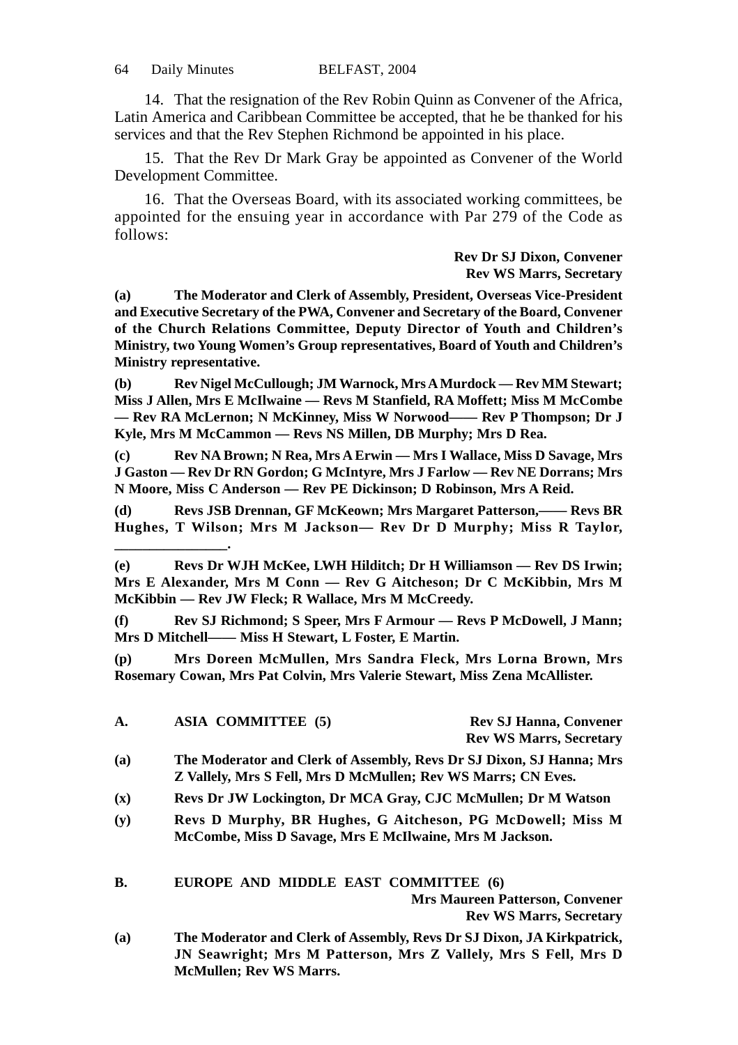14. That the resignation of the Rev Robin Quinn as Convener of the Africa, Latin America and Caribbean Committee be accepted, that he be thanked for his services and that the Rev Stephen Richmond be appointed in his place.

15. That the Rev Dr Mark Gray be appointed as Convener of the World Development Committee.

16. That the Overseas Board, with its associated working committees, be appointed for the ensuing year in accordance with Par 279 of the Code as follows:

**Rev Dr SJ Dixon, Convener**
**Rev WS Marrs, Secretary**

**(a) The Moderator and Clerk of Assembly, President, Overseas Vice-President and Executive Secretary of the PWA, Convener and Secretary of the Board, Convener of the Church Relations Committee, Deputy Director of Youth and Children's Ministry, two Young Women's Group representatives, Board of Youth and Children's Ministry representative.**

**(b) Rev Nigel McCullough; JM Warnock, Mrs A Murdock — Rev MM Stewart; Miss J Allen, Mrs E McIlwaine — Revs M Stanfield, RA Moffett; Miss M McCombe — Rev RA McLernon; N McKinney, Miss W Norwood—— Rev P Thompson; Dr J Kyle, Mrs M McCammon — Revs NS Millen, DB Murphy; Mrs D Rea.**

**(c) Rev NA Brown; N Rea, Mrs A Erwin — Mrs I Wallace, Miss D Savage, Mrs J Gaston — Rev Dr RN Gordon; G McIntyre, Mrs J Farlow — Rev NE Dorrans; Mrs N Moore, Miss C Anderson — Rev PE Dickinson; D Robinson, Mrs A Reid.**

**(d) Revs JSB Drennan, GF McKeown; Mrs Margaret Patterson,—— Revs BR Hughes, T Wilson; Mrs M Jackson— Rev Dr D Murphy; Miss R Taylor, _______________.**

**(e) Revs Dr WJH McKee, LWH Hilditch; Dr H Williamson — Rev DS Irwin; Mrs E Alexander, Mrs M Conn — Rev G Aitcheson; Dr C McKibbin, Mrs M McKibbin — Rev JW Fleck; R Wallace, Mrs M McCreedy.**

**(f) Rev SJ Richmond; S Speer, Mrs F Armour — Revs P McDowell, J Mann; Mrs D Mitchell—— Miss H Stewart, L Foster, E Martin.**

**(p) Mrs Doreen McMullen, Mrs Sandra Fleck, Mrs Lorna Brown, Mrs Rosemary Cowan, Mrs Pat Colvin, Mrs Valerie Stewart, Miss Zena McAllister.**

**A. ASIA COMMITTEE (5)**

**Rev SJ Hanna, Convener**
**Rev WS Marrs, Secretary**

**(a) The Moderator and Clerk of Assembly, Revs Dr SJ Dixon, SJ Hanna; Mrs Z Vallely, Mrs S Fell, Mrs D McMullen; Rev WS Marrs; CN Eves.**

**(x) Revs Dr JW Lockington, Dr MCA Gray, CJC McMullen; Dr M Watson**

**(y) Revs D Murphy, BR Hughes, G Aitcheson, PG McDowell; Miss M McCombe, Miss D Savage, Mrs E McIlwaine, Mrs M Jackson.**

**B. EUROPE AND MIDDLE EAST COMMITTEE (6)**

**Mrs Maureen Patterson, Convener**
**Rev WS Marrs, Secretary**

**(a) The Moderator and Clerk of Assembly, Revs Dr SJ Dixon, JA Kirkpatrick, JN Seawright; Mrs M Patterson, Mrs Z Vallely, Mrs S Fell, Mrs D McMullen; Rev WS Marrs.**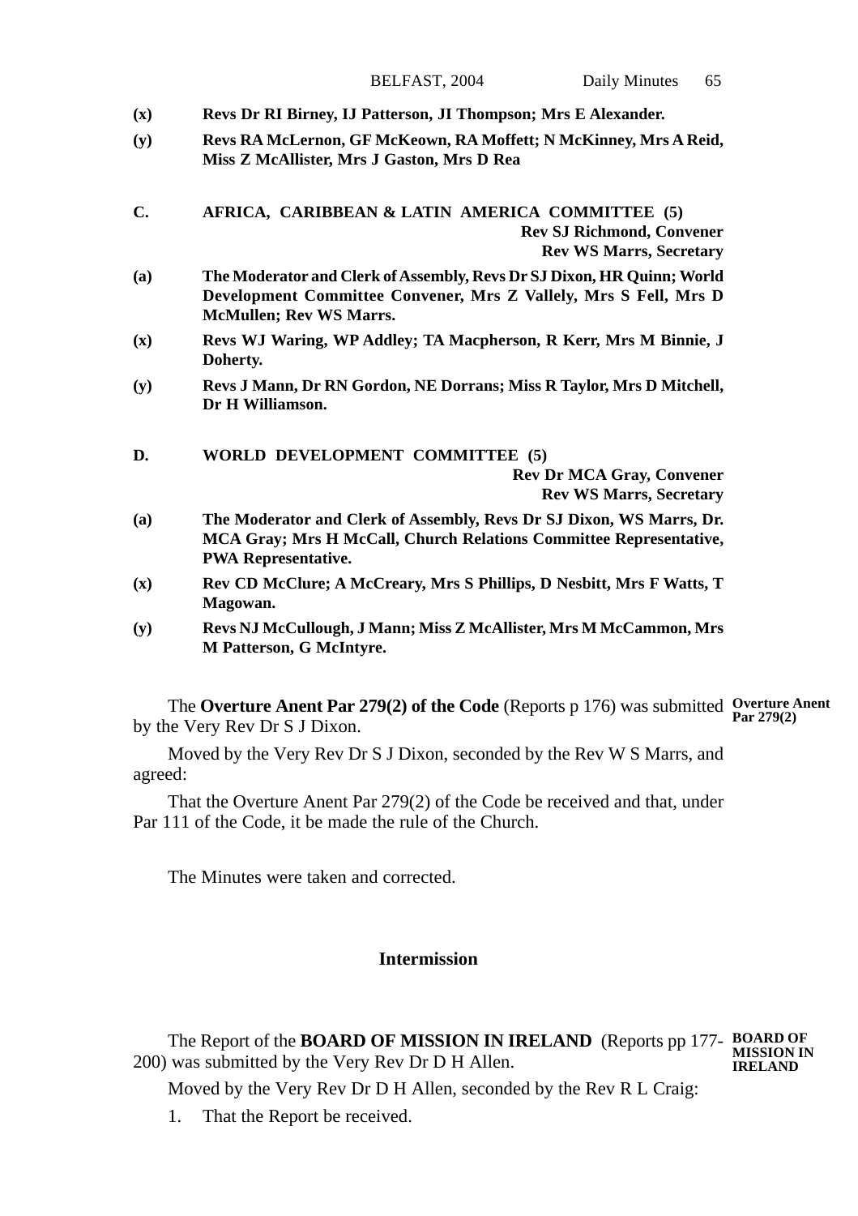**(x)** **Revs Dr RI Birney, IJ Patterson, JI Thompson; Mrs E Alexander.**

**(y)** **Revs RA McLernon, GF McKeown, RA Moffett; N McKinney, Mrs A Reid, Miss Z McAllister, Mrs J Gaston, Mrs D Rea**

**C. AFRICA, CARIBBEAN & LATIN AMERICA COMMITTEE (5)**

**Rev SJ Richmond, Convener**
**Rev WS Marrs, Secretary**

**(a)** **The Moderator and Clerk of Assembly, Revs Dr SJ Dixon, HR Quinn; World Development Committee Convener, Mrs Z Vallely, Mrs S Fell, Mrs D McMullen; Rev WS Marrs.**

**(x)** **Revs WJ Waring, WP Addley; TA Macpherson, R Kerr, Mrs M Binnie, J Doherty.**

**(y)** **Revs J Mann, Dr RN Gordon, NE Dorrans; Miss R Taylor, Mrs D Mitchell, Dr H Williamson.**

**D. WORLD DEVELOPMENT COMMITTEE (5)**

**Rev Dr MCA Gray, Convener**
**Rev WS Marrs, Secretary**

**(a)** **The Moderator and Clerk of Assembly, Revs Dr SJ Dixon, WS Marrs, Dr. MCA Gray; Mrs H McCall, Church Relations Committee Representative, PWA Representative.**

**(x)** **Rev CD McClure; A McCreary, Mrs S Phillips, D Nesbitt, Mrs F Watts, T Magowan.**

**(y)** **Revs NJ McCullough, J Mann; Miss Z McAllister, Mrs M McCammon, Mrs M Patterson, G McIntyre.**

**Overture Anent Par 279(2)**

The **Overture Anent Par 279(2) of the Code** (Reports p 176) was submitted by the Very Rev Dr S J Dixon.

Moved by the Very Rev Dr S J Dixon, seconded by the Rev W S Marrs, and agreed:

That the Overture Anent Par 279(2) of the Code be received and that, under Par 111 of the Code, it be made the rule of the Church.

The Minutes were taken and corrected.

**Intermission**

**BOARD OF MISSION IN IRELAND**

The Report of the **BOARD OF MISSION IN IRELAND** (Reports pp 177-200) was submitted by the Very Rev Dr D H Allen.

Moved by the Very Rev Dr D H Allen, seconded by the Rev R L Craig:

1. That the Report be received.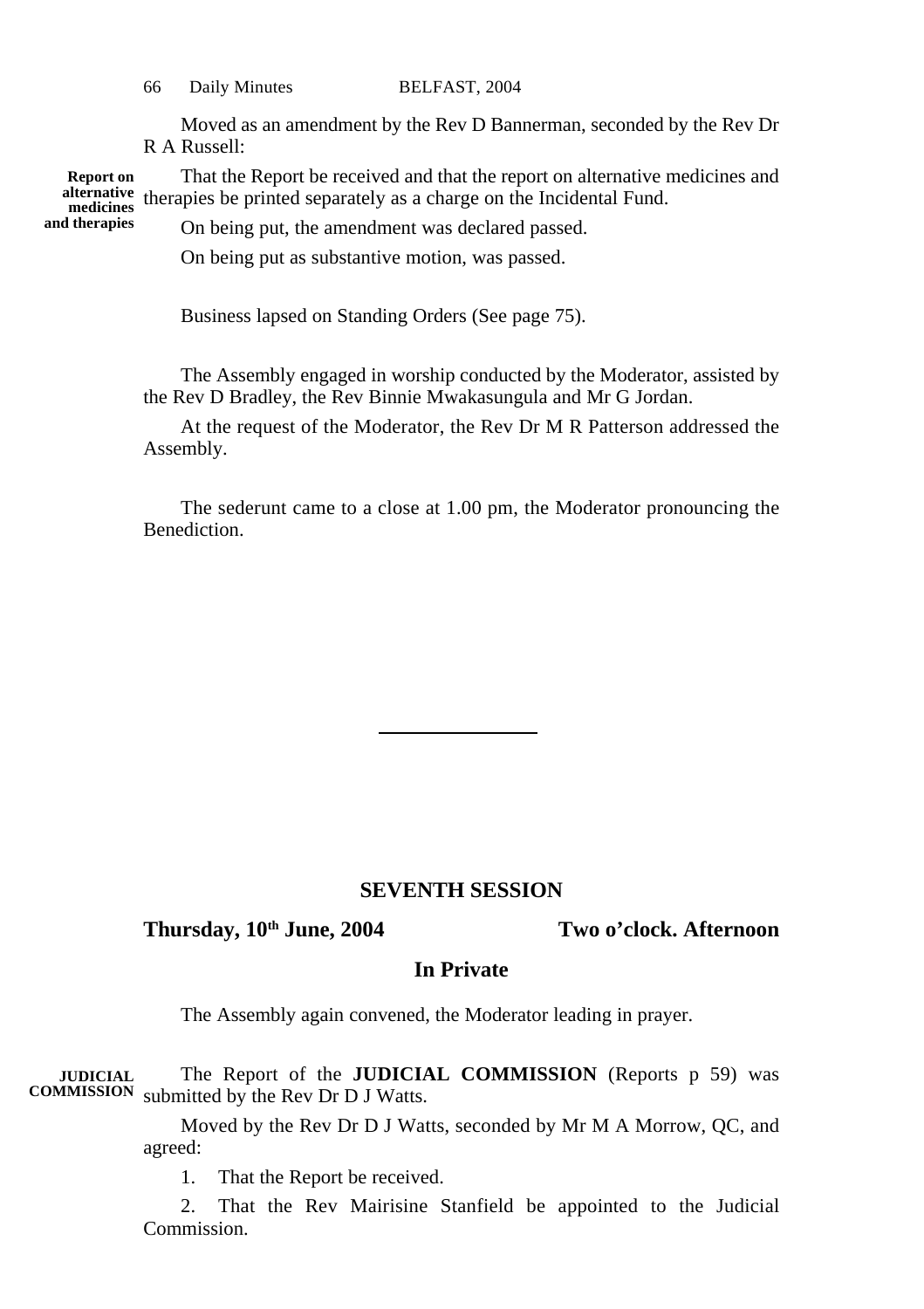Moved as an amendment by the Rev D Bannerman, seconded by the Rev Dr R A Russell:

**Report on alternative medicines and therapies**

That the Report be received and that the report on alternative medicines and therapies be printed separately as a charge on the Incidental Fund.

On being put, the amendment was declared passed.

On being put as substantive motion, was passed.

Business lapsed on Standing Orders (See page 75).

The Assembly engaged in worship conducted by the Moderator, assisted by the Rev D Bradley, the Rev Binnie Mwakasungula and Mr G Jordan.

At the request of the Moderator, the Rev Dr M R Patterson addressed the Assembly.

The sederunt came to a close at 1.00 pm, the Moderator pronouncing the Benediction.

---

## SEVENTH SESSION

**Thursday, 10th June, 2004** **Two o'clock. Afternoon**

### In Private

The Assembly again convened, the Moderator leading in prayer.

**JUDICIAL COMMISSION**

The Report of the **JUDICIAL COMMISSION** (Reports p 59) was submitted by the Rev Dr D J Watts.

Moved by the Rev Dr D J Watts, seconded by Mr M A Morrow, QC, and agreed:

1. That the Report be received.

2. That the Rev Mairisine Stanfield be appointed to the Judicial Commission.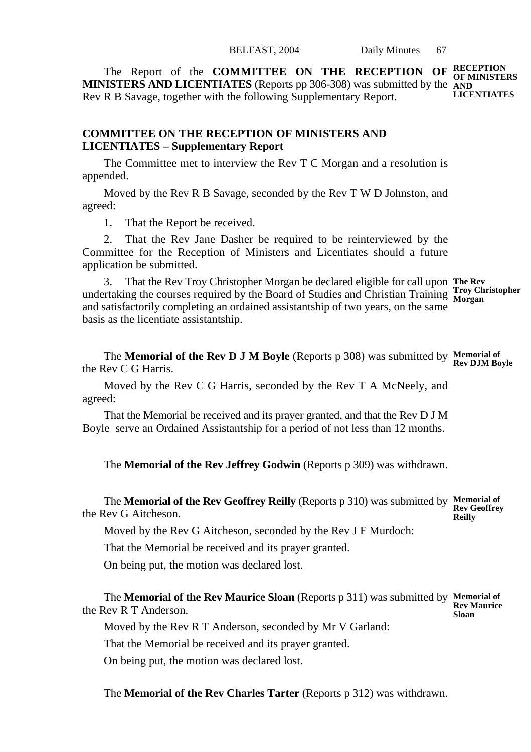The Report of the **COMMITTEE ON THE RECEPTION OF MINISTERS AND LICENTIATES** (Reports pp 306-308) was submitted by the Rev R B Savage, together with the following Supplementary Report.

**RECEPTION OF MINISTERS AND LICENTIATES**

### COMMITTEE ON THE RECEPTION OF MINISTERS AND LICENTIATES – Supplementary Report

The Committee met to interview the Rev T C Morgan and a resolution is appended.

Moved by the Rev R B Savage, seconded by the Rev T W D Johnston, and agreed:

1. That the Report be received.

2. That the Rev Jane Dasher be required to be reinterviewed by the Committee for the Reception of Ministers and Licentiates should a future application be submitted.

3. That the Rev Troy Christopher Morgan be declared eligible for call upon undertaking the courses required by the Board of Studies and Christian Training and satisfactorily completing an ordained assistantship of two years, on the same basis as the licentiate assistantship.

**The Rev Troy Christopher Morgan**

The **Memorial of the Rev D J M Boyle** (Reports p 308) was submitted by the Rev C G Harris.

**Memorial of Rev DJM Boyle**

Moved by the Rev C G Harris, seconded by the Rev T A McNeely, and agreed:

That the Memorial be received and its prayer granted, and that the Rev D J M Boyle serve an Ordained Assistantship for a period of not less than 12 months.

The **Memorial of the Rev Jeffrey Godwin** (Reports p 309) was withdrawn.

The **Memorial of the Rev Geoffrey Reilly** (Reports p 310) was submitted by the Rev G Aitcheson.

**Memorial of Rev Geoffrey Reilly**

Moved by the Rev G Aitcheson, seconded by the Rev J F Murdoch:

That the Memorial be received and its prayer granted.

On being put, the motion was declared lost.

The **Memorial of the Rev Maurice Sloan** (Reports p 311) was submitted by the Rev R T Anderson.

**Memorial of Rev Maurice Sloan**

Moved by the Rev R T Anderson, seconded by Mr V Garland:

That the Memorial be received and its prayer granted.

On being put, the motion was declared lost.

The **Memorial of the Rev Charles Tarter** (Reports p 312) was withdrawn.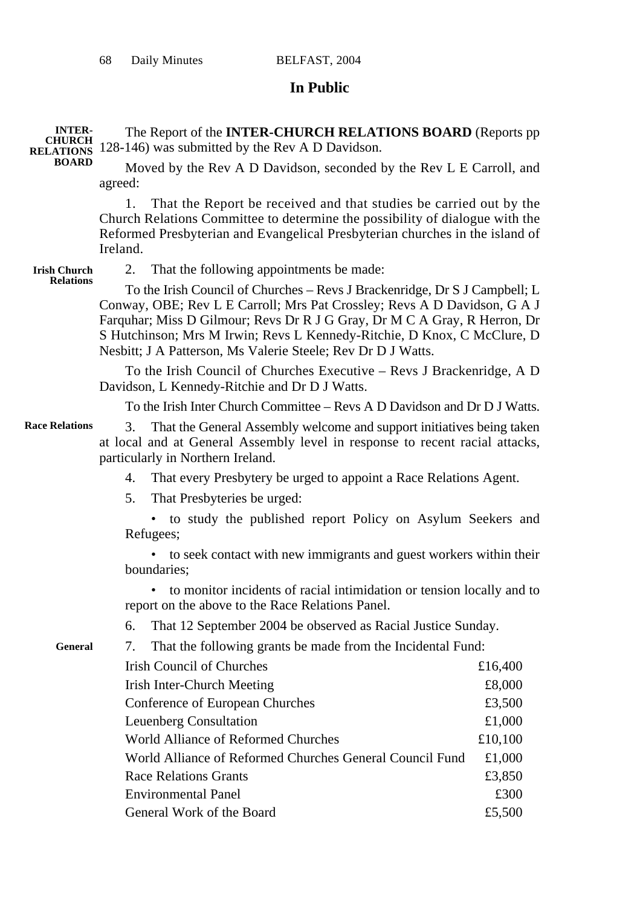## In Public

**INTER-CHURCH RELATIONS BOARD**

The Report of the **INTER-CHURCH RELATIONS BOARD** (Reports pp 128-146) was submitted by the Rev A D Davidson.

Moved by the Rev A D Davidson, seconded by the Rev L E Carroll, and agreed:

1. That the Report be received and that studies be carried out by the Church Relations Committee to determine the possibility of dialogue with the Reformed Presbyterian and Evangelical Presbyterian churches in the island of Ireland.

**Irish Church Relations**

2. That the following appointments be made:

To the Irish Council of Churches – Revs J Brackenridge, Dr S J Campbell; L Conway, OBE; Rev L E Carroll; Mrs Pat Crossley; Revs A D Davidson, G A J Farquhar; Miss D Gilmour; Revs Dr R J G Gray, Dr M C A Gray, R Herron, Dr S Hutchinson; Mrs M Irwin; Revs L Kennedy-Ritchie, D Knox, C McClure, D Nesbitt; J A Patterson, Ms Valerie Steele; Rev Dr D J Watts.

To the Irish Council of Churches Executive – Revs J Brackenridge, A D Davidson, L Kennedy-Ritchie and Dr D J Watts.

To the Irish Inter Church Committee – Revs A D Davidson and Dr D J Watts.

**Race Relations**

3. That the General Assembly welcome and support initiatives being taken at local and at General Assembly level in response to recent racial attacks, particularly in Northern Ireland.

4. That every Presbytery be urged to appoint a Race Relations Agent.

5. That Presbyteries be urged:

- to study the published report Policy on Asylum Seekers and Refugees;
- to seek contact with new immigrants and guest workers within their boundaries;
- to monitor incidents of racial intimidation or tension locally and to report on the above to the Race Relations Panel.

6. That 12 September 2004 be observed as Racial Justice Sunday.

**General**

7. That the following grants be made from the Incidental Fund:

| | |
|---|---|
| Irish Council of Churches | £16,400 |
| Irish Inter-Church Meeting | £8,000 |
| Conference of European Churches | £3,500 |
| Leuenberg Consultation | £1,000 |
| World Alliance of Reformed Churches | £10,100 |
| World Alliance of Reformed Churches General Council Fund | £1,000 |
| Race Relations Grants | £3,850 |
| Environmental Panel | £300 |
| General Work of the Board | £5,500 |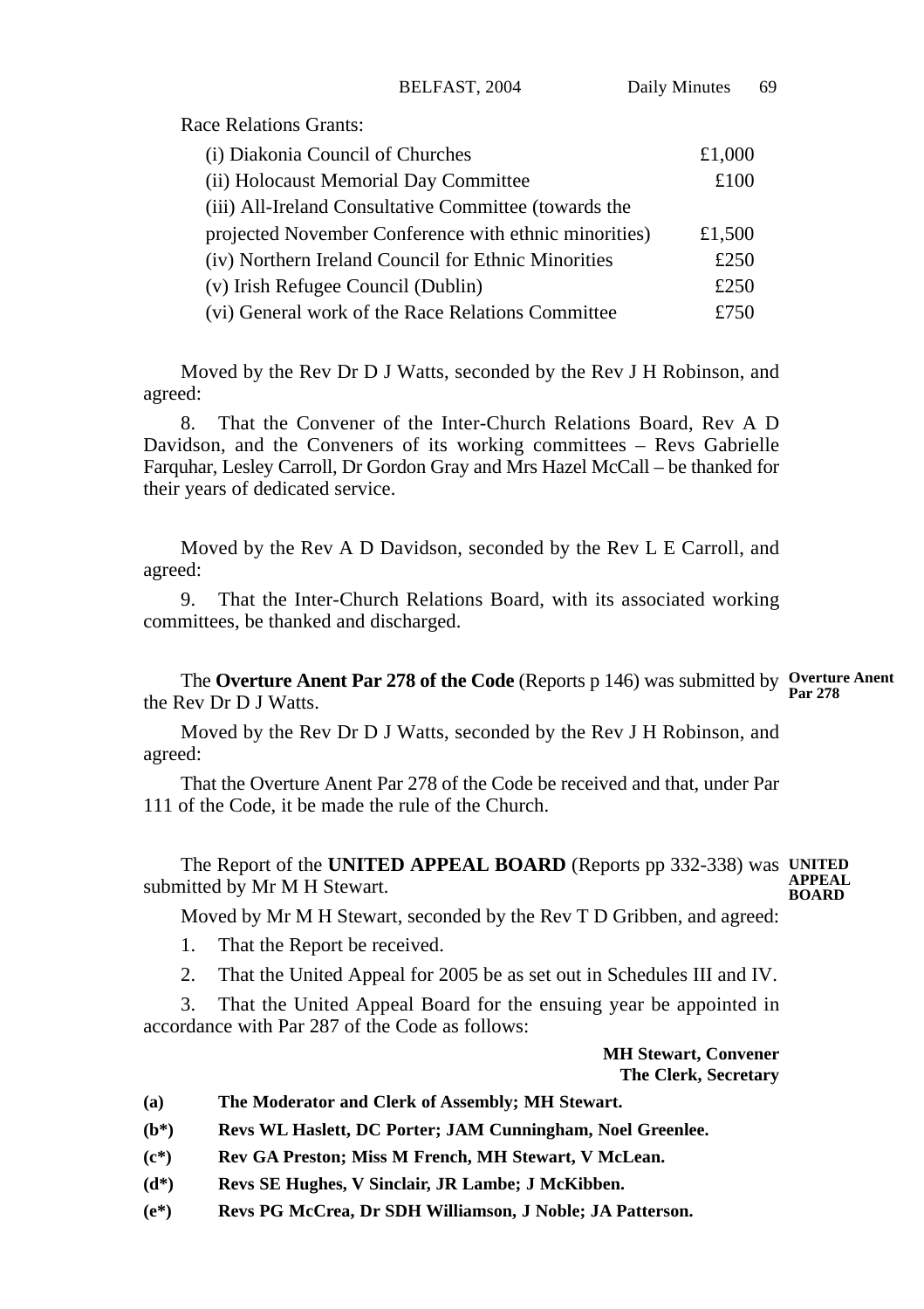Race Relations Grants:

| | |
|---|---|
| (i) Diakonia Council of Churches | £1,000 |
| (ii) Holocaust Memorial Day Committee | £100 |
| (iii) All-Ireland Consultative Committee (towards the projected November Conference with ethnic minorities) | £1,500 |
| (iv) Northern Ireland Council for Ethnic Minorities | £250 |
| (v) Irish Refugee Council (Dublin) | £250 |
| (vi) General work of the Race Relations Committee | £750 |

Moved by the Rev Dr D J Watts, seconded by the Rev J H Robinson, and agreed:

8. That the Convener of the Inter-Church Relations Board, Rev A D Davidson, and the Conveners of its working committees – Revs Gabrielle Farquhar, Lesley Carroll, Dr Gordon Gray and Mrs Hazel McCall – be thanked for their years of dedicated service.

Moved by the Rev A D Davidson, seconded by the Rev L E Carroll, and agreed:

9. That the Inter-Church Relations Board, with its associated working committees, be thanked and discharged.

**Overture Anent Par 278**

The **Overture Anent Par 278 of the Code** (Reports p 146) was submitted by the Rev Dr D J Watts.

Moved by the Rev Dr D J Watts, seconded by the Rev J H Robinson, and agreed:

That the Overture Anent Par 278 of the Code be received and that, under Par 111 of the Code, it be made the rule of the Church.

**UNITED APPEAL BOARD**

The Report of the **UNITED APPEAL BOARD** (Reports pp 332-338) was submitted by Mr M H Stewart.

Moved by Mr M H Stewart, seconded by the Rev T D Gribben, and agreed:

1. That the Report be received.
2. That the United Appeal for 2005 be as set out in Schedules III and IV.
3. That the United Appeal Board for the ensuing year be appointed in accordance with Par 287 of the Code as follows:

**MH Stewart, Convener**
**The Clerk, Secretary**

**(a)** **The Moderator and Clerk of Assembly; MH Stewart.**

**(b*)** **Revs WL Haslett, DC Porter; JAM Cunningham, Noel Greenlee.**

**(c*)** **Rev GA Preston; Miss M French, MH Stewart, V McLean.**

**(d*)** **Revs SE Hughes, V Sinclair, JR Lambe; J McKibben.**

**(e*)** **Revs PG McCrea, Dr SDH Williamson, J Noble; JA Patterson.**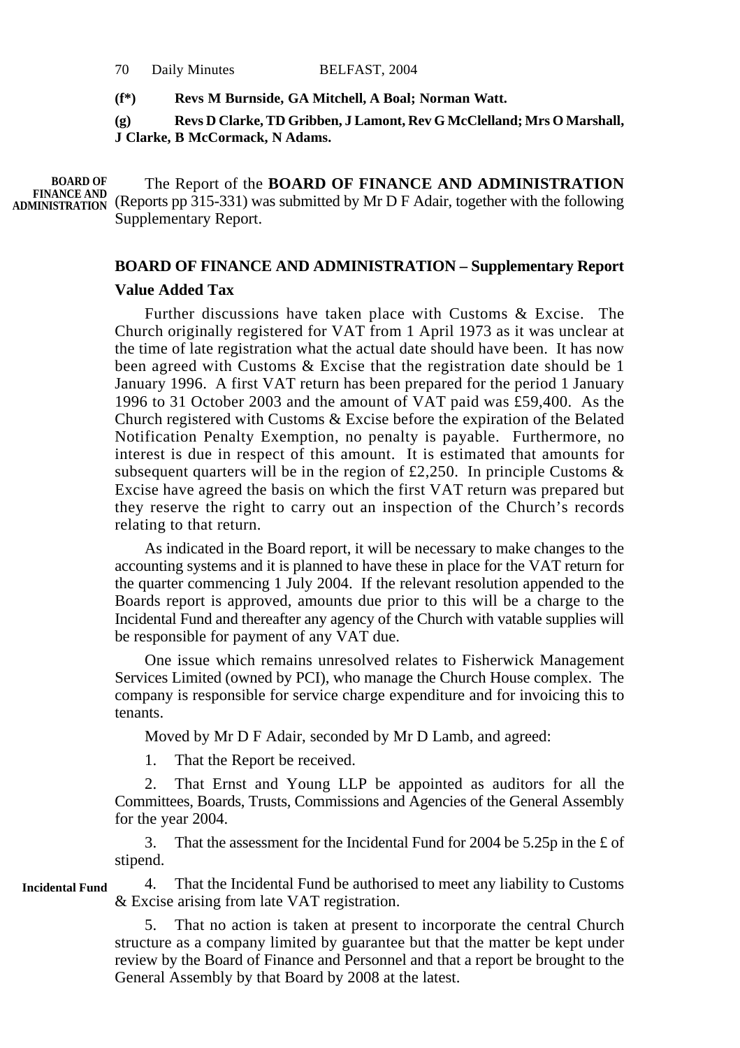**(f*)** **Revs M Burnside, GA Mitchell, A Boal; Norman Watt.**

**(g)** **Revs D Clarke, TD Gribben, J Lamont, Rev G McClelland; Mrs O Marshall, J Clarke, B McCormack, N Adams.**

**BOARD OF FINANCE AND ADMINISTRATION**

The Report of the **BOARD OF FINANCE AND ADMINISTRATION** (Reports pp 315-331) was submitted by Mr D F Adair, together with the following Supplementary Report.

## BOARD OF FINANCE AND ADMINISTRATION – Supplementary Report

### Value Added Tax

Further discussions have taken place with Customs & Excise. The Church originally registered for VAT from 1 April 1973 as it was unclear at the time of late registration what the actual date should have been. It has now been agreed with Customs & Excise that the registration date should be 1 January 1996. A first VAT return has been prepared for the period 1 January 1996 to 31 October 2003 and the amount of VAT paid was £59,400. As the Church registered with Customs & Excise before the expiration of the Belated Notification Penalty Exemption, no penalty is payable. Furthermore, no interest is due in respect of this amount. It is estimated that amounts for subsequent quarters will be in the region of £2,250. In principle Customs & Excise have agreed the basis on which the first VAT return was prepared but they reserve the right to carry out an inspection of the Church's records relating to that return.

As indicated in the Board report, it will be necessary to make changes to the accounting systems and it is planned to have these in place for the VAT return for the quarter commencing 1 July 2004. If the relevant resolution appended to the Boards report is approved, amounts due prior to this will be a charge to the Incidental Fund and thereafter any agency of the Church with vatable supplies will be responsible for payment of any VAT due.

One issue which remains unresolved relates to Fisherwick Management Services Limited (owned by PCI), who manage the Church House complex. The company is responsible for service charge expenditure and for invoicing this to tenants.

Moved by Mr D F Adair, seconded by Mr D Lamb, and agreed:

1. That the Report be received.

2. That Ernst and Young LLP be appointed as auditors for all the Committees, Boards, Trusts, Commissions and Agencies of the General Assembly for the year 2004.

3. That the assessment for the Incidental Fund for 2004 be 5.25p in the £ of stipend.

**Incidental Fund**

4. That the Incidental Fund be authorised to meet any liability to Customs & Excise arising from late VAT registration.

5. That no action is taken at present to incorporate the central Church structure as a company limited by guarantee but that the matter be kept under review by the Board of Finance and Personnel and that a report be brought to the General Assembly by that Board by 2008 at the latest.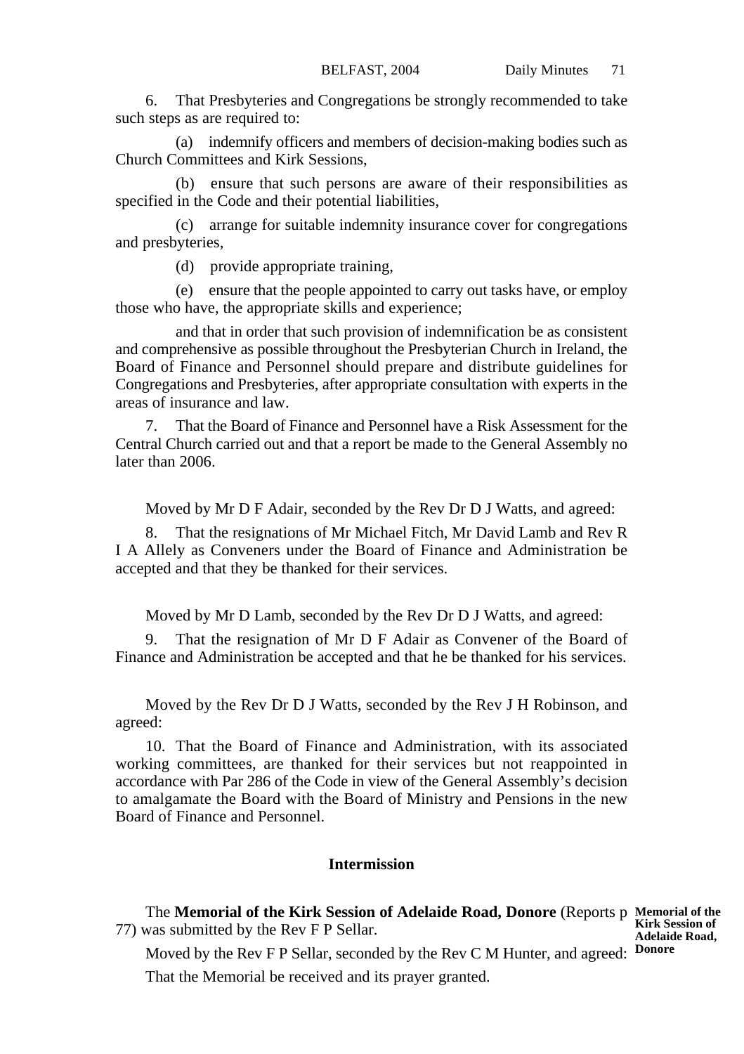6. That Presbyteries and Congregations be strongly recommended to take such steps as are required to:

(a) indemnify officers and members of decision-making bodies such as Church Committees and Kirk Sessions,

(b) ensure that such persons are aware of their responsibilities as specified in the Code and their potential liabilities,

(c) arrange for suitable indemnity insurance cover for congregations and presbyteries,

(d) provide appropriate training,

(e) ensure that the people appointed to carry out tasks have, or employ those who have, the appropriate skills and experience;

and that in order that such provision of indemnification be as consistent and comprehensive as possible throughout the Presbyterian Church in Ireland, the Board of Finance and Personnel should prepare and distribute guidelines for Congregations and Presbyteries, after appropriate consultation with experts in the areas of insurance and law.

7. That the Board of Finance and Personnel have a Risk Assessment for the Central Church carried out and that a report be made to the General Assembly no later than 2006.

Moved by Mr D F Adair, seconded by the Rev Dr D J Watts, and agreed:

8. That the resignations of Mr Michael Fitch, Mr David Lamb and Rev R I A Allely as Conveners under the Board of Finance and Administration be accepted and that they be thanked for their services.

Moved by Mr D Lamb, seconded by the Rev Dr D J Watts, and agreed:

9. That the resignation of Mr D F Adair as Convener of the Board of Finance and Administration be accepted and that he be thanked for his services.

Moved by the Rev Dr D J Watts, seconded by the Rev J H Robinson, and agreed:

10. That the Board of Finance and Administration, with its associated working committees, are thanked for their services but not reappointed in accordance with Par 286 of the Code in view of the General Assembly's decision to amalgamate the Board with the Board of Ministry and Pensions in the new Board of Finance and Personnel.

## Intermission

**Memorial of the Kirk Session of Adelaide Road, Donore**

The **Memorial of the Kirk Session of Adelaide Road, Donore** (Reports p 77) was submitted by the Rev F P Sellar.

Moved by the Rev F P Sellar, seconded by the Rev C M Hunter, and agreed:

That the Memorial be received and its prayer granted.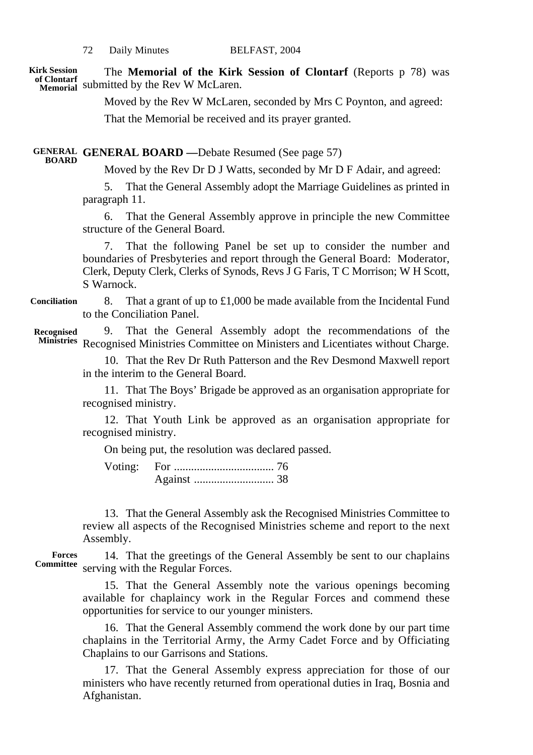**Kirk Session of Clontarf Memorial**

The **Memorial of the Kirk Session of Clontarf** (Reports p 78) was submitted by the Rev W McLaren.

Moved by the Rev W McLaren, seconded by Mrs C Poynton, and agreed:

That the Memorial be received and its prayer granted.

**GENERAL BOARD**

**GENERAL BOARD —**Debate Resumed (See page 57)

Moved by the Rev Dr D J Watts, seconded by Mr D F Adair, and agreed:

5. That the General Assembly adopt the Marriage Guidelines as printed in paragraph 11.

6. That the General Assembly approve in principle the new Committee structure of the General Board.

7. That the following Panel be set up to consider the number and boundaries of Presbyteries and report through the General Board: Moderator, Clerk, Deputy Clerk, Clerks of Synods, Revs J G Faris, T C Morrison; W H Scott, S Warnock.

**Conciliation**

8. That a grant of up to £1,000 be made available from the Incidental Fund to the Conciliation Panel.

**Recognised Ministries**

9. That the General Assembly adopt the recommendations of the Recognised Ministries Committee on Ministers and Licentiates without Charge.

10. That the Rev Dr Ruth Patterson and the Rev Desmond Maxwell report in the interim to the General Board.

11. That The Boys' Brigade be approved as an organisation appropriate for recognised ministry.

12. That Youth Link be approved as an organisation appropriate for recognised ministry.

On being put, the resolution was declared passed.

Voting: For ................................... 76
Against ............................ 38

13. That the General Assembly ask the Recognised Ministries Committee to review all aspects of the Recognised Ministries scheme and report to the next Assembly.

**Forces Committee**

14. That the greetings of the General Assembly be sent to our chaplains serving with the Regular Forces.

15. That the General Assembly note the various openings becoming available for chaplaincy work in the Regular Forces and commend these opportunities for service to our younger ministers.

16. That the General Assembly commend the work done by our part time chaplains in the Territorial Army, the Army Cadet Force and by Officiating Chaplains to our Garrisons and Stations.

17. That the General Assembly express appreciation for those of our ministers who have recently returned from operational duties in Iraq, Bosnia and Afghanistan.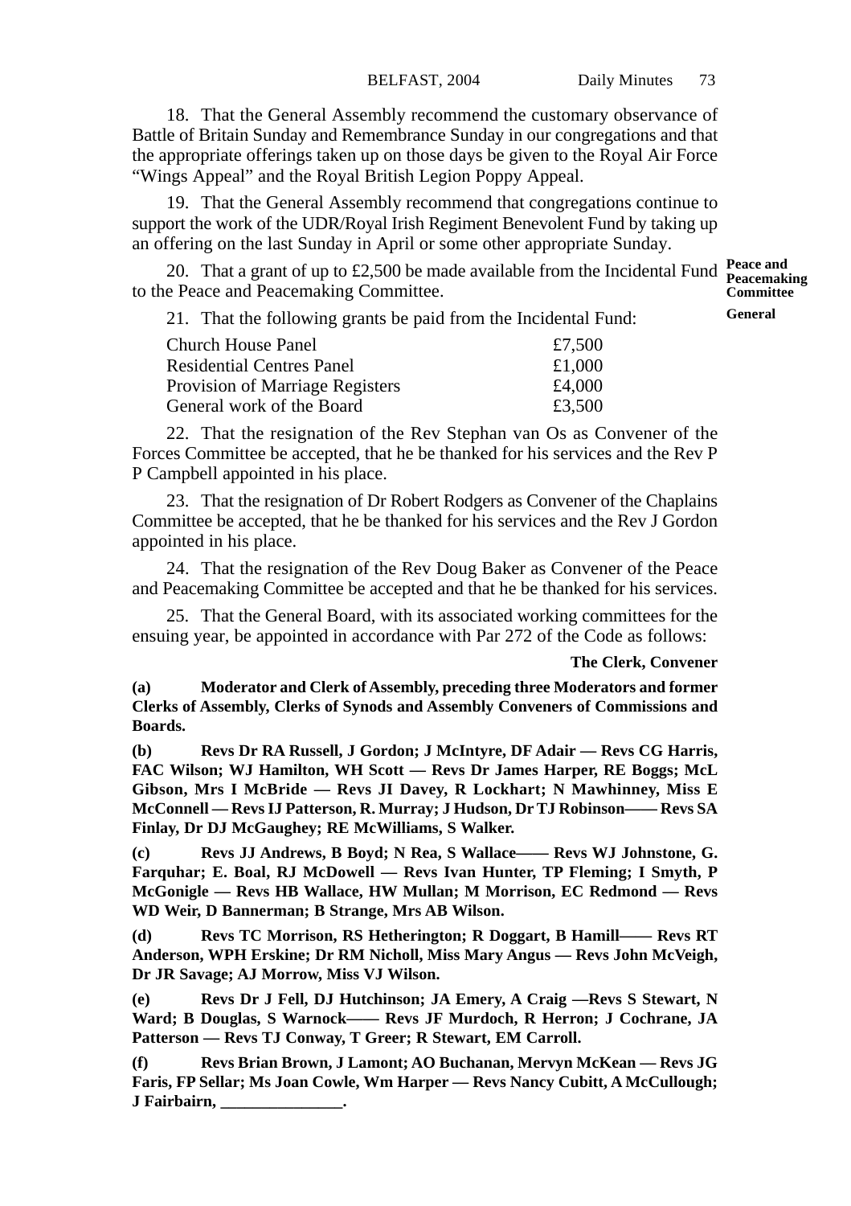18. That the General Assembly recommend the customary observance of Battle of Britain Sunday and Remembrance Sunday in our congregations and that the appropriate offerings taken up on those days be given to the Royal Air Force "Wings Appeal" and the Royal British Legion Poppy Appeal.

19. That the General Assembly recommend that congregations continue to support the work of the UDR/Royal Irish Regiment Benevolent Fund by taking up an offering on the last Sunday in April or some other appropriate Sunday.

**Peace and Peacemaking Committee**

20. That a grant of up to £2,500 be made available from the Incidental Fund to the Peace and Peacemaking Committee.

**General**

21. That the following grants be paid from the Incidental Fund:

| | |
|---|---|
| Church House Panel | £7,500 |
| Residential Centres Panel | £1,000 |
| Provision of Marriage Registers | £4,000 |
| General work of the Board | £3,500 |

22. That the resignation of the Rev Stephan van Os as Convener of the Forces Committee be accepted, that he be thanked for his services and the Rev P P Campbell appointed in his place.

23. That the resignation of Dr Robert Rodgers as Convener of the Chaplains Committee be accepted, that he be thanked for his services and the Rev J Gordon appointed in his place.

24. That the resignation of the Rev Doug Baker as Convener of the Peace and Peacemaking Committee be accepted and that he be thanked for his services.

25. That the General Board, with its associated working committees for the ensuing year, be appointed in accordance with Par 272 of the Code as follows:

**The Clerk, Convener**

**(a) Moderator and Clerk of Assembly, preceding three Moderators and former Clerks of Assembly, Clerks of Synods and Assembly Conveners of Commissions and Boards.**

**(b) Revs Dr RA Russell, J Gordon; J McIntyre, DF Adair — Revs CG Harris, FAC Wilson; WJ Hamilton, WH Scott — Revs Dr James Harper, RE Boggs; McL Gibson, Mrs I McBride — Revs JI Davey, R Lockhart; N Mawhinney, Miss E McConnell — Revs IJ Patterson, R. Murray; J Hudson, Dr TJ Robinson—— Revs SA Finlay, Dr DJ McGaughey; RE McWilliams, S Walker.**

**(c) Revs JJ Andrews, B Boyd; N Rea, S Wallace—— Revs WJ Johnstone, G. Farquhar; E. Boal, RJ McDowell — Revs Ivan Hunter, TP Fleming; I Smyth, P McGonigle — Revs HB Wallace, HW Mullan; M Morrison, EC Redmond — Revs WD Weir, D Bannerman; B Strange, Mrs AB Wilson.**

**(d) Revs TC Morrison, RS Hetherington; R Doggart, B Hamill—— Revs RT Anderson, WPH Erskine; Dr RM Nicholl, Miss Mary Angus — Revs John McVeigh, Dr JR Savage; AJ Morrow, Miss VJ Wilson.**

**(e) Revs Dr J Fell, DJ Hutchinson; JA Emery, A Craig —Revs S Stewart, N Ward; B Douglas, S Warnock—— Revs JF Murdoch, R Herron; J Cochrane, JA Patterson — Revs TJ Conway, T Greer; R Stewart, EM Carroll.**

**(f) Revs Brian Brown, J Lamont; AO Buchanan, Mervyn McKean — Revs JG Faris, FP Sellar; Ms Joan Cowle, Wm Harper — Revs Nancy Cubitt, A McCullough; J Fairbairn, _______________.**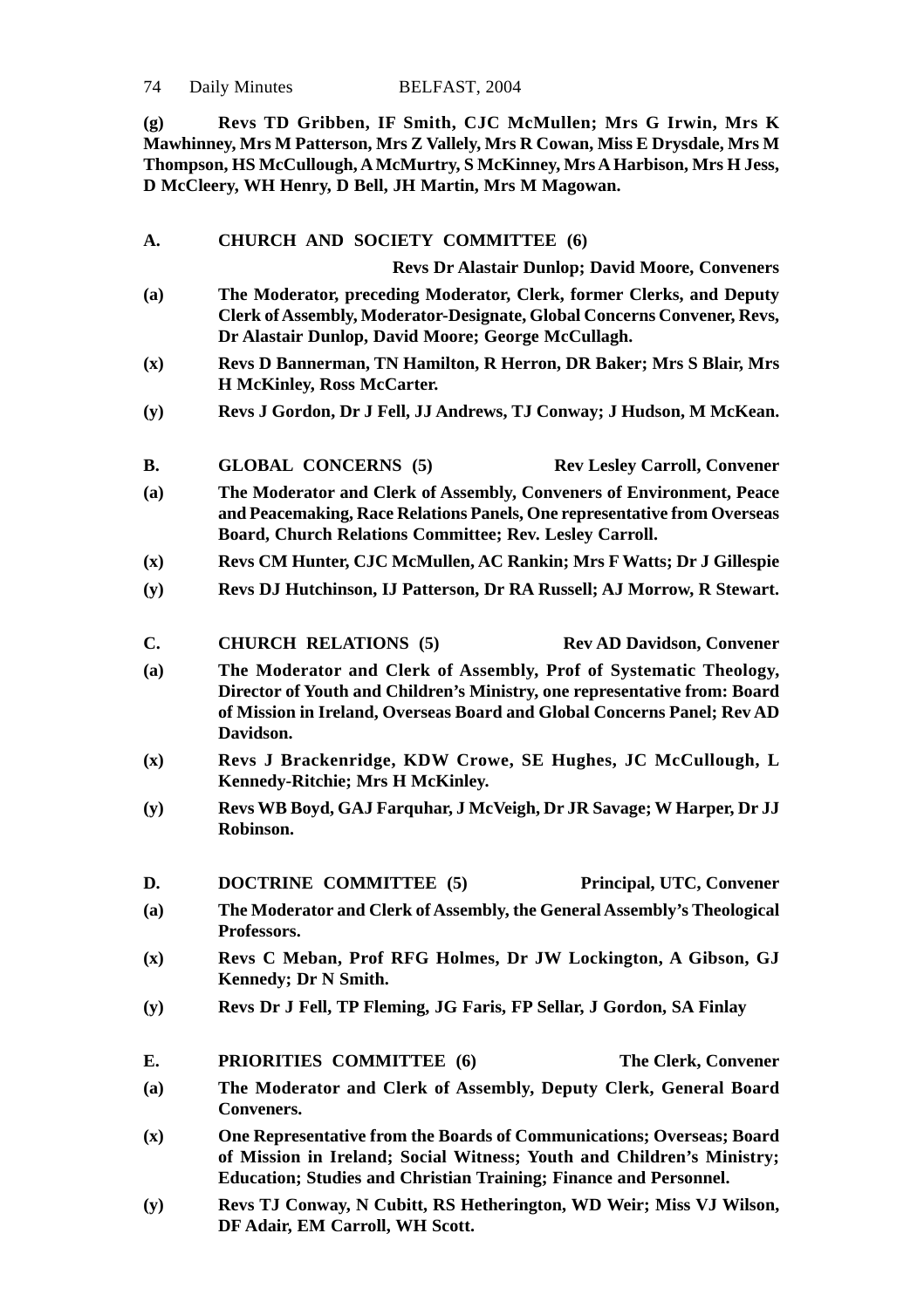**(g) Revs TD Gribben, IF Smith, CJC McMullen; Mrs G Irwin, Mrs K Mawhinney, Mrs M Patterson, Mrs Z Vallely, Mrs R Cowan, Miss E Drysdale, Mrs M Thompson, HS McCullough, A McMurtry, S McKinney, Mrs A Harbison, Mrs H Jess, D McCleery, WH Henry, D Bell, JH Martin, Mrs M Magowan.**

## A. CHURCH AND SOCIETY COMMITTEE (6)

**Revs Dr Alastair Dunlop; David Moore, Conveners**

**(a) The Moderator, preceding Moderator, Clerk, former Clerks, and Deputy Clerk of Assembly, Moderator-Designate, Global Concerns Convener, Revs, Dr Alastair Dunlop, David Moore; George McCullagh.**

**(x) Revs D Bannerman, TN Hamilton, R Herron, DR Baker; Mrs S Blair, Mrs H McKinley, Ross McCarter.**

**(y) Revs J Gordon, Dr J Fell, JJ Andrews, TJ Conway; J Hudson, M McKean.**

## B. GLOBAL CONCERNS (5)

**Rev Lesley Carroll, Convener**

**(a) The Moderator and Clerk of Assembly, Conveners of Environment, Peace and Peacemaking, Race Relations Panels, One representative from Overseas Board, Church Relations Committee; Rev. Lesley Carroll.**

**(x) Revs CM Hunter, CJC McMullen, AC Rankin; Mrs F Watts; Dr J Gillespie**

**(y) Revs DJ Hutchinson, IJ Patterson, Dr RA Russell; AJ Morrow, R Stewart.**

## C. CHURCH RELATIONS (5)

**Rev AD Davidson, Convener**

**(a) The Moderator and Clerk of Assembly, Prof of Systematic Theology, Director of Youth and Children's Ministry, one representative from: Board of Mission in Ireland, Overseas Board and Global Concerns Panel; Rev AD Davidson.**

**(x) Revs J Brackenridge, KDW Crowe, SE Hughes, JC McCullough, L Kennedy-Ritchie; Mrs H McKinley.**

**(y) Revs WB Boyd, GAJ Farquhar, J McVeigh, Dr JR Savage; W Harper, Dr JJ Robinson.**

## D. DOCTRINE COMMITTEE (5)

**Principal, UTC, Convener**

**(a) The Moderator and Clerk of Assembly, the General Assembly's Theological Professors.**

**(x) Revs C Meban, Prof RFG Holmes, Dr JW Lockington, A Gibson, GJ Kennedy; Dr N Smith.**

**(y) Revs Dr J Fell, TP Fleming, JG Faris, FP Sellar, J Gordon, SA Finlay**

## E. PRIORITIES COMMITTEE (6)

**The Clerk, Convener**

**(a) The Moderator and Clerk of Assembly, Deputy Clerk, General Board Conveners.**

**(x) One Representative from the Boards of Communications; Overseas; Board of Mission in Ireland; Social Witness; Youth and Children's Ministry; Education; Studies and Christian Training; Finance and Personnel.**

**(y) Revs TJ Conway, N Cubitt, RS Hetherington, WD Weir; Miss VJ Wilson, DF Adair, EM Carroll, WH Scott.**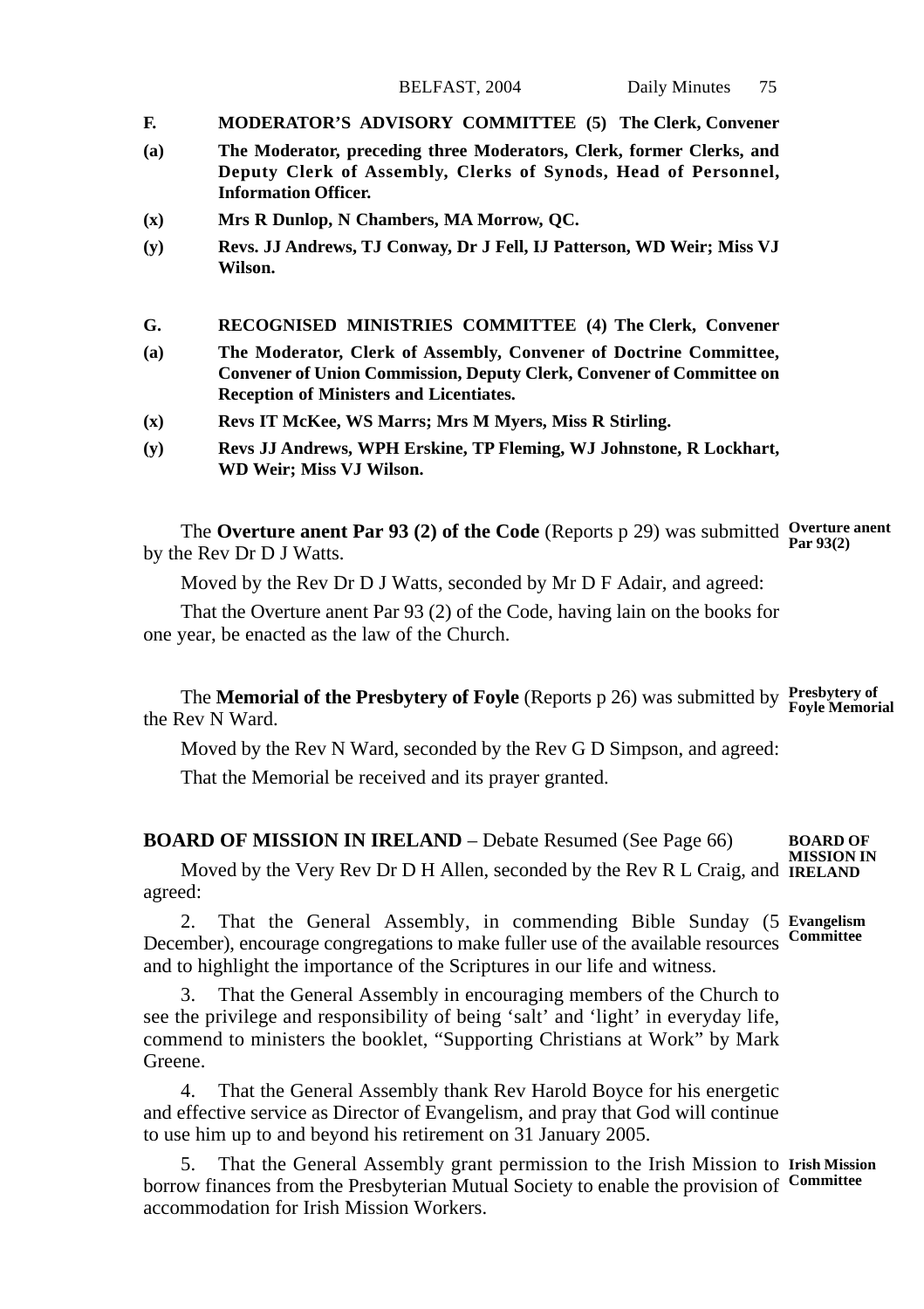**F. MODERATOR'S ADVISORY COMMITTEE (5) The Clerk, Convener**

**(a) The Moderator, preceding three Moderators, Clerk, former Clerks, and Deputy Clerk of Assembly, Clerks of Synods, Head of Personnel, Information Officer.**

**(x) Mrs R Dunlop, N Chambers, MA Morrow, QC.**

**(y) Revs. JJ Andrews, TJ Conway, Dr J Fell, IJ Patterson, WD Weir; Miss VJ Wilson.**

**G. RECOGNISED MINISTRIES COMMITTEE (4) The Clerk, Convener**

**(a) The Moderator, Clerk of Assembly, Convener of Doctrine Committee, Convener of Union Commission, Deputy Clerk, Convener of Committee on Reception of Ministers and Licentiates.**

**(x) Revs IT McKee, WS Marrs; Mrs M Myers, Miss R Stirling.**

**(y) Revs JJ Andrews, WPH Erskine, TP Fleming, WJ Johnstone, R Lockhart, WD Weir; Miss VJ Wilson.**

**Overture anent Par 93(2)**

The **Overture anent Par 93 (2) of the Code** (Reports p 29) was submitted by the Rev Dr D J Watts.

Moved by the Rev Dr D J Watts, seconded by Mr D F Adair, and agreed:

That the Overture anent Par 93 (2) of the Code, having lain on the books for one year, be enacted as the law of the Church.

**Presbytery of Foyle Memorial**

The **Memorial of the Presbytery of Foyle** (Reports p 26) was submitted by the Rev N Ward.

Moved by the Rev N Ward, seconded by the Rev G D Simpson, and agreed:

That the Memorial be received and its prayer granted.

**BOARD OF MISSION IN IRELAND** – Debate Resumed (See Page 66)

Moved by the Very Rev Dr D H Allen, seconded by the Rev R L Craig, and agreed:

**Evangelism Committee**

2. That the General Assembly, in commending Bible Sunday (5 December), encourage congregations to make fuller use of the available resources and to highlight the importance of the Scriptures in our life and witness.

3. That the General Assembly in encouraging members of the Church to see the privilege and responsibility of being 'salt' and 'light' in everyday life, commend to ministers the booklet, "Supporting Christians at Work" by Mark Greene.

4. That the General Assembly thank Rev Harold Boyce for his energetic and effective service as Director of Evangelism, and pray that God will continue to use him up to and beyond his retirement on 31 January 2005.

**Irish Mission Committee**

5. That the General Assembly grant permission to the Irish Mission to borrow finances from the Presbyterian Mutual Society to enable the provision of accommodation for Irish Mission Workers.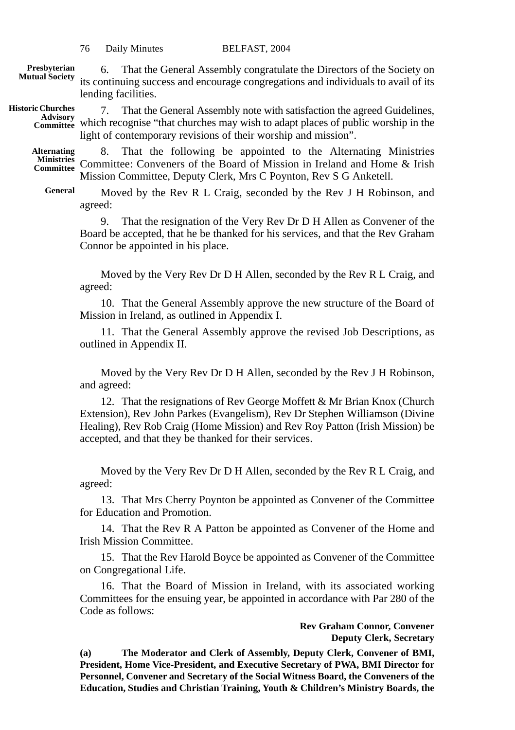**Presbyterian Mutual Society**

6. That the General Assembly congratulate the Directors of the Society on its continuing success and encourage congregations and individuals to avail of its lending facilities.

**Historic Churches Advisory Committee**

7. That the General Assembly note with satisfaction the agreed Guidelines, which recognise "that churches may wish to adapt places of public worship in the light of contemporary revisions of their worship and mission".

**Alternating Ministries Committee**

8. That the following be appointed to the Alternating Ministries Committee: Conveners of the Board of Mission in Ireland and Home & Irish Mission Committee, Deputy Clerk, Mrs C Poynton, Rev S G Anketell.

**General**

Moved by the Rev R L Craig, seconded by the Rev J H Robinson, and agreed:

9. That the resignation of the Very Rev Dr D H Allen as Convener of the Board be accepted, that he be thanked for his services, and that the Rev Graham Connor be appointed in his place.

Moved by the Very Rev Dr D H Allen, seconded by the Rev R L Craig, and agreed:

10. That the General Assembly approve the new structure of the Board of Mission in Ireland, as outlined in Appendix I.

11. That the General Assembly approve the revised Job Descriptions, as outlined in Appendix II.

Moved by the Very Rev Dr D H Allen, seconded by the Rev J H Robinson, and agreed:

12. That the resignations of Rev George Moffett & Mr Brian Knox (Church Extension), Rev John Parkes (Evangelism), Rev Dr Stephen Williamson (Divine Healing), Rev Rob Craig (Home Mission) and Rev Roy Patton (Irish Mission) be accepted, and that they be thanked for their services.

Moved by the Very Rev Dr D H Allen, seconded by the Rev R L Craig, and agreed:

13. That Mrs Cherry Poynton be appointed as Convener of the Committee for Education and Promotion.

14. That the Rev R A Patton be appointed as Convener of the Home and Irish Mission Committee.

15. That the Rev Harold Boyce be appointed as Convener of the Committee on Congregational Life.

16. That the Board of Mission in Ireland, with its associated working Committees for the ensuing year, be appointed in accordance with Par 280 of the Code as follows:

**Rev Graham Connor, Convener**
**Deputy Clerk, Secretary**

**(a) The Moderator and Clerk of Assembly, Deputy Clerk, Convener of BMI, President, Home Vice-President, and Executive Secretary of PWA, BMI Director for Personnel, Convener and Secretary of the Social Witness Board, the Conveners of the Education, Studies and Christian Training, Youth & Children's Ministry Boards, the**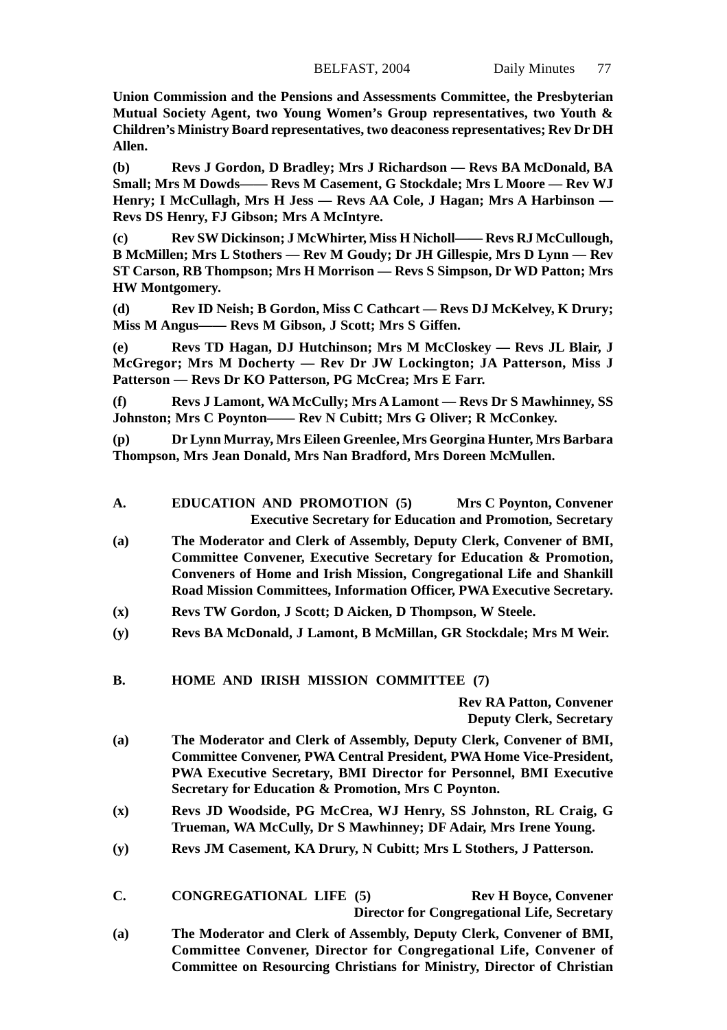**Union Commission and the Pensions and Assessments Committee, the Presbyterian Mutual Society Agent, two Young Women's Group representatives, two Youth & Children's Ministry Board representatives, two deaconess representatives; Rev Dr DH Allen.**

**(b) Revs J Gordon, D Bradley; Mrs J Richardson — Revs BA McDonald, BA Small; Mrs M Dowds—— Revs M Casement, G Stockdale; Mrs L Moore — Rev WJ Henry; I McCullagh, Mrs H Jess — Revs AA Cole, J Hagan; Mrs A Harbinson — Revs DS Henry, FJ Gibson; Mrs A McIntyre.**

**(c) Rev SW Dickinson; J McWhirter, Miss H Nicholl—— Revs RJ McCullough, B McMillen; Mrs L Stothers — Rev M Goudy; Dr JH Gillespie, Mrs D Lynn — Rev ST Carson, RB Thompson; Mrs H Morrison — Revs S Simpson, Dr WD Patton; Mrs HW Montgomery.**

**(d) Rev ID Neish; B Gordon, Miss C Cathcart — Revs DJ McKelvey, K Drury; Miss M Angus—— Revs M Gibson, J Scott; Mrs S Giffen.**

**(e) Revs TD Hagan, DJ Hutchinson; Mrs M McCloskey — Revs JL Blair, J McGregor; Mrs M Docherty — Rev Dr JW Lockington; JA Patterson, Miss J Patterson — Revs Dr KO Patterson, PG McCrea; Mrs E Farr.**

**(f) Revs J Lamont, WA McCully; Mrs A Lamont — Revs Dr S Mawhinney, SS Johnston; Mrs C Poynton—— Rev N Cubitt; Mrs G Oliver; R McConkey.**

**(p) Dr Lynn Murray, Mrs Eileen Greenlee, Mrs Georgina Hunter, Mrs Barbara Thompson, Mrs Jean Donald, Mrs Nan Bradford, Mrs Doreen McMullen.**

**A. EDUCATION AND PROMOTION (5)** **Mrs C Poynton, Convener**
**Executive Secretary for Education and Promotion, Secretary**

**(a) The Moderator and Clerk of Assembly, Deputy Clerk, Convener of BMI, Committee Convener, Executive Secretary for Education & Promotion, Conveners of Home and Irish Mission, Congregational Life and Shankill Road Mission Committees, Information Officer, PWA Executive Secretary.**

**(x) Revs TW Gordon, J Scott; D Aicken, D Thompson, W Steele.**

**(y) Revs BA McDonald, J Lamont, B McMillan, GR Stockdale; Mrs M Weir.**

**B. HOME AND IRISH MISSION COMMITTEE (7)**

**Rev RA Patton, Convener**
**Deputy Clerk, Secretary**

**(a) The Moderator and Clerk of Assembly, Deputy Clerk, Convener of BMI, Committee Convener, PWA Central President, PWA Home Vice-President, PWA Executive Secretary, BMI Director for Personnel, BMI Executive Secretary for Education & Promotion, Mrs C Poynton.**

**(x) Revs JD Woodside, PG McCrea, WJ Henry, SS Johnston, RL Craig, G Trueman, WA McCully, Dr S Mawhinney; DF Adair, Mrs Irene Young.**

**(y) Revs JM Casement, KA Drury, N Cubitt; Mrs L Stothers, J Patterson.**

**C. CONGREGATIONAL LIFE (5)** **Rev H Boyce, Convener**
**Director for Congregational Life, Secretary**

**(a) The Moderator and Clerk of Assembly, Deputy Clerk, Convener of BMI, Committee Convener, Director for Congregational Life, Convener of Committee on Resourcing Christians for Ministry, Director of Christian**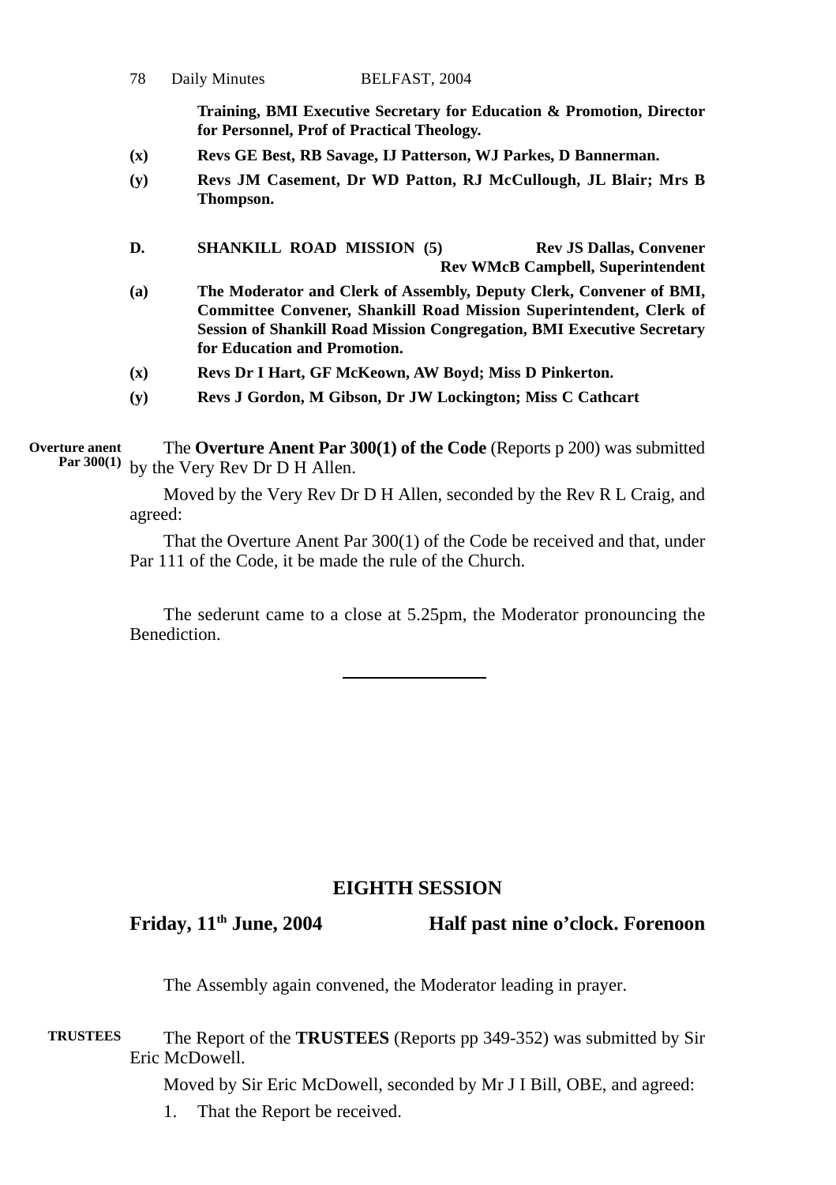**Training, BMI Executive Secretary for Education & Promotion, Director for Personnel, Prof of Practical Theology.**

**(x)** **Revs GE Best, RB Savage, IJ Patterson, WJ Parkes, D Bannerman.**

**(y)** **Revs JM Casement, Dr WD Patton, RJ McCullough, JL Blair; Mrs B Thompson.**

**D.** **SHANKILL ROAD MISSION (5)** **Rev JS Dallas, Convener**
**Rev WMcB Campbell, Superintendent**

**(a)** **The Moderator and Clerk of Assembly, Deputy Clerk, Convener of BMI, Committee Convener, Shankill Road Mission Superintendent, Clerk of Session of Shankill Road Mission Congregation, BMI Executive Secretary for Education and Promotion.**

**(x)** **Revs Dr I Hart, GF McKeown, AW Boyd; Miss D Pinkerton.**

**(y)** **Revs J Gordon, M Gibson, Dr JW Lockington; Miss C Cathcart**

**Overture anent Par 300(1)**

The **Overture Anent Par 300(1) of the Code** (Reports p 200) was submitted by the Very Rev Dr D H Allen.

Moved by the Very Rev Dr D H Allen, seconded by the Rev R L Craig, and agreed:

That the Overture Anent Par 300(1) of the Code be received and that, under Par 111 of the Code, it be made the rule of the Church.

The sederunt came to a close at 5.25pm, the Moderator pronouncing the Benediction.

---

## EIGHTH SESSION

**Friday, 11th June, 2004** **Half past nine o'clock. Forenoon**

The Assembly again convened, the Moderator leading in prayer.

**TRUSTEES**

The Report of the **TRUSTEES** (Reports pp 349-352) was submitted by Sir Eric McDowell.

Moved by Sir Eric McDowell, seconded by Mr J I Bill, OBE, and agreed:

1. That the Report be received.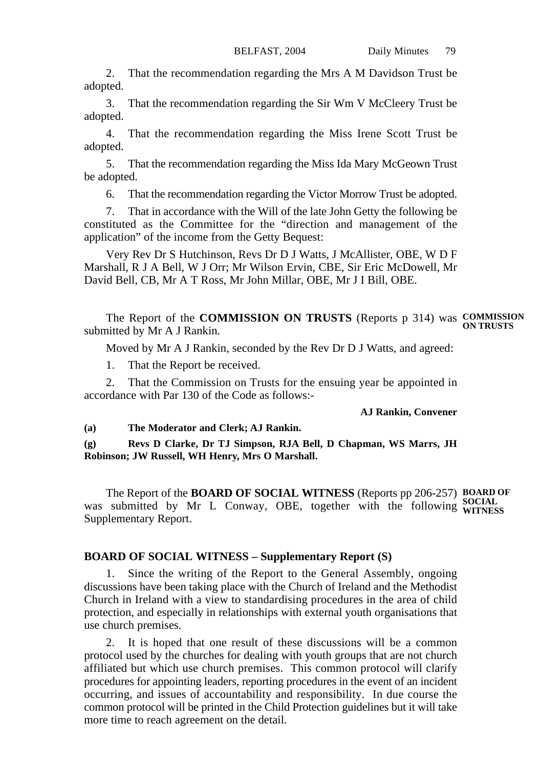2. That the recommendation regarding the Mrs A M Davidson Trust be adopted.

3. That the recommendation regarding the Sir Wm V McCleery Trust be adopted.

4. That the recommendation regarding the Miss Irene Scott Trust be adopted.

5. That the recommendation regarding the Miss Ida Mary McGeown Trust be adopted.

6. That the recommendation regarding the Victor Morrow Trust be adopted.

7. That in accordance with the Will of the late John Getty the following be constituted as the Committee for the "direction and management of the application" of the income from the Getty Bequest:

Very Rev Dr S Hutchinson, Revs Dr D J Watts, J McAllister, OBE, W D F Marshall, R J A Bell, W J Orr; Mr Wilson Ervin, CBE, Sir Eric McDowell, Mr David Bell, CB, Mr A T Ross, Mr John Millar, OBE, Mr J I Bill, OBE.

**COMMISSION ON TRUSTS**

The Report of the **COMMISSION ON TRUSTS** (Reports p 314) was submitted by Mr A J Rankin.

Moved by Mr A J Rankin, seconded by the Rev Dr D J Watts, and agreed:

1. That the Report be received.

2. That the Commission on Trusts for the ensuing year be appointed in accordance with Par 130 of the Code as follows:-

**AJ Rankin, Convener**

**(a) The Moderator and Clerk; AJ Rankin.**

**(g) Revs D Clarke, Dr TJ Simpson, RJA Bell, D Chapman, WS Marrs, JH Robinson; JW Russell, WH Henry, Mrs O Marshall.**

**BOARD OF SOCIAL WITNESS**

The Report of the **BOARD OF SOCIAL WITNESS** (Reports pp 206-257) was submitted by Mr L Conway, OBE, together with the following Supplementary Report.

### BOARD OF SOCIAL WITNESS – Supplementary Report (S)

1. Since the writing of the Report to the General Assembly, ongoing discussions have been taking place with the Church of Ireland and the Methodist Church in Ireland with a view to standardising procedures in the area of child protection, and especially in relationships with external youth organisations that use church premises.

2. It is hoped that one result of these discussions will be a common protocol used by the churches for dealing with youth groups that are not church affiliated but which use church premises. This common protocol will clarify procedures for appointing leaders, reporting procedures in the event of an incident occurring, and issues of accountability and responsibility. In due course the common protocol will be printed in the Child Protection guidelines but it will take more time to reach agreement on the detail.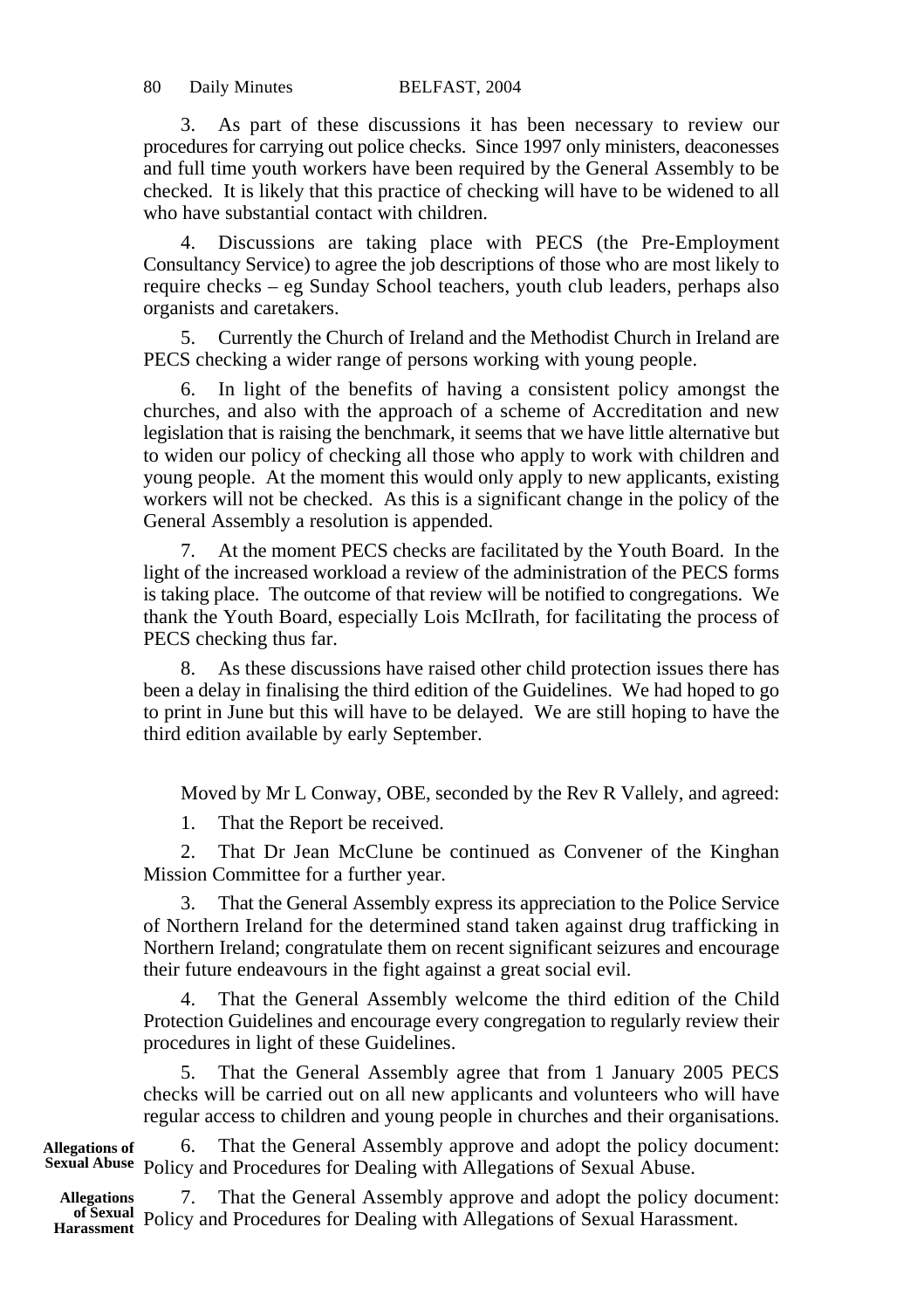3. As part of these discussions it has been necessary to review our procedures for carrying out police checks. Since 1997 only ministers, deaconesses and full time youth workers have been required by the General Assembly to be checked. It is likely that this practice of checking will have to be widened to all who have substantial contact with children.

4. Discussions are taking place with PECS (the Pre-Employment Consultancy Service) to agree the job descriptions of those who are most likely to require checks – eg Sunday School teachers, youth club leaders, perhaps also organists and caretakers.

5. Currently the Church of Ireland and the Methodist Church in Ireland are PECS checking a wider range of persons working with young people.

6. In light of the benefits of having a consistent policy amongst the churches, and also with the approach of a scheme of Accreditation and new legislation that is raising the benchmark, it seems that we have little alternative but to widen our policy of checking all those who apply to work with children and young people. At the moment this would only apply to new applicants, existing workers will not be checked. As this is a significant change in the policy of the General Assembly a resolution is appended.

7. At the moment PECS checks are facilitated by the Youth Board. In the light of the increased workload a review of the administration of the PECS forms is taking place. The outcome of that review will be notified to congregations. We thank the Youth Board, especially Lois McIlrath, for facilitating the process of PECS checking thus far.

8. As these discussions have raised other child protection issues there has been a delay in finalising the third edition of the Guidelines. We had hoped to go to print in June but this will have to be delayed. We are still hoping to have the third edition available by early September.

Moved by Mr L Conway, OBE, seconded by the Rev R Vallely, and agreed:

1. That the Report be received.

2. That Dr Jean McClune be continued as Convener of the Kinghan Mission Committee for a further year.

3. That the General Assembly express its appreciation to the Police Service of Northern Ireland for the determined stand taken against drug trafficking in Northern Ireland; congratulate them on recent significant seizures and encourage their future endeavours in the fight against a great social evil.

4. That the General Assembly welcome the third edition of the Child Protection Guidelines and encourage every congregation to regularly review their procedures in light of these Guidelines.

5. That the General Assembly agree that from 1 January 2005 PECS checks will be carried out on all new applicants and volunteers who will have regular access to children and young people in churches and their organisations.

**Allegations of Sexual Abuse**

6. That the General Assembly approve and adopt the policy document: Policy and Procedures for Dealing with Allegations of Sexual Abuse.

**Allegations of Sexual Harassment**

7. That the General Assembly approve and adopt the policy document: Policy and Procedures for Dealing with Allegations of Sexual Harassment.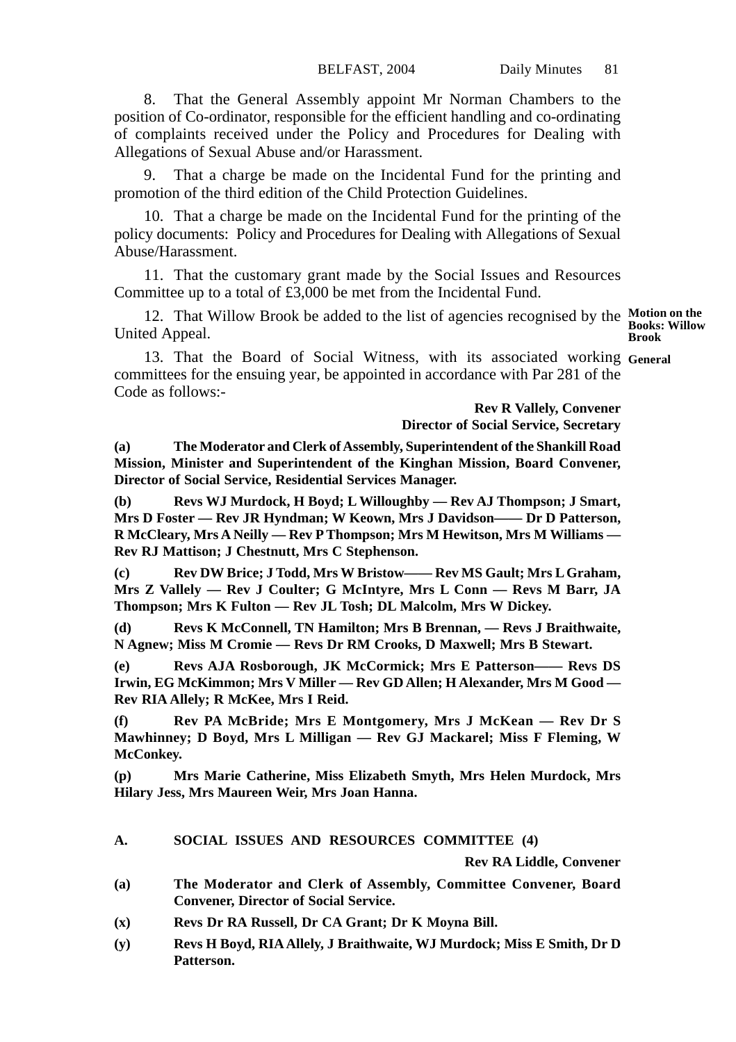8. That the General Assembly appoint Mr Norman Chambers to the position of Co-ordinator, responsible for the efficient handling and co-ordinating of complaints received under the Policy and Procedures for Dealing with Allegations of Sexual Abuse and/or Harassment.

9. That a charge be made on the Incidental Fund for the printing and promotion of the third edition of the Child Protection Guidelines.

10. That a charge be made on the Incidental Fund for the printing of the policy documents: Policy and Procedures for Dealing with Allegations of Sexual Abuse/Harassment.

11. That the customary grant made by the Social Issues and Resources Committee up to a total of £3,000 be met from the Incidental Fund.

**Motion on the Books: Willow Brook**

12. That Willow Brook be added to the list of agencies recognised by the United Appeal.

**General**

13. That the Board of Social Witness, with its associated working committees for the ensuing year, be appointed in accordance with Par 281 of the Code as follows:-

**Rev R Vallely, Convener**
**Director of Social Service, Secretary**

**(a)** **The Moderator and Clerk of Assembly, Superintendent of the Shankill Road Mission, Minister and Superintendent of the Kinghan Mission, Board Convener, Director of Social Service, Residential Services Manager.**

**(b)** **Revs WJ Murdock, H Boyd; L Willoughby — Rev AJ Thompson; J Smart, Mrs D Foster — Rev JR Hyndman; W Keown, Mrs J Davidson—— Dr D Patterson, R McCleary, Mrs A Neilly — Rev P Thompson; Mrs M Hewitson, Mrs M Williams — Rev RJ Mattison; J Chestnutt, Mrs C Stephenson.**

**(c)** **Rev DW Brice; J Todd, Mrs W Bristow—— Rev MS Gault; Mrs L Graham, Mrs Z Vallely — Rev J Coulter; G McIntyre, Mrs L Conn — Revs M Barr, JA Thompson; Mrs K Fulton — Rev JL Tosh; DL Malcolm, Mrs W Dickey.**

**(d)** **Revs K McConnell, TN Hamilton; Mrs B Brennan, — Revs J Braithwaite, N Agnew; Miss M Cromie — Revs Dr RM Crooks, D Maxwell; Mrs B Stewart.**

**(e)** **Revs AJA Rosborough, JK McCormick; Mrs E Patterson—— Revs DS Irwin, EG McKimmon; Mrs V Miller — Rev GD Allen; H Alexander, Mrs M Good — Rev RIA Allely; R McKee, Mrs I Reid.**

**(f)** **Rev PA McBride; Mrs E Montgomery, Mrs J McKean — Rev Dr S Mawhinney; D Boyd, Mrs L Milligan — Rev GJ Mackarel; Miss F Fleming, W McConkey.**

**(p)** **Mrs Marie Catherine, Miss Elizabeth Smyth, Mrs Helen Murdock, Mrs Hilary Jess, Mrs Maureen Weir, Mrs Joan Hanna.**

## A. SOCIAL ISSUES AND RESOURCES COMMITTEE (4)

**Rev RA Liddle, Convener**

**(a)** **The Moderator and Clerk of Assembly, Committee Convener, Board Convener, Director of Social Service.**

**(x)** **Revs Dr RA Russell, Dr CA Grant; Dr K Moyna Bill.**

**(y)** **Revs H Boyd, RIA Allely, J Braithwaite, WJ Murdock; Miss E Smith, Dr D Patterson.**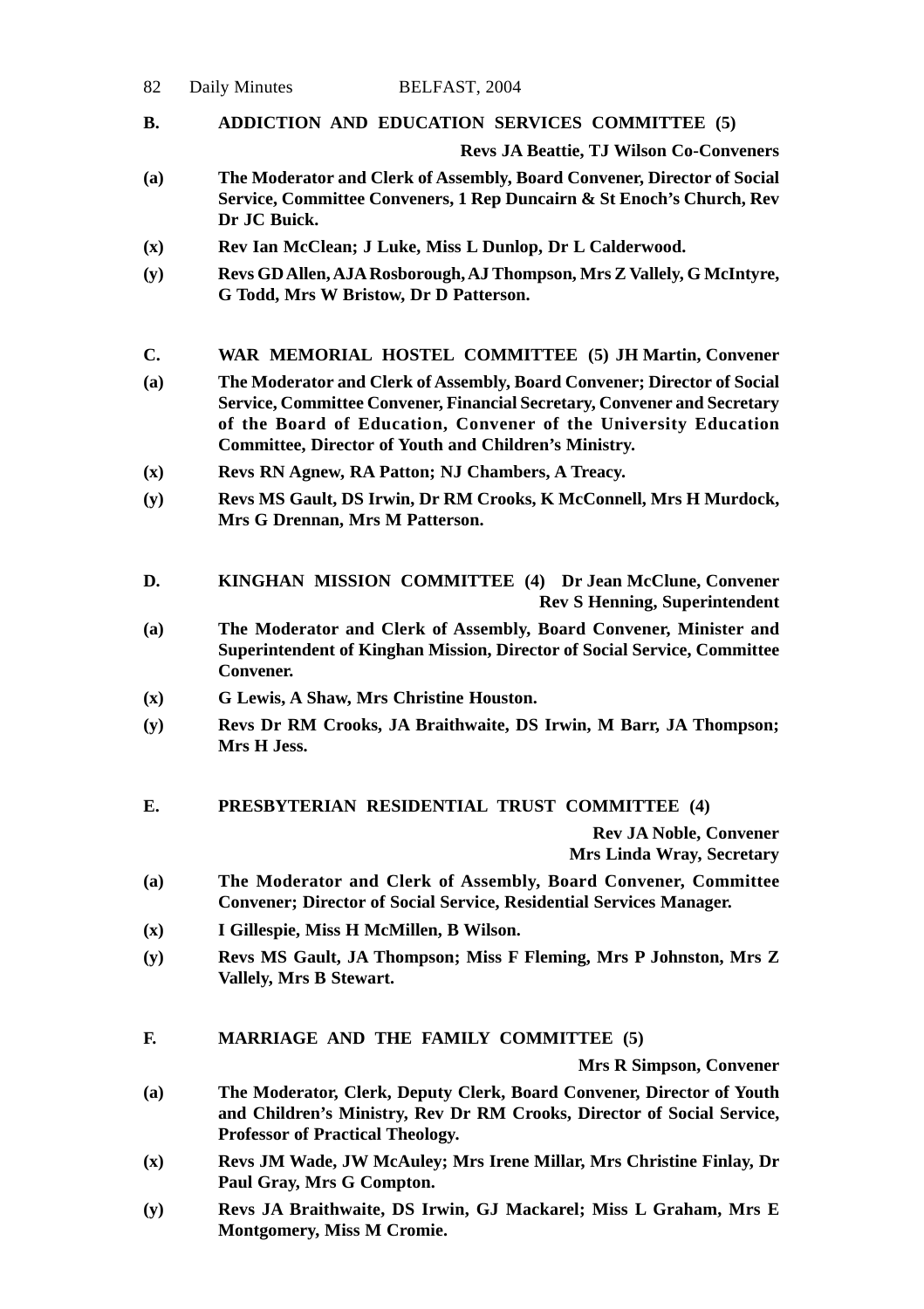**B. ADDICTION AND EDUCATION SERVICES COMMITTEE (5)**

**Revs JA Beattie, TJ Wilson Co-Conveners**

**(a)** **The Moderator and Clerk of Assembly, Board Convener, Director of Social Service, Committee Conveners, 1 Rep Duncairn & St Enoch's Church, Rev Dr JC Buick.**

**(x)** **Rev Ian McClean; J Luke, Miss L Dunlop, Dr L Calderwood.**

**(y)** **Revs GD Allen, AJA Rosborough, AJ Thompson, Mrs Z Vallely, G McIntyre, G Todd, Mrs W Bristow, Dr D Patterson.**

**C. WAR MEMORIAL HOSTEL COMMITTEE (5) JH Martin, Convener**

**(a)** **The Moderator and Clerk of Assembly, Board Convener; Director of Social Service, Committee Convener, Financial Secretary, Convener and Secretary of the Board of Education, Convener of the University Education Committee, Director of Youth and Children's Ministry.**

**(x)** **Revs RN Agnew, RA Patton; NJ Chambers, A Treacy.**

**(y)** **Revs MS Gault, DS Irwin, Dr RM Crooks, K McConnell, Mrs H Murdock, Mrs G Drennan, Mrs M Patterson.**

**D. KINGHAN MISSION COMMITTEE (4) Dr Jean McClune, Convener**

**Rev S Henning, Superintendent**

**(a)** **The Moderator and Clerk of Assembly, Board Convener, Minister and Superintendent of Kinghan Mission, Director of Social Service, Committee Convener.**

**(x)** **G Lewis, A Shaw, Mrs Christine Houston.**

**(y)** **Revs Dr RM Crooks, JA Braithwaite, DS Irwin, M Barr, JA Thompson; Mrs H Jess.**

**E. PRESBYTERIAN RESIDENTIAL TRUST COMMITTEE (4)**

**Rev JA Noble, Convener**
**Mrs Linda Wray, Secretary**

**(a)** **The Moderator and Clerk of Assembly, Board Convener, Committee Convener; Director of Social Service, Residential Services Manager.**

**(x)** **I Gillespie, Miss H McMillen, B Wilson.**

**(y)** **Revs MS Gault, JA Thompson; Miss F Fleming, Mrs P Johnston, Mrs Z Vallely, Mrs B Stewart.**

**F. MARRIAGE AND THE FAMILY COMMITTEE (5)**

**Mrs R Simpson, Convener**

**(a)** **The Moderator, Clerk, Deputy Clerk, Board Convener, Director of Youth and Children's Ministry, Rev Dr RM Crooks, Director of Social Service, Professor of Practical Theology.**

**(x)** **Revs JM Wade, JW McAuley; Mrs Irene Millar, Mrs Christine Finlay, Dr Paul Gray, Mrs G Compton.**

**(y)** **Revs JA Braithwaite, DS Irwin, GJ Mackarel; Miss L Graham, Mrs E Montgomery, Miss M Cromie.**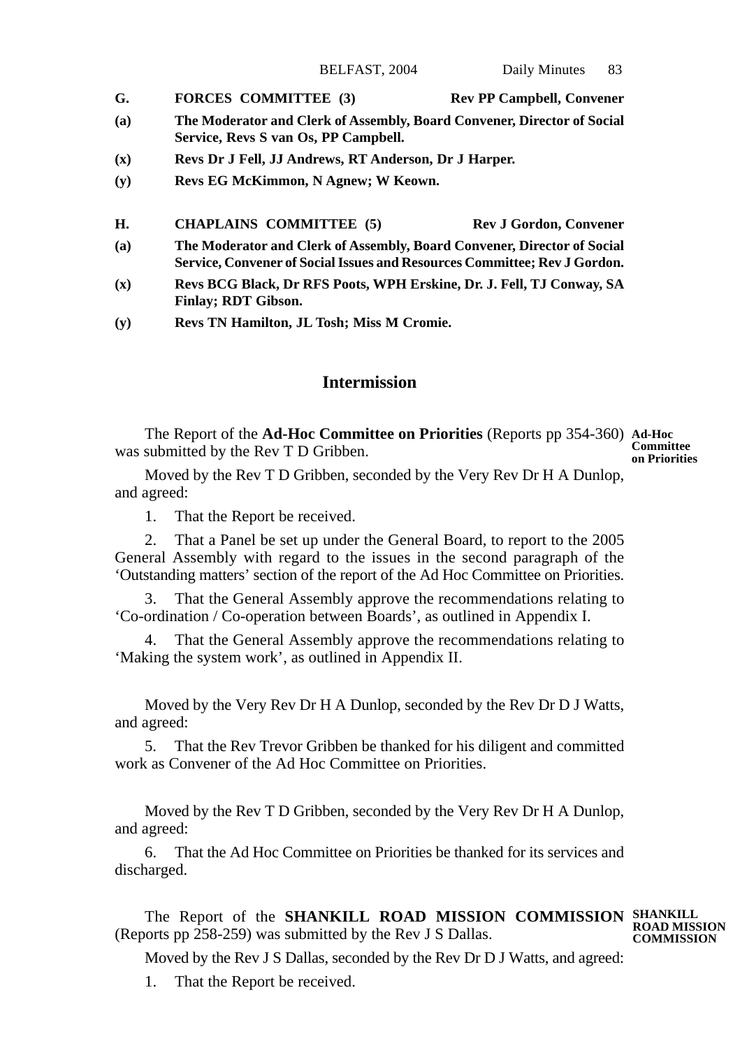**G. FORCES COMMITTEE (3) Rev PP Campbell, Convener**

**(a) The Moderator and Clerk of Assembly, Board Convener, Director of Social Service, Revs S van Os, PP Campbell.**

**(x) Revs Dr J Fell, JJ Andrews, RT Anderson, Dr J Harper.**

**(y) Revs EG McKimmon, N Agnew; W Keown.**

**H. CHAPLAINS COMMITTEE (5) Rev J Gordon, Convener**

**(a) The Moderator and Clerk of Assembly, Board Convener, Director of Social Service, Convener of Social Issues and Resources Committee; Rev J Gordon.**

**(x) Revs BCG Black, Dr RFS Poots, WPH Erskine, Dr. J. Fell, TJ Conway, SA Finlay; RDT Gibson.**

**(y) Revs TN Hamilton, JL Tosh; Miss M Cromie.**

## Intermission

**Ad-Hoc Committee on Priorities**

The Report of the **Ad-Hoc Committee on Priorities** (Reports pp 354-360) was submitted by the Rev T D Gribben.

Moved by the Rev T D Gribben, seconded by the Very Rev Dr H A Dunlop, and agreed:

1. That the Report be received.

2. That a Panel be set up under the General Board, to report to the 2005 General Assembly with regard to the issues in the second paragraph of the 'Outstanding matters' section of the report of the Ad Hoc Committee on Priorities.

3. That the General Assembly approve the recommendations relating to 'Co-ordination / Co-operation between Boards', as outlined in Appendix I.

4. That the General Assembly approve the recommendations relating to 'Making the system work', as outlined in Appendix II.

Moved by the Very Rev Dr H A Dunlop, seconded by the Rev Dr D J Watts, and agreed:

5. That the Rev Trevor Gribben be thanked for his diligent and committed work as Convener of the Ad Hoc Committee on Priorities.

Moved by the Rev T D Gribben, seconded by the Very Rev Dr H A Dunlop, and agreed:

6. That the Ad Hoc Committee on Priorities be thanked for its services and discharged.

**SHANKILL ROAD MISSION COMMISSION**

The Report of the **SHANKILL ROAD MISSION COMMISSION** (Reports pp 258-259) was submitted by the Rev J S Dallas.

Moved by the Rev J S Dallas, seconded by the Rev Dr D J Watts, and agreed:

1. That the Report be received.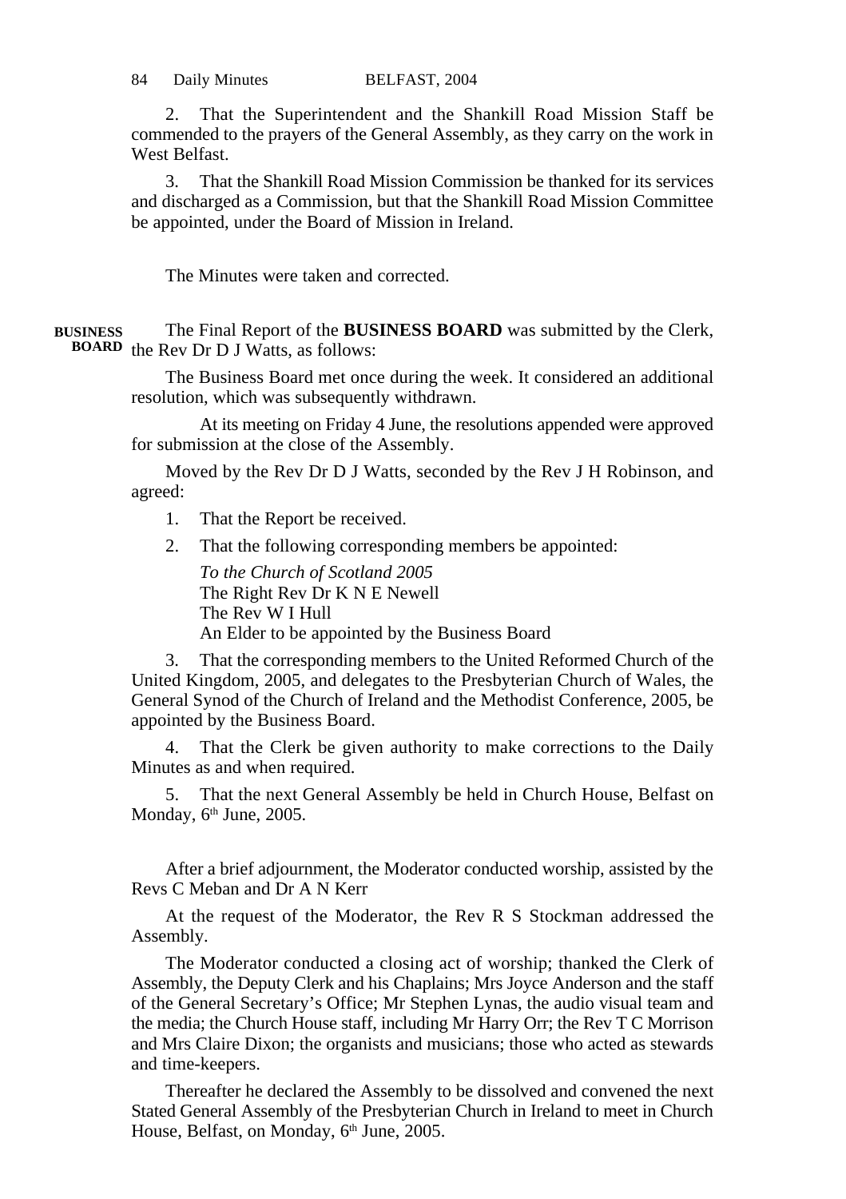2. That the Superintendent and the Shankill Road Mission Staff be commended to the prayers of the General Assembly, as they carry on the work in West Belfast.

3. That the Shankill Road Mission Commission be thanked for its services and discharged as a Commission, but that the Shankill Road Mission Committee be appointed, under the Board of Mission in Ireland.

The Minutes were taken and corrected.

**BUSINESS BOARD**

The Final Report of the **BUSINESS BOARD** was submitted by the Clerk, the Rev Dr D J Watts, as follows:

The Business Board met once during the week. It considered an additional resolution, which was subsequently withdrawn.

At its meeting on Friday 4 June, the resolutions appended were approved for submission at the close of the Assembly.

Moved by the Rev Dr D J Watts, seconded by the Rev J H Robinson, and agreed:

1. That the Report be received.

2. That the following corresponding members be appointed:

   *To the Church of Scotland 2005*
   The Right Rev Dr K N E Newell
   The Rev W I Hull
   An Elder to be appointed by the Business Board

3. That the corresponding members to the United Reformed Church of the United Kingdom, 2005, and delegates to the Presbyterian Church of Wales, the General Synod of the Church of Ireland and the Methodist Conference, 2005, be appointed by the Business Board.

4. That the Clerk be given authority to make corrections to the Daily Minutes as and when required.

5. That the next General Assembly be held in Church House, Belfast on Monday, 6th June, 2005.

After a brief adjournment, the Moderator conducted worship, assisted by the Revs C Meban and Dr A N Kerr

At the request of the Moderator, the Rev R S Stockman addressed the Assembly.

The Moderator conducted a closing act of worship; thanked the Clerk of Assembly, the Deputy Clerk and his Chaplains; Mrs Joyce Anderson and the staff of the General Secretary's Office; Mr Stephen Lynas, the audio visual team and the media; the Church House staff, including Mr Harry Orr; the Rev T C Morrison and Mrs Claire Dixon; the organists and musicians; those who acted as stewards and time-keepers.

Thereafter he declared the Assembly to be dissolved and convened the next Stated General Assembly of the Presbyterian Church in Ireland to meet in Church House, Belfast, on Monday, 6th June, 2005.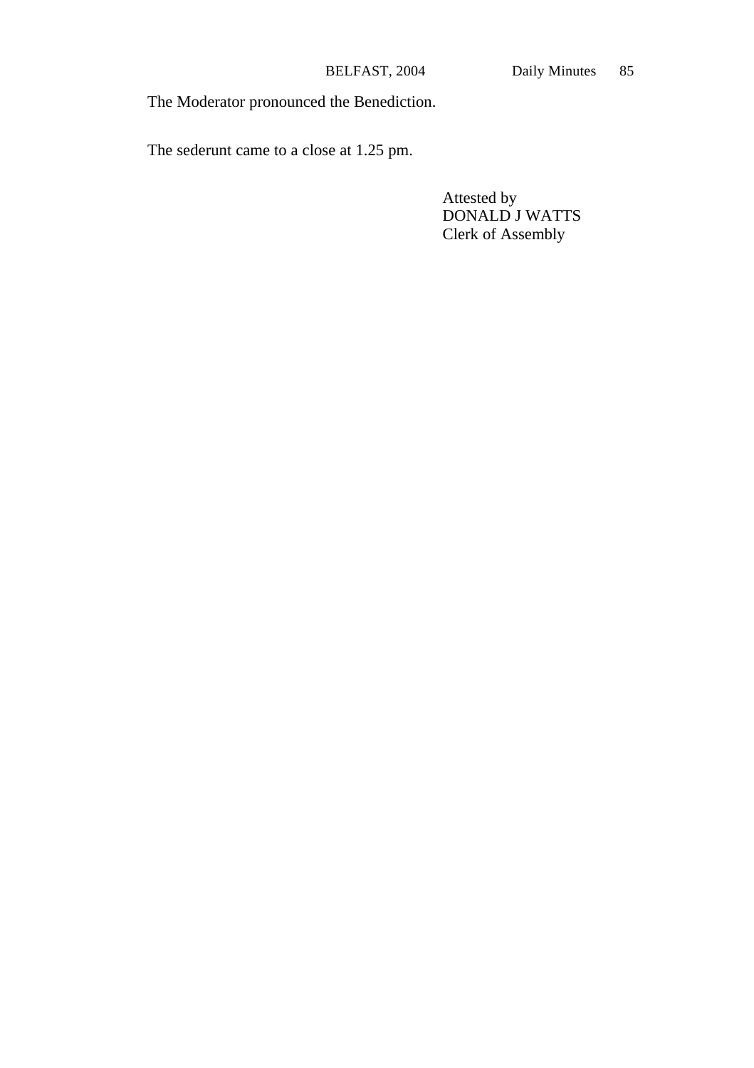The Moderator pronounced the Benediction.

The sederunt came to a close at 1.25 pm.

Attested by
DONALD J WATTS
Clerk of Assembly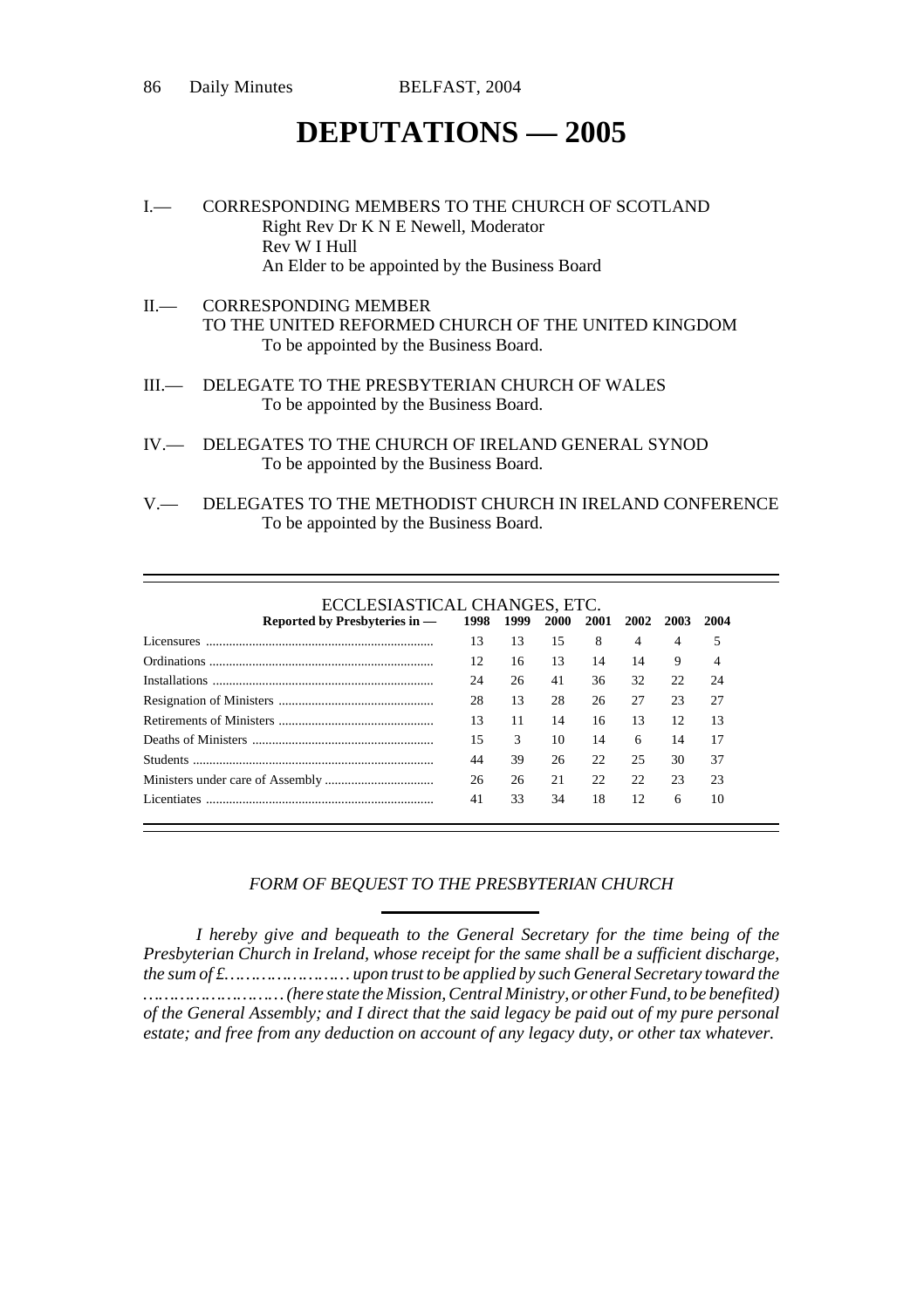# DEPUTATIONS — 2005

I.— CORRESPONDING MEMBERS TO THE CHURCH OF SCOTLAND
Right Rev Dr K N E Newell, Moderator
Rev W I Hull
An Elder to be appointed by the Business Board

II.— CORRESPONDING MEMBER
TO THE UNITED REFORMED CHURCH OF THE UNITED KINGDOM
To be appointed by the Business Board.

III.— DELEGATE TO THE PRESBYTERIAN CHURCH OF WALES
To be appointed by the Business Board.

IV.— DELEGATES TO THE CHURCH OF IRELAND GENERAL SYNOD
To be appointed by the Business Board.

V.— DELEGATES TO THE METHODIST CHURCH IN IRELAND CONFERENCE
To be appointed by the Business Board.

ECCLESIASTICAL CHANGES, ETC.

| Reported by Presbyteries in — | 1998 | 1999 | 2000 | 2001 | 2002 | 2003 | 2004 |
|---|---|---|---|---|---|---|---|
| Licensures | 13 | 13 | 15 | 8 | 4 | 4 | 5 |
| Ordinations | 12 | 16 | 13 | 14 | 14 | 9 | 4 |
| Installations | 24 | 26 | 41 | 36 | 32 | 22 | 24 |
| Resignation of Ministers | 28 | 13 | 28 | 26 | 27 | 23 | 27 |
| Retirements of Ministers | 13 | 11 | 14 | 16 | 13 | 12 | 13 |
| Deaths of Ministers | 15 | 3 | 10 | 14 | 6 | 14 | 17 |
| Students | 44 | 39 | 26 | 22 | 25 | 30 | 37 |
| Ministers under care of Assembly | 26 | 26 | 21 | 22 | 22 | 23 | 23 |
| Licentiates | 41 | 33 | 34 | 18 | 12 | 6 | 10 |

*FORM OF BEQUEST TO THE PRESBYTERIAN CHURCH*

*I hereby give and bequeath to the General Secretary for the time being of the Presbyterian Church in Ireland, whose receipt for the same shall be a sufficient discharge, the sum of £…………………… upon trust to be applied by such General Secretary toward the ……………………… (here state the Mission, Central Ministry, or other Fund, to be benefited) of the General Assembly; and I direct that the said legacy be paid out of my pure personal estate; and free from any deduction on account of any legacy duty, or other tax whatever.*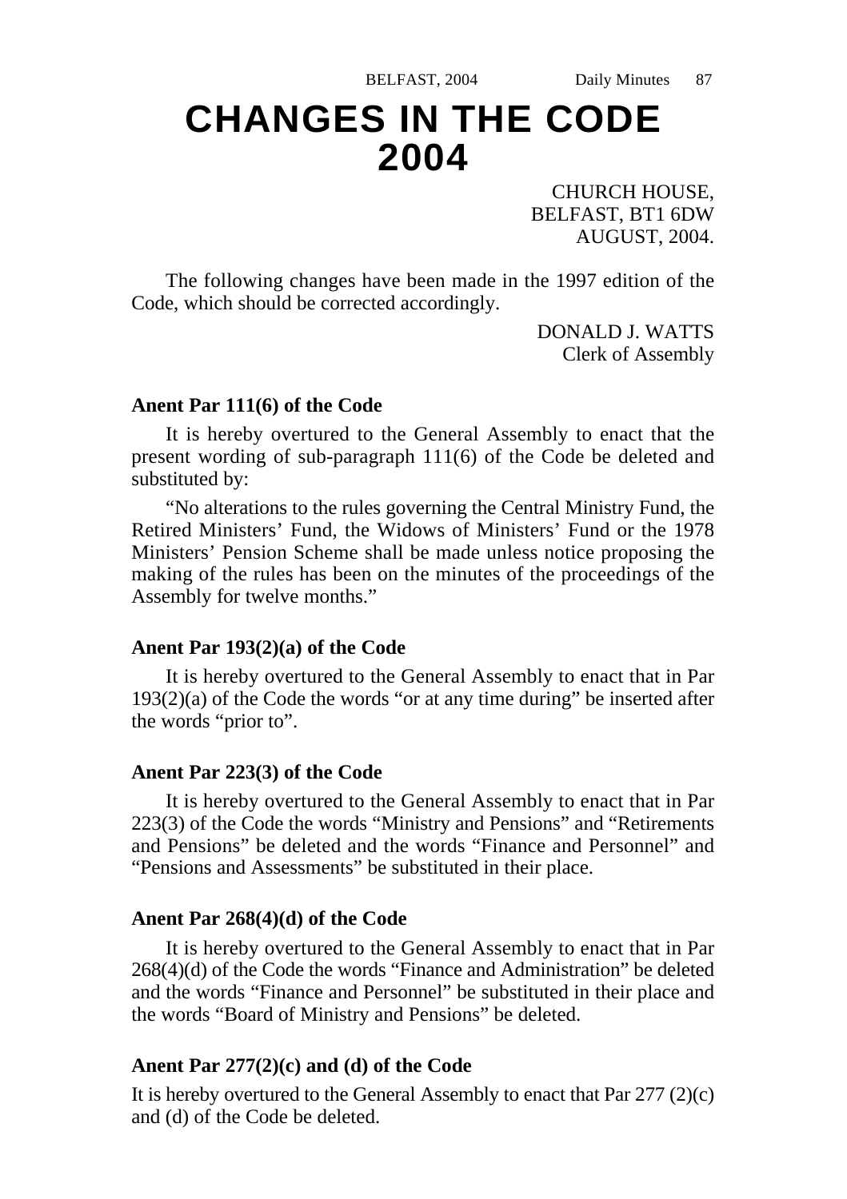# CHANGES IN THE CODE 2004

CHURCH HOUSE,
BELFAST, BT1 6DW
AUGUST, 2004.

The following changes have been made in the 1997 edition of the Code, which should be corrected accordingly.

DONALD J. WATTS
Clerk of Assembly

**Anent Par 111(6) of the Code**

It is hereby overtured to the General Assembly to enact that the present wording of sub-paragraph 111(6) of the Code be deleted and substituted by:

"No alterations to the rules governing the Central Ministry Fund, the Retired Ministers' Fund, the Widows of Ministers' Fund or the 1978 Ministers' Pension Scheme shall be made unless notice proposing the making of the rules has been on the minutes of the proceedings of the Assembly for twelve months."

**Anent Par 193(2)(a) of the Code**

It is hereby overtured to the General Assembly to enact that in Par 193(2)(a) of the Code the words "or at any time during" be inserted after the words "prior to".

**Anent Par 223(3) of the Code**

It is hereby overtured to the General Assembly to enact that in Par 223(3) of the Code the words "Ministry and Pensions" and "Retirements and Pensions" be deleted and the words "Finance and Personnel" and "Pensions and Assessments" be substituted in their place.

**Anent Par 268(4)(d) of the Code**

It is hereby overtured to the General Assembly to enact that in Par 268(4)(d) of the Code the words "Finance and Administration" be deleted and the words "Finance and Personnel" be substituted in their place and the words "Board of Ministry and Pensions" be deleted.

**Anent Par 277(2)(c) and (d) of the Code**

It is hereby overtured to the General Assembly to enact that Par 277 (2)(c) and (d) of the Code be deleted.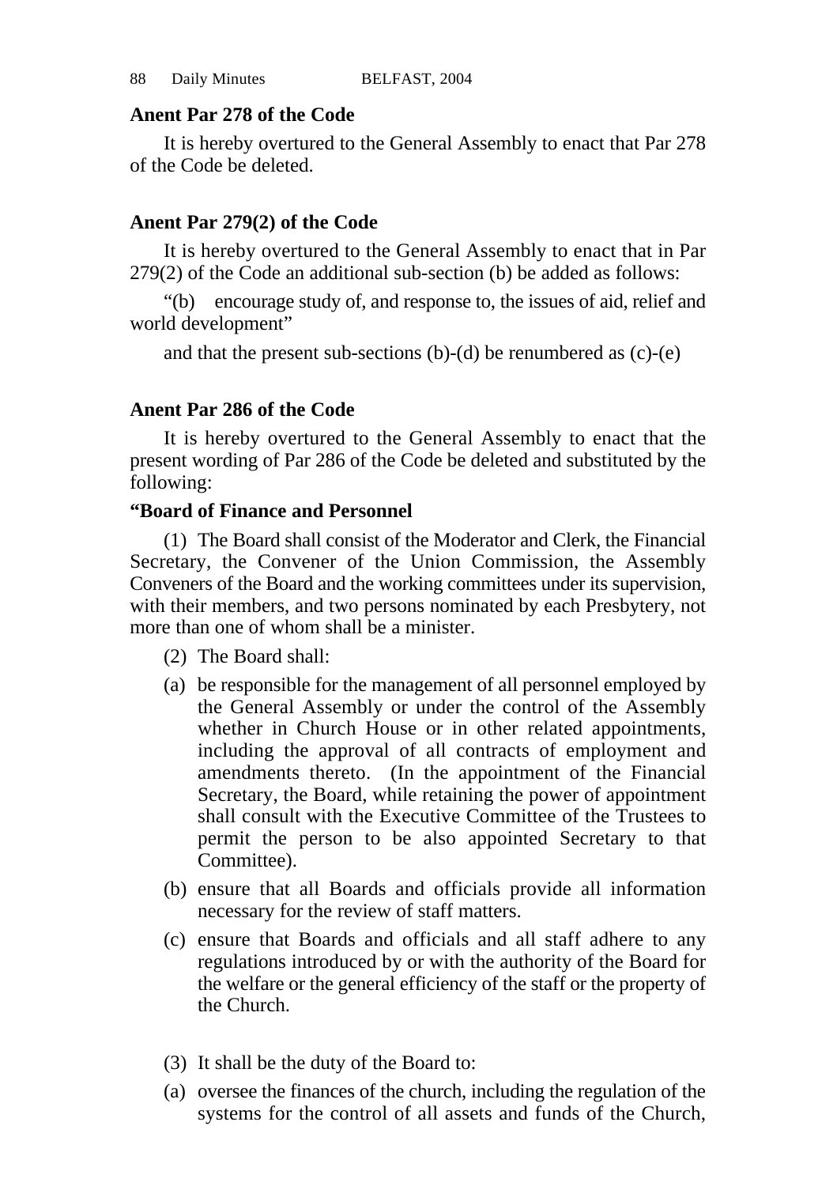**Anent Par 278 of the Code**

It is hereby overtured to the General Assembly to enact that Par 278 of the Code be deleted.

**Anent Par 279(2) of the Code**

It is hereby overtured to the General Assembly to enact that in Par 279(2) of the Code an additional sub-section (b) be added as follows:

"(b) encourage study of, and response to, the issues of aid, relief and world development"

and that the present sub-sections (b)-(d) be renumbered as (c)-(e)

**Anent Par 286 of the Code**

It is hereby overtured to the General Assembly to enact that the present wording of Par 286 of the Code be deleted and substituted by the following:

**"Board of Finance and Personnel**

(1) The Board shall consist of the Moderator and Clerk, the Financial Secretary, the Convener of the Union Commission, the Assembly Conveners of the Board and the working committees under its supervision, with their members, and two persons nominated by each Presbytery, not more than one of whom shall be a minister.

(2) The Board shall:

(a) be responsible for the management of all personnel employed by the General Assembly or under the control of the Assembly whether in Church House or in other related appointments, including the approval of all contracts of employment and amendments thereto. (In the appointment of the Financial Secretary, the Board, while retaining the power of appointment shall consult with the Executive Committee of the Trustees to permit the person to be also appointed Secretary to that Committee).

(b) ensure that all Boards and officials provide all information necessary for the review of staff matters.

(c) ensure that Boards and officials and all staff adhere to any regulations introduced by or with the authority of the Board for the welfare or the general efficiency of the staff or the property of the Church.

(3) It shall be the duty of the Board to:

(a) oversee the finances of the church, including the regulation of the systems for the control of all assets and funds of the Church,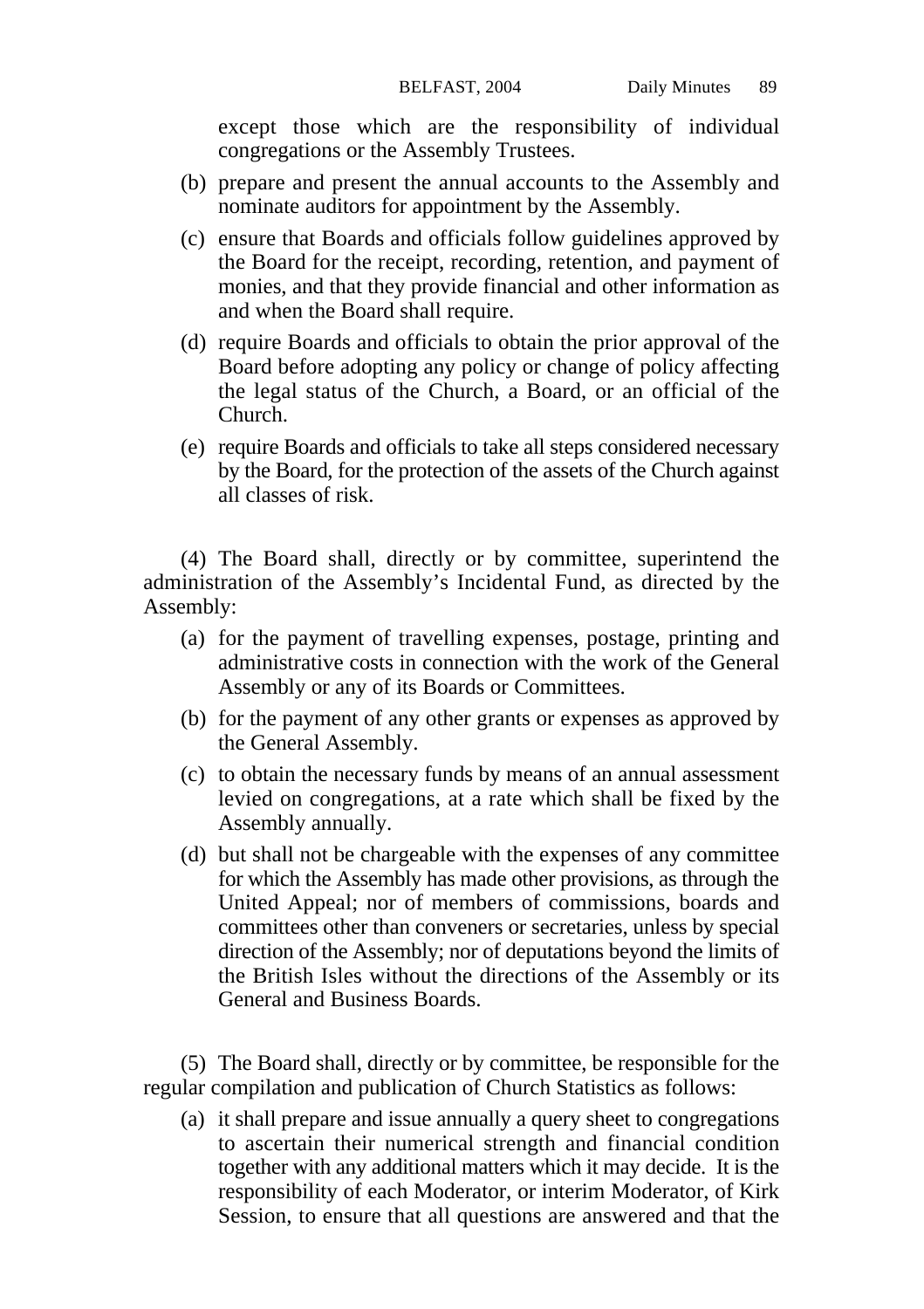except those which are the responsibility of individual congregations or the Assembly Trustees.

(b) prepare and present the annual accounts to the Assembly and nominate auditors for appointment by the Assembly.

(c) ensure that Boards and officials follow guidelines approved by the Board for the receipt, recording, retention, and payment of monies, and that they provide financial and other information as and when the Board shall require.

(d) require Boards and officials to obtain the prior approval of the Board before adopting any policy or change of policy affecting the legal status of the Church, a Board, or an official of the Church.

(e) require Boards and officials to take all steps considered necessary by the Board, for the protection of the assets of the Church against all classes of risk.

(4) The Board shall, directly or by committee, superintend the administration of the Assembly's Incidental Fund, as directed by the Assembly:

(a) for the payment of travelling expenses, postage, printing and administrative costs in connection with the work of the General Assembly or any of its Boards or Committees.

(b) for the payment of any other grants or expenses as approved by the General Assembly.

(c) to obtain the necessary funds by means of an annual assessment levied on congregations, at a rate which shall be fixed by the Assembly annually.

(d) but shall not be chargeable with the expenses of any committee for which the Assembly has made other provisions, as through the United Appeal; nor of members of commissions, boards and committees other than conveners or secretaries, unless by special direction of the Assembly; nor of deputations beyond the limits of the British Isles without the directions of the Assembly or its General and Business Boards.

(5) The Board shall, directly or by committee, be responsible for the regular compilation and publication of Church Statistics as follows:

(a) it shall prepare and issue annually a query sheet to congregations to ascertain their numerical strength and financial condition together with any additional matters which it may decide. It is the responsibility of each Moderator, or interim Moderator, of Kirk Session, to ensure that all questions are answered and that the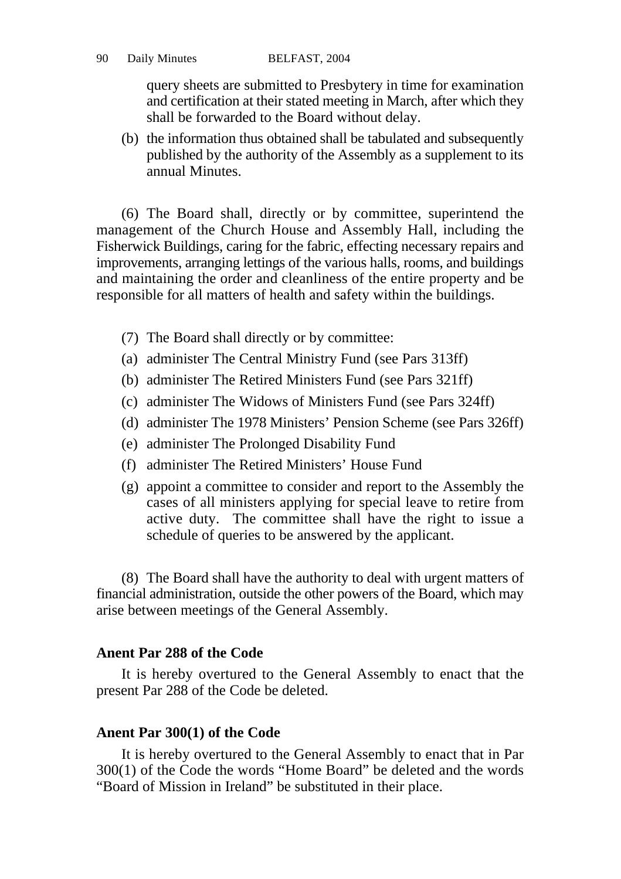query sheets are submitted to Presbytery in time for examination and certification at their stated meeting in March, after which they shall be forwarded to the Board without delay.

(b) the information thus obtained shall be tabulated and subsequently published by the authority of the Assembly as a supplement to its annual Minutes.

(6) The Board shall, directly or by committee, superintend the management of the Church House and Assembly Hall, including the Fisherwick Buildings, caring for the fabric, effecting necessary repairs and improvements, arranging lettings of the various halls, rooms, and buildings and maintaining the order and cleanliness of the entire property and be responsible for all matters of health and safety within the buildings.

(7) The Board shall directly or by committee:

(a) administer The Central Ministry Fund (see Pars 313ff)

(b) administer The Retired Ministers Fund (see Pars 321ff)

(c) administer The Widows of Ministers Fund (see Pars 324ff)

(d) administer The 1978 Ministers' Pension Scheme (see Pars 326ff)

(e) administer The Prolonged Disability Fund

(f) administer The Retired Ministers' House Fund

(g) appoint a committee to consider and report to the Assembly the cases of all ministers applying for special leave to retire from active duty. The committee shall have the right to issue a schedule of queries to be answered by the applicant.

(8) The Board shall have the authority to deal with urgent matters of financial administration, outside the other powers of the Board, which may arise between meetings of the General Assembly.

**Anent Par 288 of the Code**

It is hereby overtured to the General Assembly to enact that the present Par 288 of the Code be deleted.

**Anent Par 300(1) of the Code**

It is hereby overtured to the General Assembly to enact that in Par 300(1) of the Code the words "Home Board" be deleted and the words "Board of Mission in Ireland" be substituted in their place.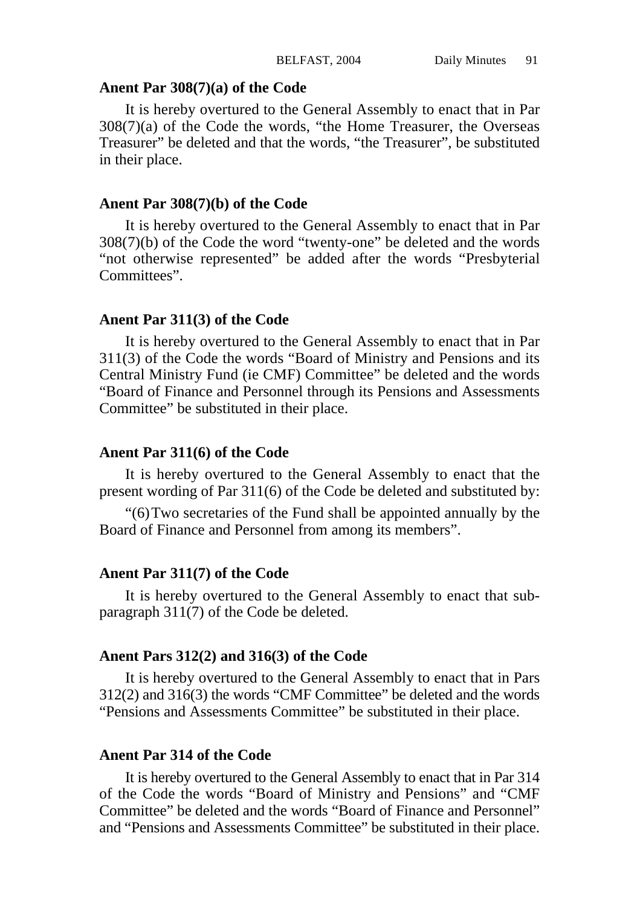**Anent Par 308(7)(a) of the Code**

It is hereby overtured to the General Assembly to enact that in Par 308(7)(a) of the Code the words, "the Home Treasurer, the Overseas Treasurer" be deleted and that the words, "the Treasurer", be substituted in their place.

**Anent Par 308(7)(b) of the Code**

It is hereby overtured to the General Assembly to enact that in Par 308(7)(b) of the Code the word "twenty-one" be deleted and the words "not otherwise represented" be added after the words "Presbyterial Committees".

**Anent Par 311(3) of the Code**

It is hereby overtured to the General Assembly to enact that in Par 311(3) of the Code the words "Board of Ministry and Pensions and its Central Ministry Fund (ie CMF) Committee" be deleted and the words "Board of Finance and Personnel through its Pensions and Assessments Committee" be substituted in their place.

**Anent Par 311(6) of the Code**

It is hereby overtured to the General Assembly to enact that the present wording of Par 311(6) of the Code be deleted and substituted by:

"(6) Two secretaries of the Fund shall be appointed annually by the Board of Finance and Personnel from among its members".

**Anent Par 311(7) of the Code**

It is hereby overtured to the General Assembly to enact that sub-paragraph 311(7) of the Code be deleted.

**Anent Pars 312(2) and 316(3) of the Code**

It is hereby overtured to the General Assembly to enact that in Pars 312(2) and 316(3) the words "CMF Committee" be deleted and the words "Pensions and Assessments Committee" be substituted in their place.

**Anent Par 314 of the Code**

It is hereby overtured to the General Assembly to enact that in Par 314 of the Code the words "Board of Ministry and Pensions" and "CMF Committee" be deleted and the words "Board of Finance and Personnel" and "Pensions and Assessments Committee" be substituted in their place.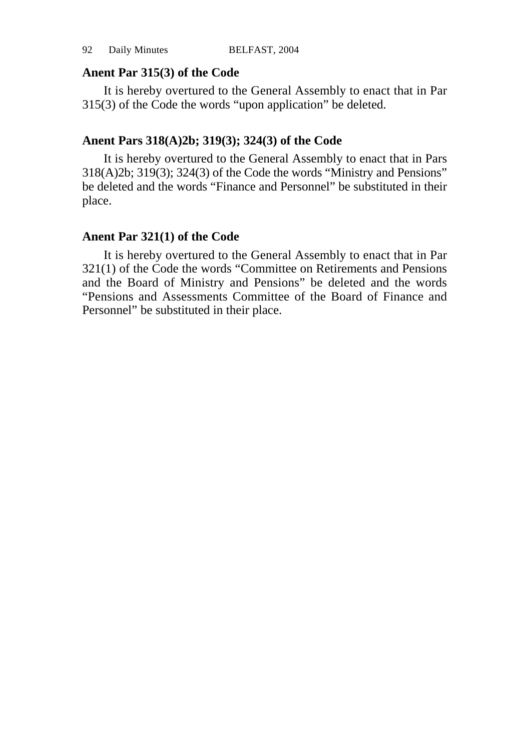**Anent Par 315(3) of the Code**

It is hereby overtured to the General Assembly to enact that in Par 315(3) of the Code the words "upon application" be deleted.

**Anent Pars 318(A)2b; 319(3); 324(3) of the Code**

It is hereby overtured to the General Assembly to enact that in Pars 318(A)2b; 319(3); 324(3) of the Code the words "Ministry and Pensions" be deleted and the words "Finance and Personnel" be substituted in their place.

**Anent Par 321(1) of the Code**

It is hereby overtured to the General Assembly to enact that in Par 321(1) of the Code the words "Committee on Retirements and Pensions and the Board of Ministry and Pensions" be deleted and the words "Pensions and Assessments Committee of the Board of Finance and Personnel" be substituted in their place.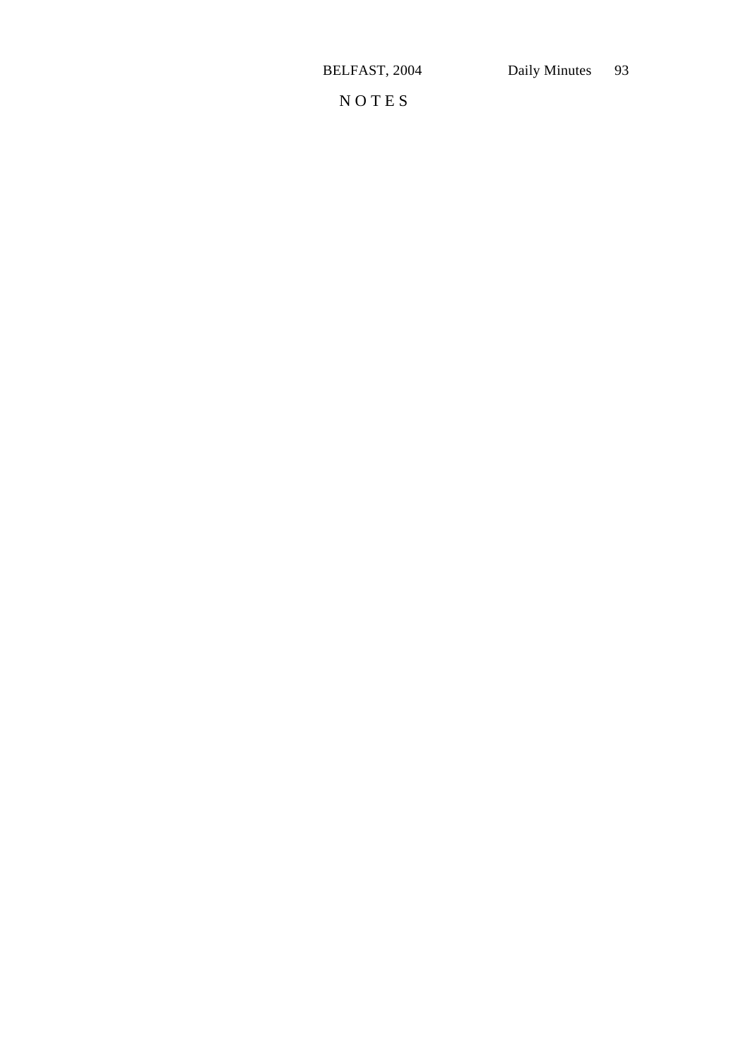# NOTES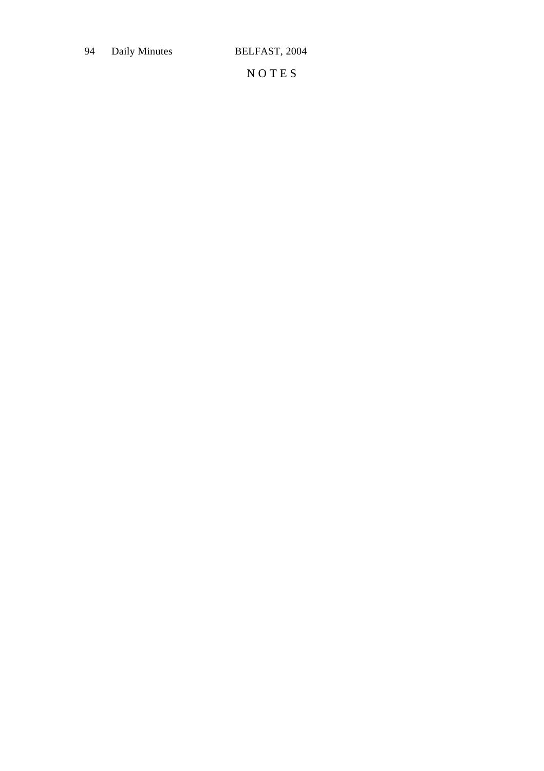# NOTES